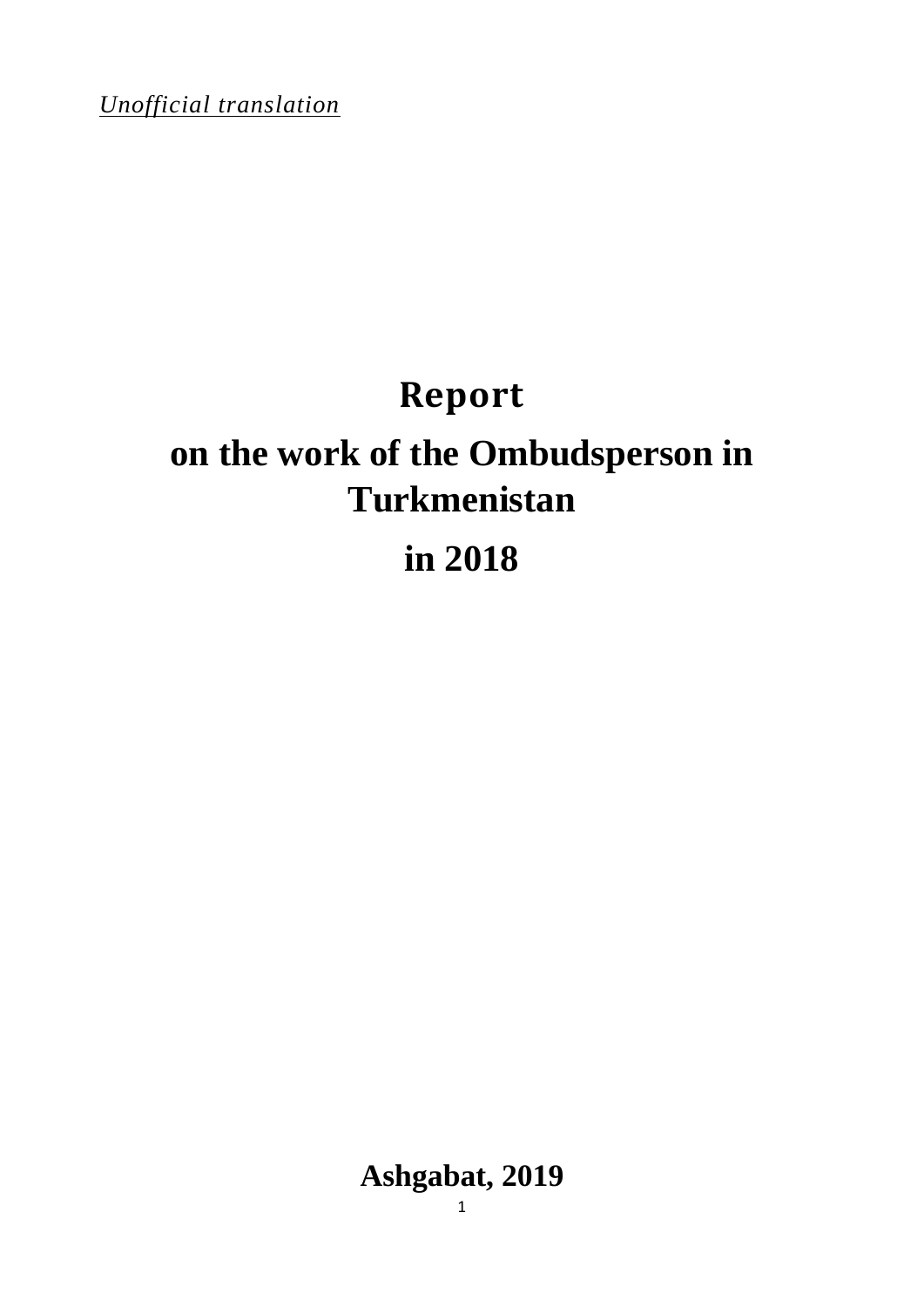*Unofficial translation*

# Report

# on the work of the Ombudsperson in Turkmenistan

# in 2018

**Ashgabat, 2019**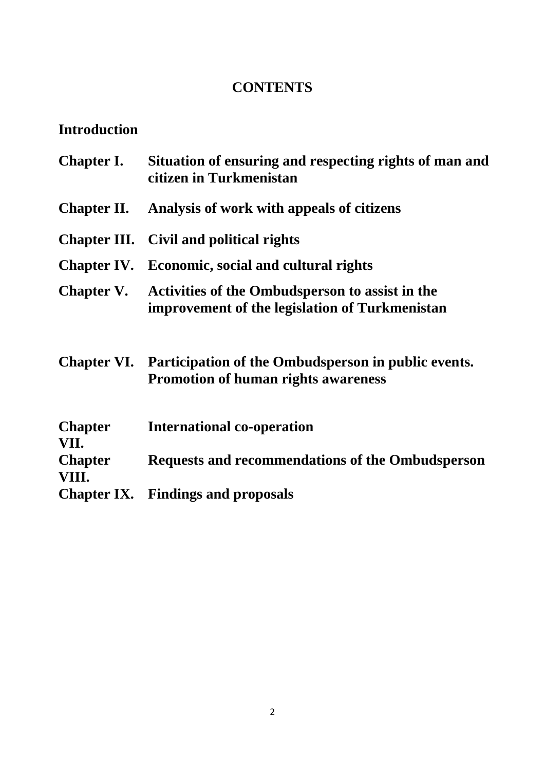# CONTENTS

**Introduction**

| | |
|---|---|
| **Chapter I.** | **Situation of ensuring and respecting rights of man and citizen in Turkmenistan** |
| **Chapter II.** | **Analysis of work with appeals of citizens** |
| **Chapter III.** | **Civil and political rights** |
| **Chapter IV.** | **Economic, social and cultural rights** |
| **Chapter V.** | **Activities of the Ombudsperson to assist in the improvement of the legislation of Turkmenistan** |
| **Chapter VI.** | **Participation of the Ombudsperson in public events. Promotion of human rights awareness** |
| **Chapter VII.** | **International co-operation** |
| **Chapter VIII.** | **Requests and recommendations of the Ombudsperson** |
| **Chapter IX.** | **Findings and proposals** |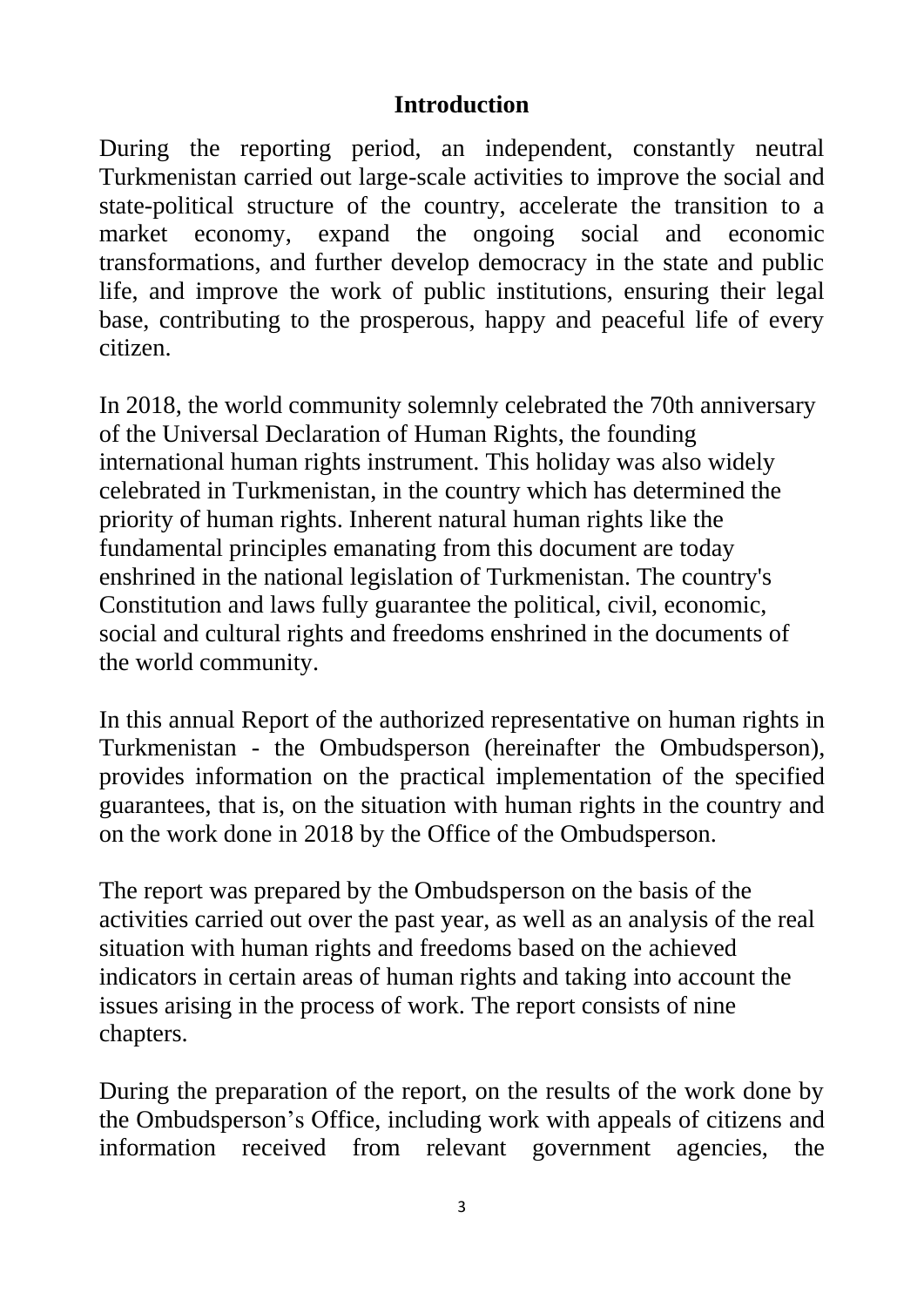## Introduction

During the reporting period, an independent, constantly neutral Turkmenistan carried out large-scale activities to improve the social and state-political structure of the country, accelerate the transition to a market economy, expand the ongoing social and economic transformations, and further develop democracy in the state and public life, and improve the work of public institutions, ensuring their legal base, contributing to the prosperous, happy and peaceful life of every citizen.

In 2018, the world community solemnly celebrated the 70th anniversary of the Universal Declaration of Human Rights, the founding international human rights instrument. This holiday was also widely celebrated in Turkmenistan, in the country which has determined the priority of human rights. Inherent natural human rights like the fundamental principles emanating from this document are today enshrined in the national legislation of Turkmenistan. The country's Constitution and laws fully guarantee the political, civil, economic, social and cultural rights and freedoms enshrined in the documents of the world community.

In this annual Report of the authorized representative on human rights in Turkmenistan - the Ombudsperson (hereinafter the Ombudsperson), provides information on the practical implementation of the specified guarantees, that is, on the situation with human rights in the country and on the work done in 2018 by the Office of the Ombudsperson.

The report was prepared by the Ombudsperson on the basis of the activities carried out over the past year, as well as an analysis of the real situation with human rights and freedoms based on the achieved indicators in certain areas of human rights and taking into account the issues arising in the process of work. The report consists of nine chapters.

During the preparation of the report, on the results of the work done by the Ombudsperson's Office, including work with appeals of citizens and information received from relevant government agencies, the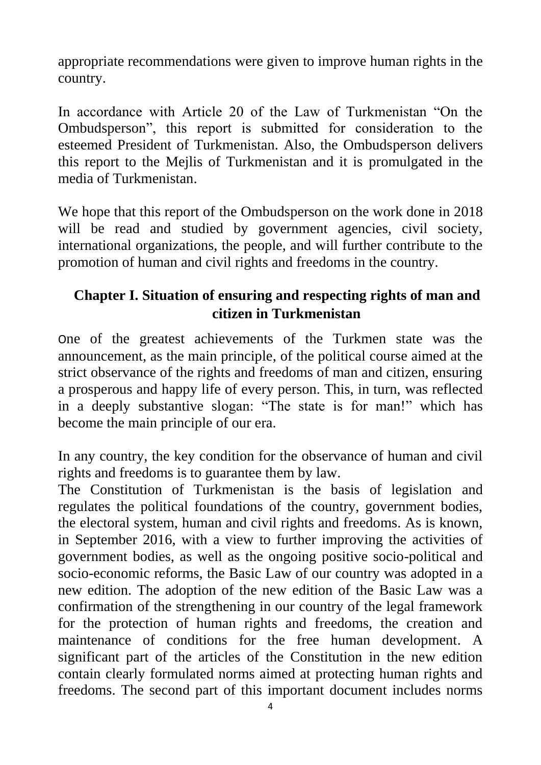appropriate recommendations were given to improve human rights in the country.

In accordance with Article 20 of the Law of Turkmenistan "On the Ombudsperson", this report is submitted for consideration to the esteemed President of Turkmenistan. Also, the Ombudsperson delivers this report to the Mejlis of Turkmenistan and it is promulgated in the media of Turkmenistan.

We hope that this report of the Ombudsperson on the work done in 2018 will be read and studied by government agencies, civil society, international organizations, the people, and will further contribute to the promotion of human and civil rights and freedoms in the country.

## Chapter I. Situation of ensuring and respecting rights of man and citizen in Turkmenistan

One of the greatest achievements of the Turkmen state was the announcement, as the main principle, of the political course aimed at the strict observance of the rights and freedoms of man and citizen, ensuring a prosperous and happy life of every person. This, in turn, was reflected in a deeply substantive slogan: "The state is for man!" which has become the main principle of our era.

In any country, the key condition for the observance of human and civil rights and freedoms is to guarantee them by law.

The Constitution of Turkmenistan is the basis of legislation and regulates the political foundations of the country, government bodies, the electoral system, human and civil rights and freedoms. As is known, in September 2016, with a view to further improving the activities of government bodies, as well as the ongoing positive socio-political and socio-economic reforms, the Basic Law of our country was adopted in a new edition. The adoption of the new edition of the Basic Law was a confirmation of the strengthening in our country of the legal framework for the protection of human rights and freedoms, the creation and maintenance of conditions for the free human development. A significant part of the articles of the Constitution in the new edition contain clearly formulated norms aimed at protecting human rights and freedoms. The second part of this important document includes norms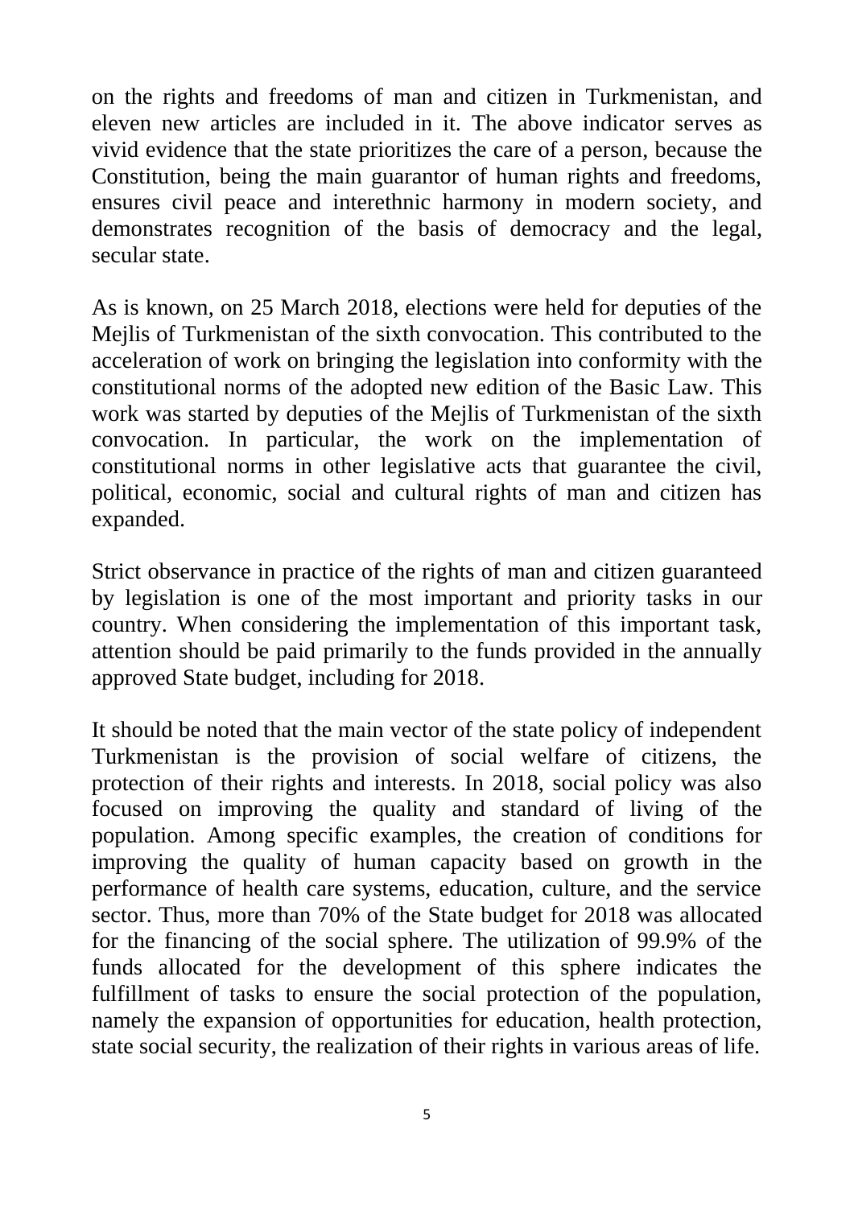on the rights and freedoms of man and citizen in Turkmenistan, and eleven new articles are included in it. The above indicator serves as vivid evidence that the state prioritizes the care of a person, because the Constitution, being the main guarantor of human rights and freedoms, ensures civil peace and interethnic harmony in modern society, and demonstrates recognition of the basis of democracy and the legal, secular state.

As is known, on 25 March 2018, elections were held for deputies of the Mejlis of Turkmenistan of the sixth convocation. This contributed to the acceleration of work on bringing the legislation into conformity with the constitutional norms of the adopted new edition of the Basic Law. This work was started by deputies of the Mejlis of Turkmenistan of the sixth convocation. In particular, the work on the implementation of constitutional norms in other legislative acts that guarantee the civil, political, economic, social and cultural rights of man and citizen has expanded.

Strict observance in practice of the rights of man and citizen guaranteed by legislation is one of the most important and priority tasks in our country. When considering the implementation of this important task, attention should be paid primarily to the funds provided in the annually approved State budget, including for 2018.

It should be noted that the main vector of the state policy of independent Turkmenistan is the provision of social welfare of citizens, the protection of their rights and interests. In 2018, social policy was also focused on improving the quality and standard of living of the population. Among specific examples, the creation of conditions for improving the quality of human capacity based on growth in the performance of health care systems, education, culture, and the service sector. Thus, more than 70% of the State budget for 2018 was allocated for the financing of the social sphere. The utilization of 99.9% of the funds allocated for the development of this sphere indicates the fulfillment of tasks to ensure the social protection of the population, namely the expansion of opportunities for education, health protection, state social security, the realization of their rights in various areas of life.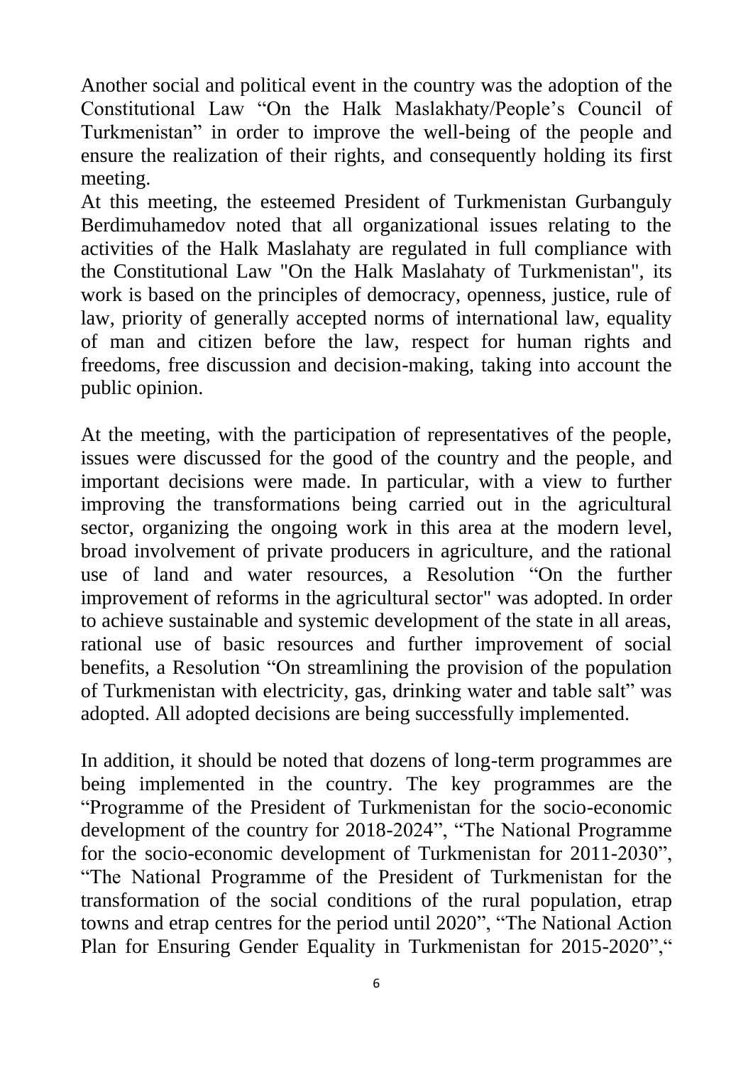Another social and political event in the country was the adoption of the Constitutional Law "On the Halk Maslakhaty/People's Council of Turkmenistan" in order to improve the well-being of the people and ensure the realization of their rights, and consequently holding its first meeting.
At this meeting, the esteemed President of Turkmenistan Gurbanguly Berdimuhamedov noted that all organizational issues relating to the activities of the Halk Maslahaty are regulated in full compliance with the Constitutional Law "On the Halk Maslahaty of Turkmenistan", its work is based on the principles of democracy, openness, justice, rule of law, priority of generally accepted norms of international law, equality of man and citizen before the law, respect for human rights and freedoms, free discussion and decision-making, taking into account the public opinion.

At the meeting, with the participation of representatives of the people, issues were discussed for the good of the country and the people, and important decisions were made. In particular, with a view to further improving the transformations being carried out in the agricultural sector, organizing the ongoing work in this area at the modern level, broad involvement of private producers in agriculture, and the rational use of land and water resources, a Resolution "On the further improvement of reforms in the agricultural sector" was adopted. In order to achieve sustainable and systemic development of the state in all areas, rational use of basic resources and further improvement of social benefits, a Resolution "On streamlining the provision of the population of Turkmenistan with electricity, gas, drinking water and table salt" was adopted. All adopted decisions are being successfully implemented.

In addition, it should be noted that dozens of long-term programmes are being implemented in the country. The key programmes are the "Programme of the President of Turkmenistan for the socio-economic development of the country for 2018-2024", "The National Programme for the socio-economic development of Turkmenistan for 2011-2030", "The National Programme of the President of Turkmenistan for the transformation of the social conditions of the rural population, etrap towns and etrap centres for the period until 2020", "The National Action Plan for Ensuring Gender Equality in Turkmenistan for 2015-2020","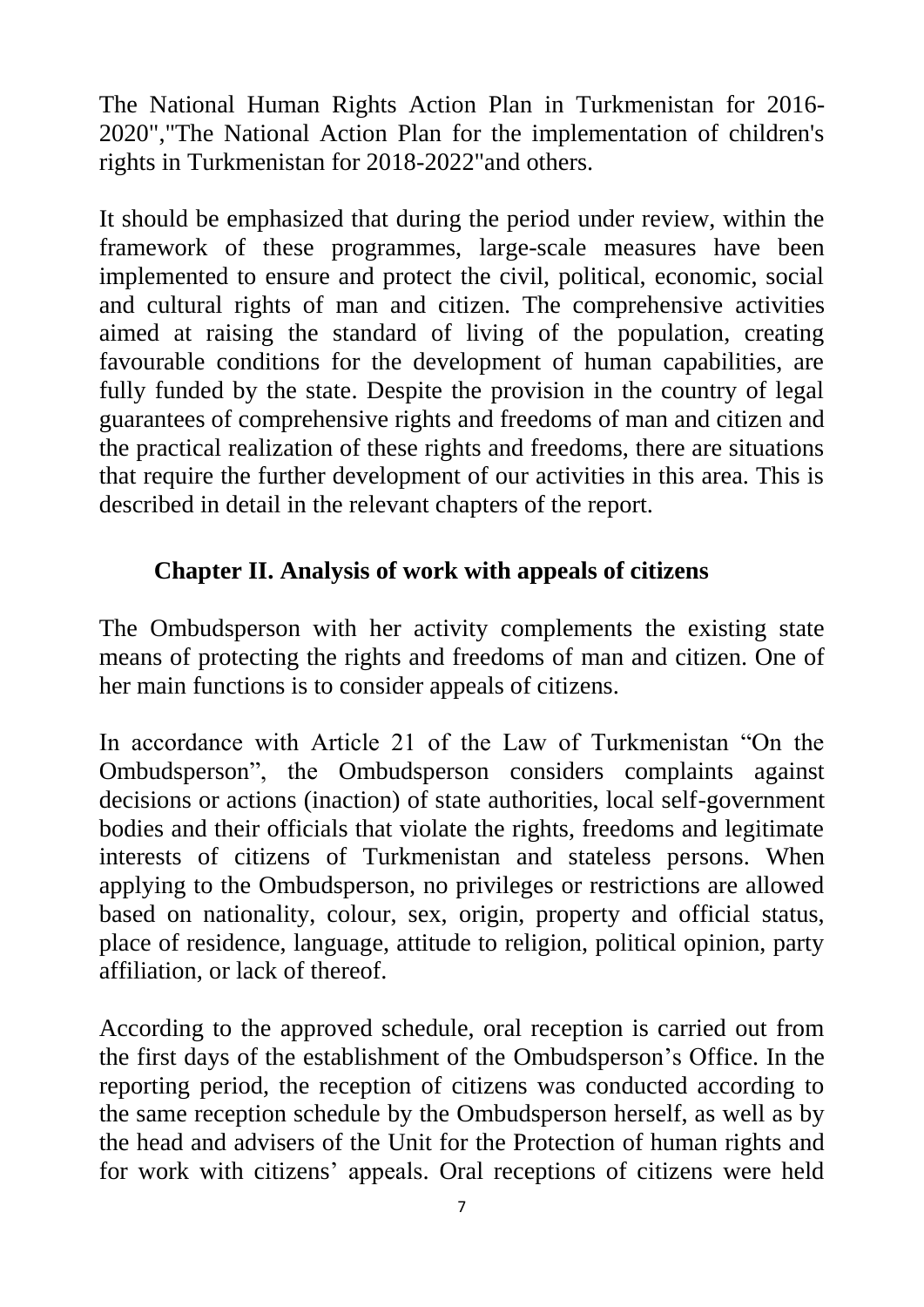The National Human Rights Action Plan in Turkmenistan for 2016-2020","The National Action Plan for the implementation of children's rights in Turkmenistan for 2018-2022"and others.

It should be emphasized that during the period under review, within the framework of these programmes, large-scale measures have been implemented to ensure and protect the civil, political, economic, social and cultural rights of man and citizen. The comprehensive activities aimed at raising the standard of living of the population, creating favourable conditions for the development of human capabilities, are fully funded by the state. Despite the provision in the country of legal guarantees of comprehensive rights and freedoms of man and citizen and the practical realization of these rights and freedoms, there are situations that require the further development of our activities in this area. This is described in detail in the relevant chapters of the report.

## Chapter II. Analysis of work with appeals of citizens

The Ombudsperson with her activity complements the existing state means of protecting the rights and freedoms of man and citizen. One of her main functions is to consider appeals of citizens.

In accordance with Article 21 of the Law of Turkmenistan "On the Ombudsperson", the Ombudsperson considers complaints against decisions or actions (inaction) of state authorities, local self-government bodies and their officials that violate the rights, freedoms and legitimate interests of citizens of Turkmenistan and stateless persons. When applying to the Ombudsperson, no privileges or restrictions are allowed based on nationality, colour, sex, origin, property and official status, place of residence, language, attitude to religion, political opinion, party affiliation, or lack of thereof.

According to the approved schedule, oral reception is carried out from the first days of the establishment of the Ombudsperson's Office. In the reporting period, the reception of citizens was conducted according to the same reception schedule by the Ombudsperson herself, as well as by the head and advisers of the Unit for the Protection of human rights and for work with citizens' appeals. Oral receptions of citizens were held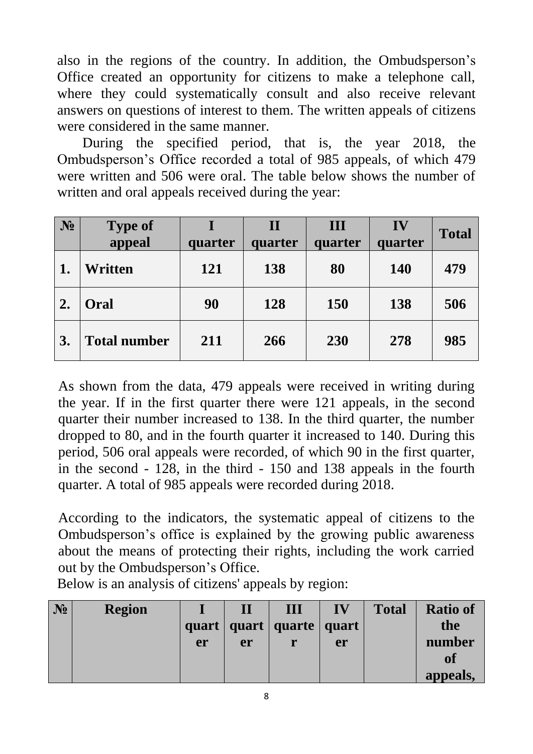also in the regions of the country. In addition, the Ombudsperson's Office created an opportunity for citizens to make a telephone call, where they could systematically consult and also receive relevant answers on questions of interest to them. The written appeals of citizens were considered in the same manner.

During the specified period, that is, the year 2018, the Ombudsperson's Office recorded a total of 985 appeals, of which 479 were written and 506 were oral. The table below shows the number of written and oral appeals received during the year:

| № | Type of appeal | I quarter | II quarter | III quarter | IV quarter | Total |
|---|---|---|---|---|---|---|
| 1. | Written | 121 | 138 | 80 | 140 | 479 |
| 2. | Oral | 90 | 128 | 150 | 138 | 506 |
| 3. | Total number | 211 | 266 | 230 | 278 | 985 |

As shown from the data, 479 appeals were received in writing during the year. If in the first quarter there were 121 appeals, in the second quarter their number increased to 138. In the third quarter, the number dropped to 80, and in the fourth quarter it increased to 140. During this period, 506 oral appeals were recorded, of which 90 in the first quarter, in the second - 128, in the third - 150 and 138 appeals in the fourth quarter. A total of 985 appeals were recorded during 2018.

According to the indicators, the systematic appeal of citizens to the Ombudsperson's office is explained by the growing public awareness about the means of protecting their rights, including the work carried out by the Ombudsperson's Office.

Below is an analysis of citizens' appeals by region:

| № | Region | I quarter | II quarter | III quarter | IV quarter | Total | Ratio of the number of appeals, |
|---|---|---|---|---|---|---|---|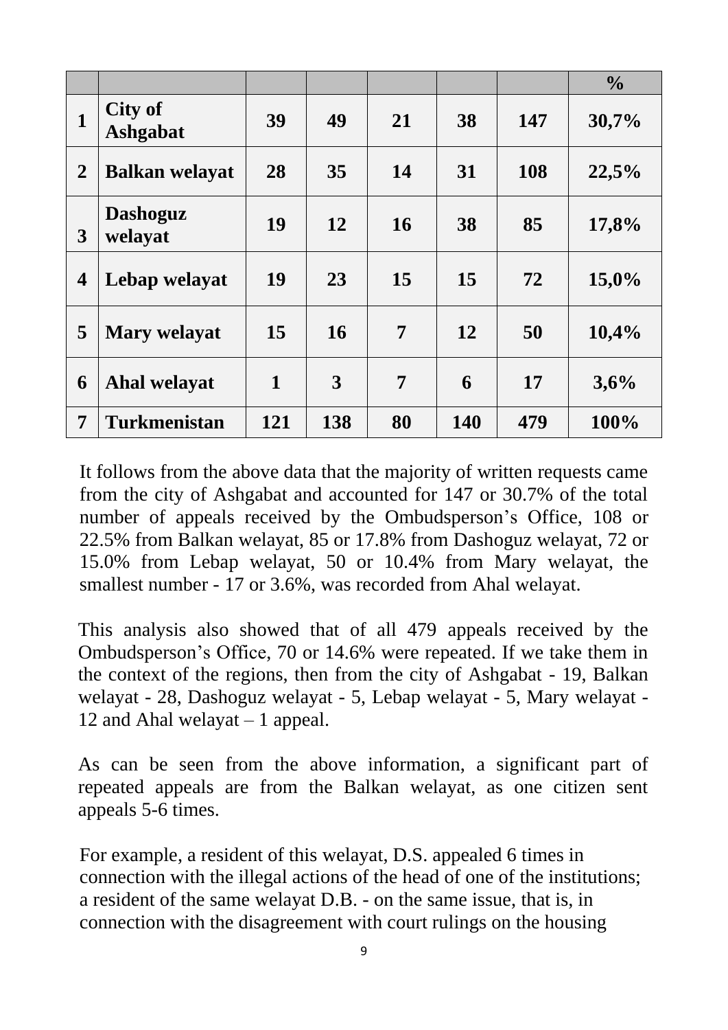| | | | | | | | % |
|---|---|---|---|---|---|---|---|
| **1** | **City of Ashgabat** | **39** | **49** | **21** | **38** | **147** | **30,7%** |
| **2** | **Balkan welayat** | **28** | **35** | **14** | **31** | **108** | **22,5%** |
| **3** | **Dashoguz welayat** | **19** | **12** | **16** | **38** | **85** | **17,8%** |
| **4** | **Lebap welayat** | **19** | **23** | **15** | **15** | **72** | **15,0%** |
| **5** | **Mary welayat** | **15** | **16** | **7** | **12** | **50** | **10,4%** |
| **6** | **Ahal welayat** | **1** | **3** | **7** | **6** | **17** | **3,6%** |
| **7** | **Turkmenistan** | **121** | **138** | **80** | **140** | **479** | **100%** |

It follows from the above data that the majority of written requests came from the city of Ashgabat and accounted for 147 or 30.7% of the total number of appeals received by the Ombudsperson's Office, 108 or 22.5% from Balkan welayat, 85 or 17.8% from Dashoguz welayat, 72 or 15.0% from Lebap welayat, 50 or 10.4% from Mary welayat, the smallest number - 17 or 3.6%, was recorded from Ahal welayat.

This analysis also showed that of all 479 appeals received by the Ombudsperson's Office, 70 or 14.6% were repeated. If we take them in the context of the regions, then from the city of Ashgabat - 19, Balkan welayat - 28, Dashoguz welayat - 5, Lebap welayat - 5, Mary welayat - 12 and Ahal welayat – 1 appeal.

As can be seen from the above information, a significant part of repeated appeals are from the Balkan welayat, as one citizen sent appeals 5-6 times.

For example, a resident of this welayat, D.S. appealed 6 times in connection with the illegal actions of the head of one of the institutions; a resident of the same welayat D.B. - on the same issue, that is, in connection with the disagreement with court rulings on the housing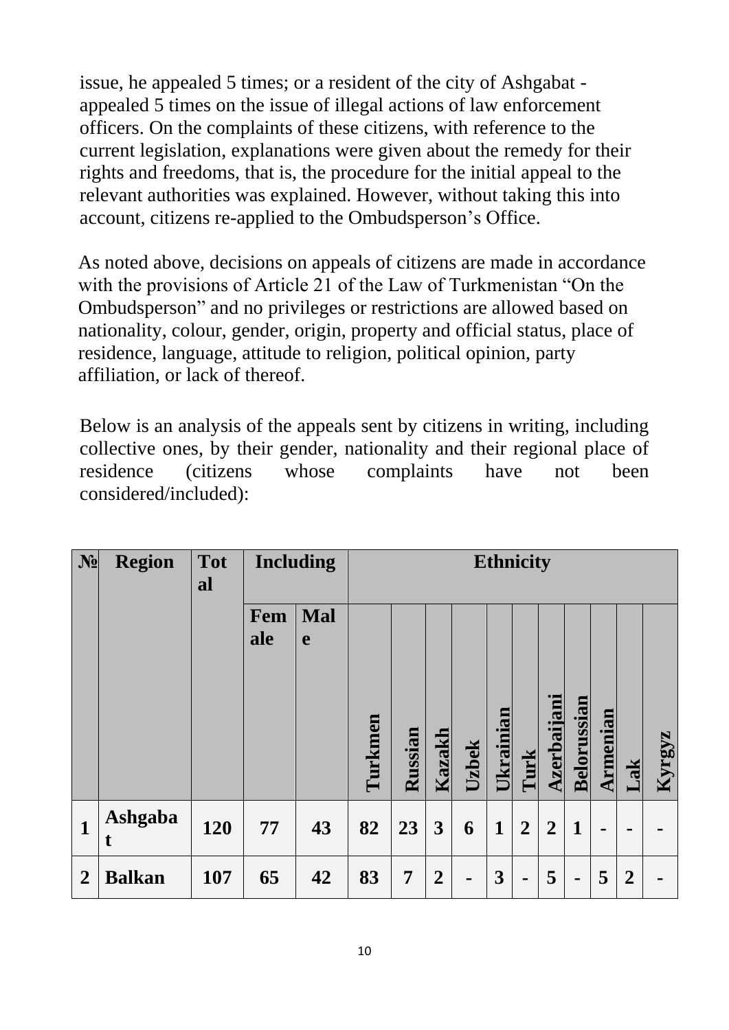issue, he appealed 5 times; or a resident of the city of Ashgabat - appealed 5 times on the issue of illegal actions of law enforcement officers. On the complaints of these citizens, with reference to the current legislation, explanations were given about the remedy for their rights and freedoms, that is, the procedure for the initial appeal to the relevant authorities was explained. However, without taking this into account, citizens re-applied to the Ombudsperson's Office.

As noted above, decisions on appeals of citizens are made in accordance with the provisions of Article 21 of the Law of Turkmenistan "On the Ombudsperson" and no privileges or restrictions are allowed based on nationality, colour, gender, origin, property and official status, place of residence, language, attitude to religion, political opinion, party affiliation, or lack of thereof.

Below is an analysis of the appeals sent by citizens in writing, including collective ones, by their gender, nationality and their regional place of residence (citizens whose complaints have not been considered/included):

| № | Region | Total | Including | | Ethnicity | | | | | | | | | | |
|---|---|---|---|---|---|---|---|---|---|---|---|---|---|---|---|
| | | | Female | Male | Turkmen | Russian | Kazakh | Uzbek | Ukrainian | Turk | Azerbaijani | Belorussian | Armenian | Lak | Kyrgyz |
| 1 | Ashgabat | 120 | 77 | 43 | 82 | 23 | 3 | 6 | 1 | 2 | 2 | 1 | - | - | - |
| 2 | Balkan | 107 | 65 | 42 | 83 | 7 | 2 | - | 3 | - | 5 | - | 5 | 2 | - |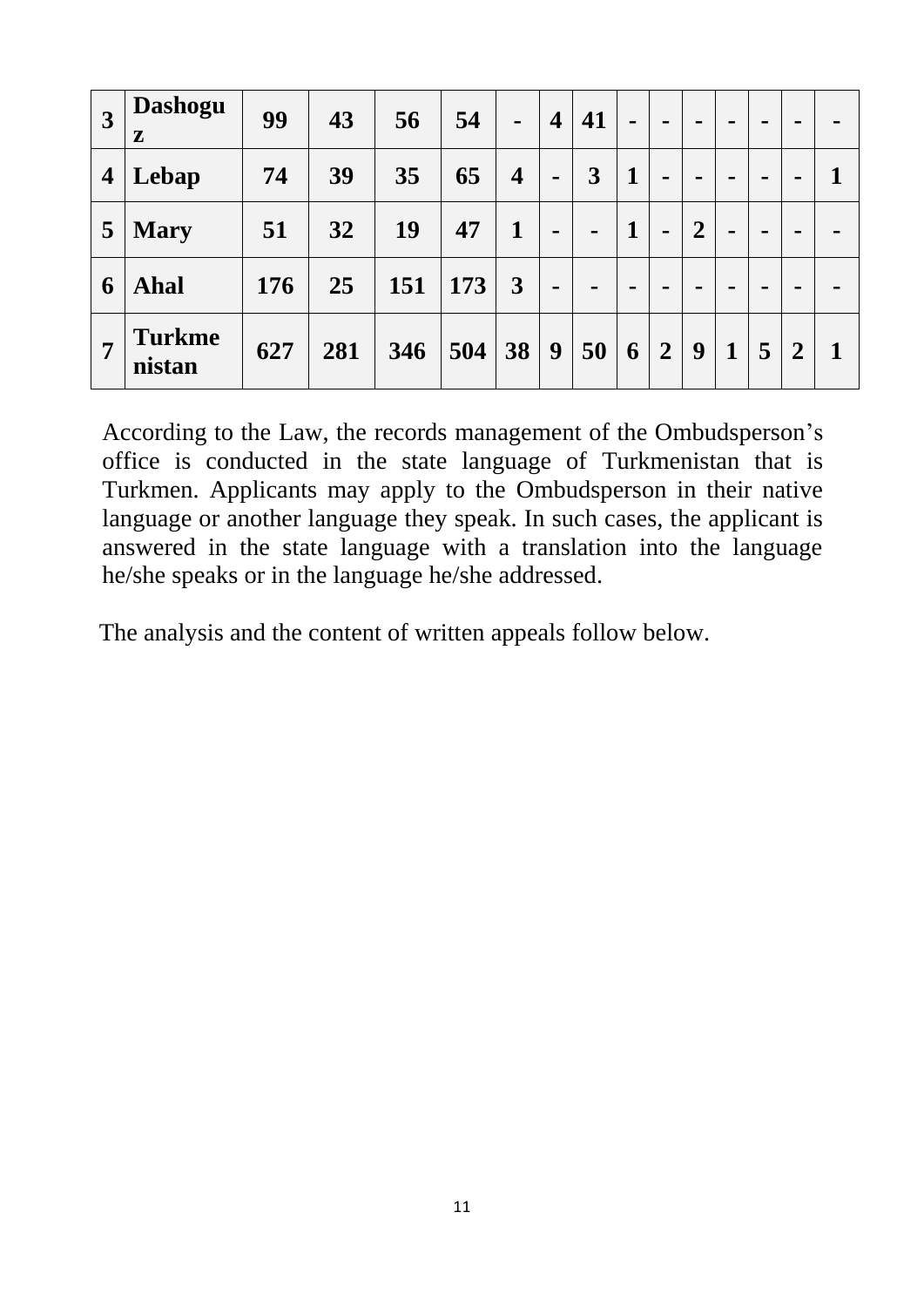| 3 | Dashoguz | 99 | 43 | 56 | 54 | - | 4 | 41 | - | - | - | - | - | - | - |
|---|---|---|---|---|---|---|---|---|---|---|---|---|---|---|---|
| 4 | Lebap | 74 | 39 | 35 | 65 | 4 | - | 3 | 1 | - | - | - | - | - | 1 |
| 5 | Mary | 51 | 32 | 19 | 47 | 1 | - | - | 1 | - | 2 | - | - | - | - |
| 6 | Ahal | 176 | 25 | 151 | 173 | 3 | - | - | - | - | - | - | - | - | - |
| 7 | Turkmenistan | 627 | 281 | 346 | 504 | 38 | 9 | 50 | 6 | 2 | 9 | 1 | 5 | 2 | 1 |

According to the Law, the records management of the Ombudsperson's office is conducted in the state language of Turkmenistan that is Turkmen. Applicants may apply to the Ombudsperson in their native language or another language they speak. In such cases, the applicant is answered in the state language with a translation into the language he/she speaks or in the language he/she addressed.

The analysis and the content of written appeals follow below.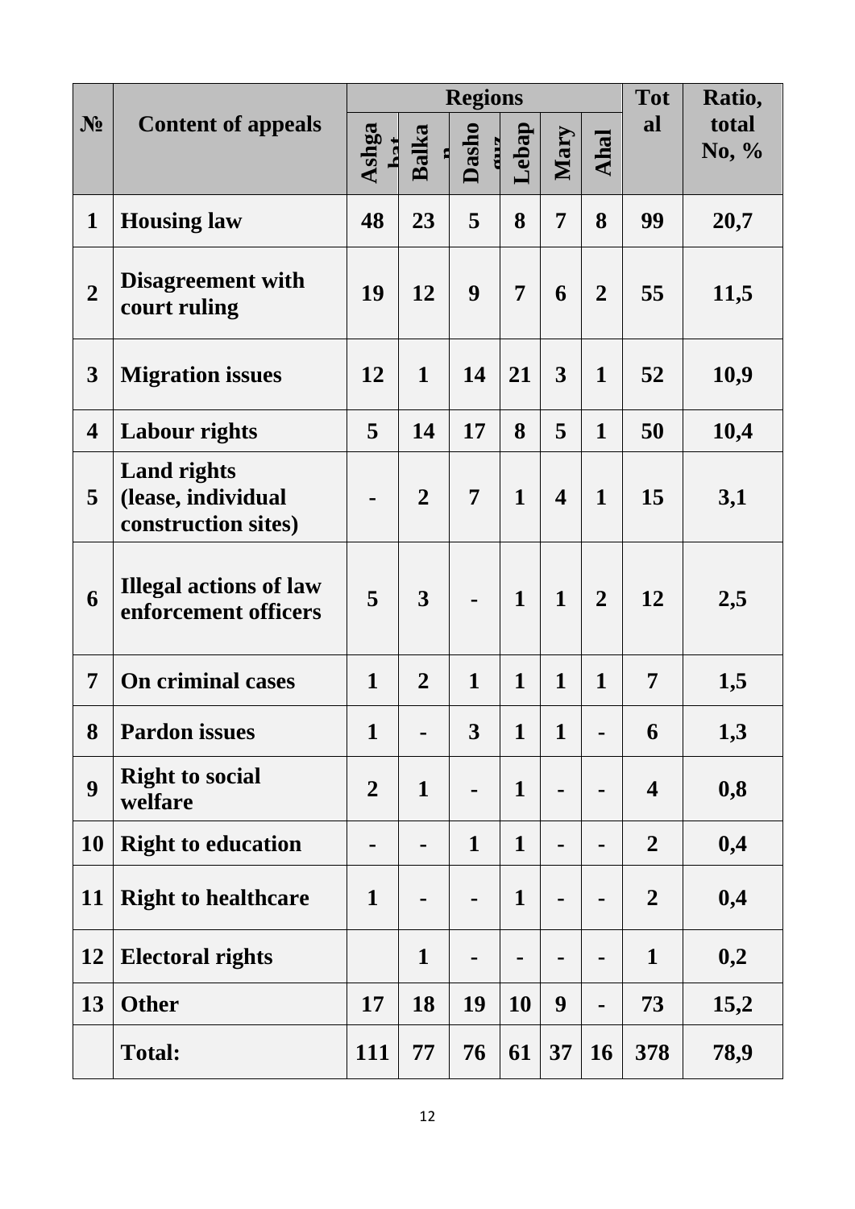| № | Content of appeals | Regions | | | | | | Total | Ratio, total No, % |
|---|---|---|---|---|---|---|---|---|---|
| | | Ashgabat | Balkan | Dashoguz | Lebap | Mary | Ahal | | |
| **1** | **Housing law** | **48** | **23** | **5** | **8** | **7** | **8** | **99** | **20,7** |
| **2** | **Disagreement with court ruling** | **19** | **12** | **9** | **7** | **6** | **2** | **55** | **11,5** |
| **3** | **Migration issues** | **12** | **1** | **14** | **21** | **3** | **1** | **52** | **10,9** |
| **4** | **Labour rights** | **5** | **14** | **17** | **8** | **5** | **1** | **50** | **10,4** |
| **5** | **Land rights (lease, individual construction sites)** | **-** | **2** | **7** | **1** | **4** | **1** | **15** | **3,1** |
| **6** | **Illegal actions of law enforcement officers** | **5** | **3** | **-** | **1** | **1** | **2** | **12** | **2,5** |
| **7** | **On criminal cases** | **1** | **2** | **1** | **1** | **1** | **1** | **7** | **1,5** |
| **8** | **Pardon issues** | **1** | **-** | **3** | **1** | **1** | **-** | **6** | **1,3** |
| **9** | **Right to social welfare** | **2** | **1** | **-** | **1** | **-** | **-** | **4** | **0,8** |
| **10** | **Right to education** | **-** | **-** | **1** | **1** | **-** | **-** | **2** | **0,4** |
| **11** | **Right to healthcare** | **1** | **-** | **-** | **1** | **-** | **-** | **2** | **0,4** |
| **12** | **Electoral rights** | | **1** | **-** | **-** | **-** | **-** | **1** | **0,2** |
| **13** | **Other** | **17** | **18** | **19** | **10** | **9** | **-** | **73** | **15,2** |
| | **Total:** | **111** | **77** | **76** | **61** | **37** | **16** | **378** | **78,9** |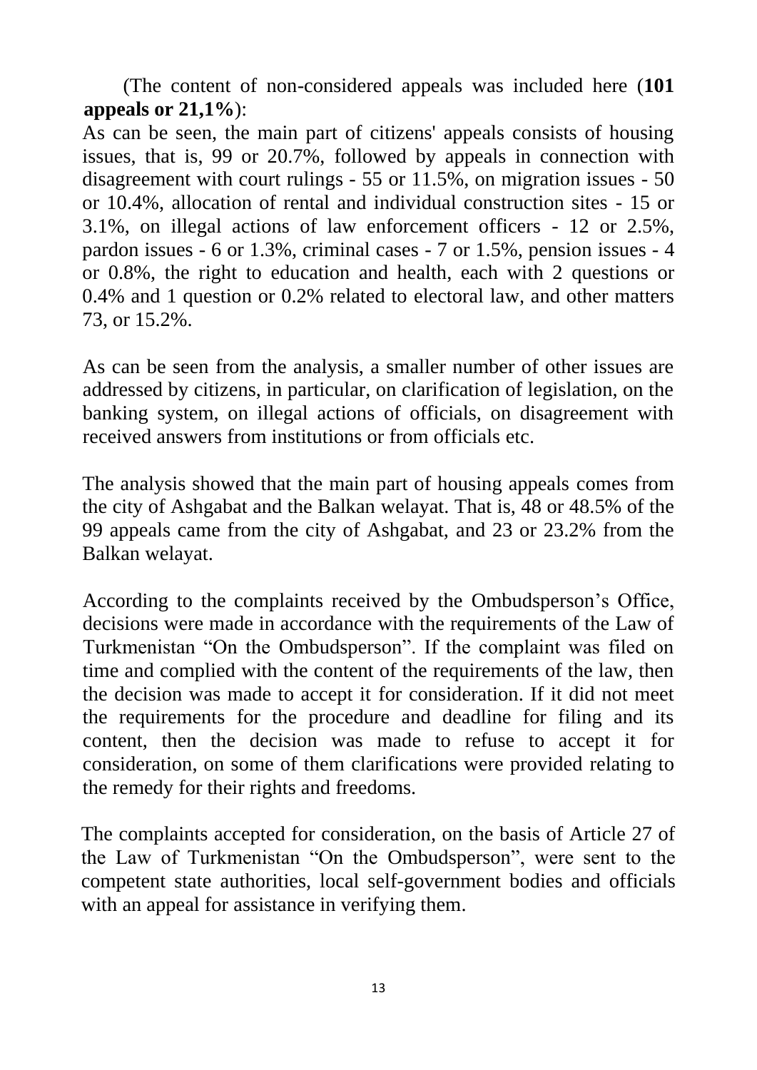(The content of non-considered appeals was included here (**101 appeals or 21,1%**):

As can be seen, the main part of citizens' appeals consists of housing issues, that is, 99 or 20.7%, followed by appeals in connection with disagreement with court rulings - 55 or 11.5%, on migration issues - 50 or 10.4%, allocation of rental and individual construction sites - 15 or 3.1%, on illegal actions of law enforcement officers - 12 or 2.5%, pardon issues - 6 or 1.3%, criminal cases - 7 or 1.5%, pension issues - 4 or 0.8%, the right to education and health, each with 2 questions or 0.4% and 1 question or 0.2% related to electoral law, and other matters 73, or 15.2%.

As can be seen from the analysis, a smaller number of other issues are addressed by citizens, in particular, on clarification of legislation, on the banking system, on illegal actions of officials, on disagreement with received answers from institutions or from officials etc.

The analysis showed that the main part of housing appeals comes from the city of Ashgabat and the Balkan welayat. That is, 48 or 48.5% of the 99 appeals came from the city of Ashgabat, and 23 or 23.2% from the Balkan welayat.

According to the complaints received by the Ombudsperson's Office, decisions were made in accordance with the requirements of the Law of Turkmenistan "On the Ombudsperson". If the complaint was filed on time and complied with the content of the requirements of the law, then the decision was made to accept it for consideration. If it did not meet the requirements for the procedure and deadline for filing and its content, then the decision was made to refuse to accept it for consideration, on some of them clarifications were provided relating to the remedy for their rights and freedoms.

The complaints accepted for consideration, on the basis of Article 27 of the Law of Turkmenistan "On the Ombudsperson", were sent to the competent state authorities, local self-government bodies and officials with an appeal for assistance in verifying them.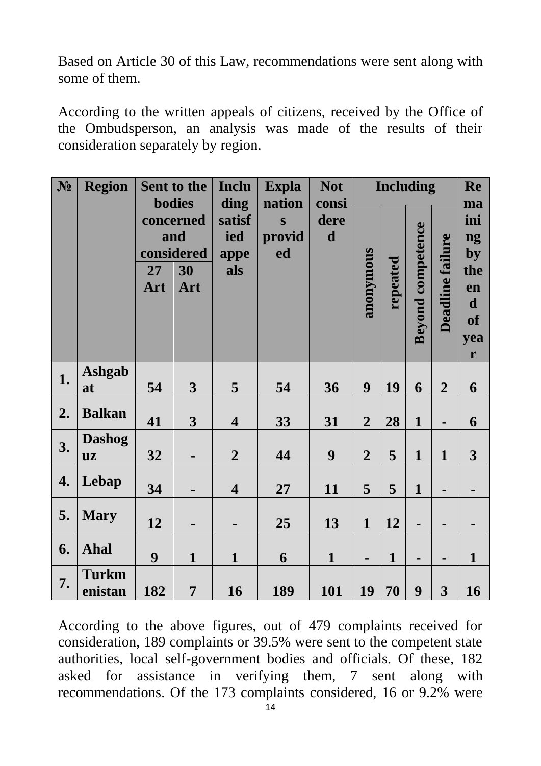Based on Article 30 of this Law, recommendations were sent along with some of them.

According to the written appeals of citizens, received by the Office of the Ombudsperson, an analysis was made of the results of their consideration separately by region.

| № | Region | Sent to the bodies concerned and considered | | Including satisfied appeals | Explanations provided | Not considered | Including | | | | Remaining by the end of year |
|---|---|---|---|---|---|---|---|---|---|---|---|
| | | 27 Art | 30 Art | | | | anonymous | repeated | Beyond competence | Deadline failure | |
| 1. | Ashgabat | 54 | 3 | 5 | 54 | 36 | 9 | 19 | 6 | 2 | 6 |
| 2. | Balkan | 41 | 3 | 4 | 33 | 31 | 2 | 28 | 1 | - | 6 |
| 3. | Dashoguz | 32 | - | 2 | 44 | 9 | 2 | 5 | 1 | 1 | 3 |
| 4. | Lebap | 34 | - | 4 | 27 | 11 | 5 | 5 | 1 | - | - |
| 5. | Mary | 12 | - | - | 25 | 13 | 1 | 12 | - | - | - |
| 6. | Ahal | 9 | 1 | 1 | 6 | 1 | - | 1 | - | - | 1 |
| 7. | Turkmenistan | 182 | 7 | 16 | 189 | 101 | 19 | 70 | 9 | 3 | 16 |

According to the above figures, out of 479 complaints received for consideration, 189 complaints or 39.5% were sent to the competent state authorities, local self-government bodies and officials. Of these, 182 asked for assistance in verifying them, 7 sent along with recommendations. Of the 173 complaints considered, 16 or 9.2% were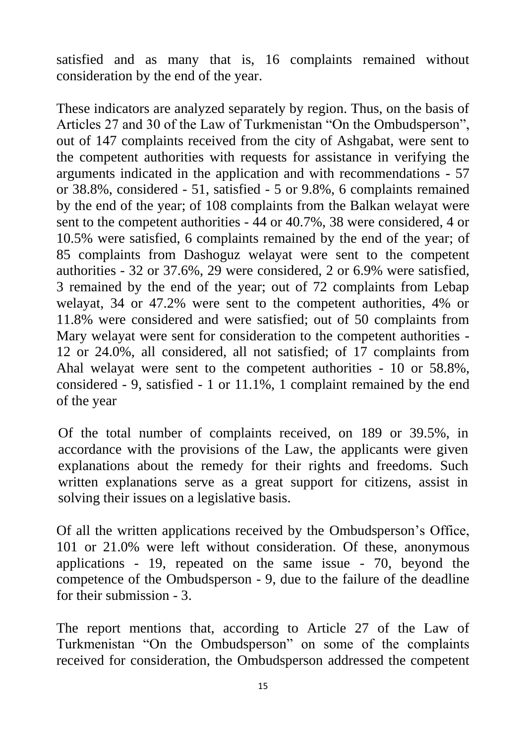satisfied and as many that is, 16 complaints remained without consideration by the end of the year.

These indicators are analyzed separately by region. Thus, on the basis of Articles 27 and 30 of the Law of Turkmenistan "On the Ombudsperson", out of 147 complaints received from the city of Ashgabat, were sent to the competent authorities with requests for assistance in verifying the arguments indicated in the application and with recommendations - 57 or 38.8%, considered - 51, satisfied - 5 or 9.8%, 6 complaints remained by the end of the year; of 108 complaints from the Balkan welayat were sent to the competent authorities - 44 or 40.7%, 38 were considered, 4 or 10.5% were satisfied, 6 complaints remained by the end of the year; of 85 complaints from Dashoguz welayat were sent to the competent authorities - 32 or 37.6%, 29 were considered, 2 or 6.9% were satisfied, 3 remained by the end of the year; out of 72 complaints from Lebap welayat, 34 or 47.2% were sent to the competent authorities, 4% or 11.8% were considered and were satisfied; out of 50 complaints from Mary welayat were sent for consideration to the competent authorities - 12 or 24.0%, all considered, all not satisfied; of 17 complaints from Ahal welayat were sent to the competent authorities - 10 or 58.8%, considered - 9, satisfied - 1 or 11.1%, 1 complaint remained by the end of the year

Of the total number of complaints received, on 189 or 39.5%, in accordance with the provisions of the Law, the applicants were given explanations about the remedy for their rights and freedoms. Such written explanations serve as a great support for citizens, assist in solving their issues on a legislative basis.

Of all the written applications received by the Ombudsperson's Office, 101 or 21.0% were left without consideration. Of these, anonymous applications - 19, repeated on the same issue - 70, beyond the competence of the Ombudsperson - 9, due to the failure of the deadline for their submission - 3.

The report mentions that, according to Article 27 of the Law of Turkmenistan "On the Ombudsperson" on some of the complaints received for consideration, the Ombudsperson addressed the competent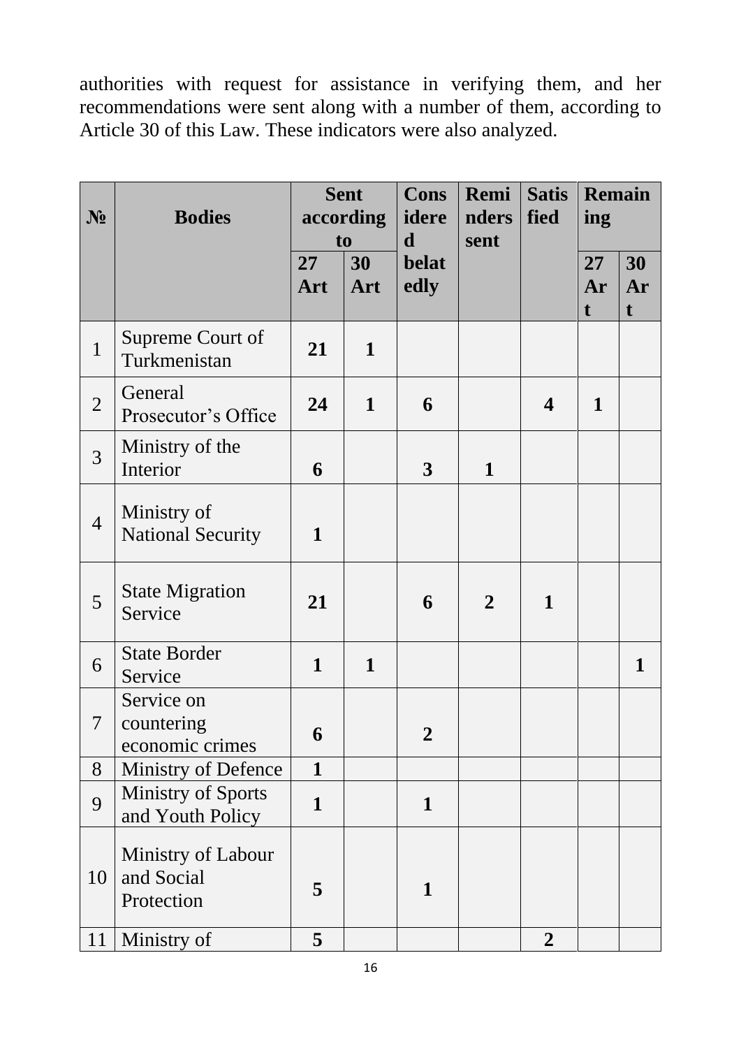authorities with request for assistance in verifying them, and her recommendations were sent along with a number of them, according to Article 30 of this Law. These indicators were also analyzed.

| № | Bodies | Sent according to | | Considered belatedly | Reminders sent | Satisfied | Remaining | |
|---|---|---|---|---|---|---|---|---|
| | | 27 Art | 30 Art | | | | 27 Art | 30 Art |
| 1 | Supreme Court of Turkmenistan | **21** | **1** | | | | | |
| 2 | General Prosecutor's Office | **24** | **1** | **6** | | **4** | **1** | |
| 3 | Ministry of the Interior | **6** | | **3** | **1** | | | |
| 4 | Ministry of National Security | **1** | | | | | | |
| 5 | State Migration Service | **21** | | **6** | **2** | **1** | | |
| 6 | State Border Service | **1** | **1** | | | | | **1** |
| 7 | Service on countering economic crimes | **6** | | **2** | | | | |
| 8 | Ministry of Defence | **1** | | | | | | |
| 9 | Ministry of Sports and Youth Policy | **1** | | **1** | | | | |
| 10 | Ministry of Labour and Social Protection | **5** | | **1** | | | | |
| 11 | Ministry of | **5** | | | | **2** | | |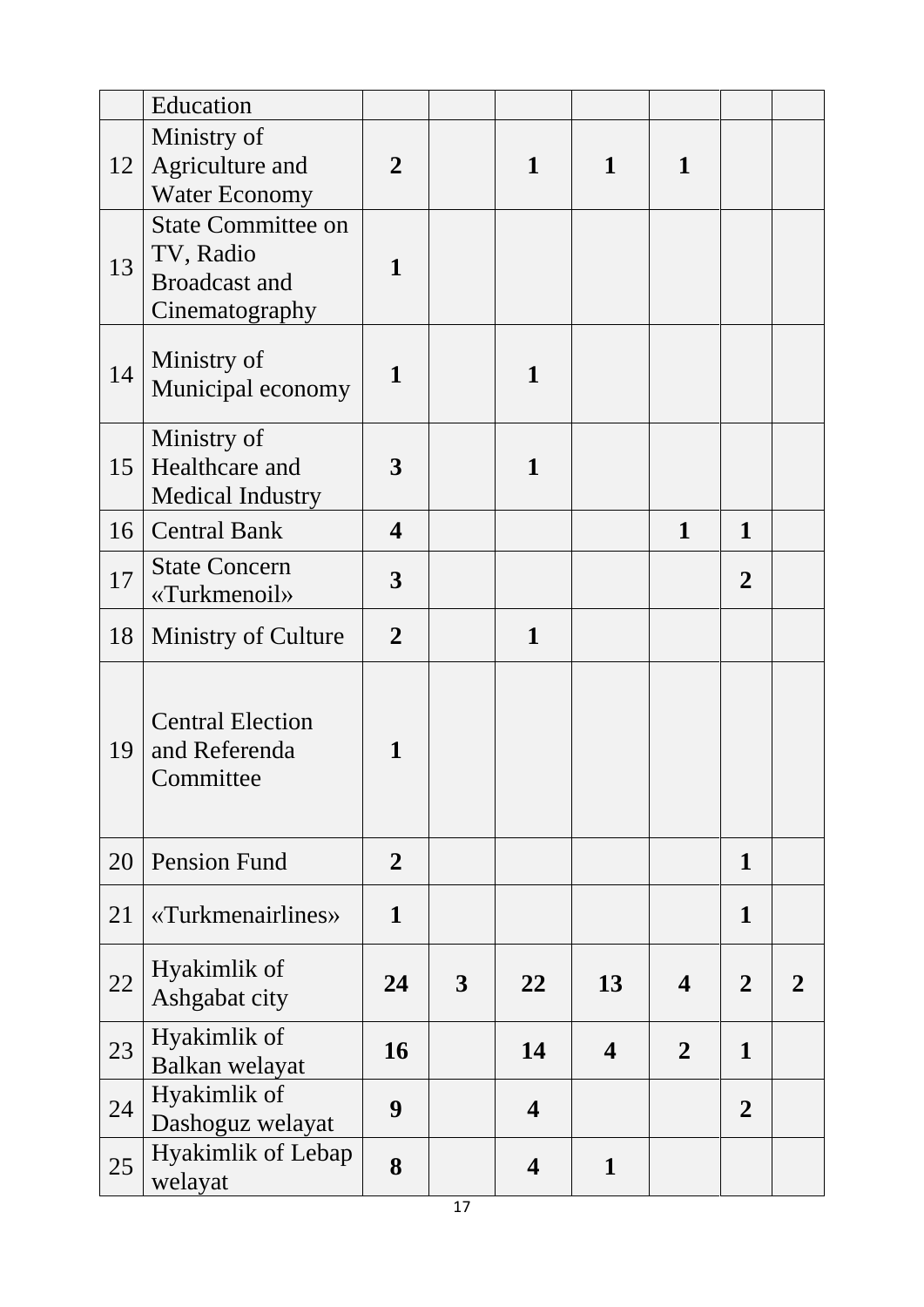| | | | | | | | | |
|---|---|---|---|---|---|---|---|---|
| | Education | | | | | | | |
| 12 | Ministry of Agriculture and Water Economy | **2** | | **1** | **1** | **1** | | |
| 13 | State Committee on TV, Radio Broadcast and Cinematography | **1** | | | | | | |
| 14 | Ministry of Municipal economy | **1** | | **1** | | | | |
| 15 | Ministry of Healthcare and Medical Industry | **3** | | **1** | | | | |
| 16 | Central Bank | **4** | | | | **1** | **1** | |
| 17 | State Concern «Turkmenoil» | **3** | | | | | **2** | |
| 18 | Ministry of Culture | **2** | | **1** | | | | |
| 19 | Central Election and Referenda Committee | **1** | | | | | | |
| 20 | Pension Fund | **2** | | | | | **1** | |
| 21 | «Turkmenairlines» | **1** | | | | | **1** | |
| 22 | Hyakimlik of Ashgabat city | **24** | **3** | **22** | **13** | **4** | **2** | **2** |
| 23 | Hyakimlik of Balkan welayat | **16** | | **14** | **4** | **2** | **1** | |
| 24 | Hyakimlik of Dashoguz welayat | **9** | | **4** | | | **2** | |
| 25 | Hyakimlik of Lebap welayat | **8** | | **4** | **1** | | | |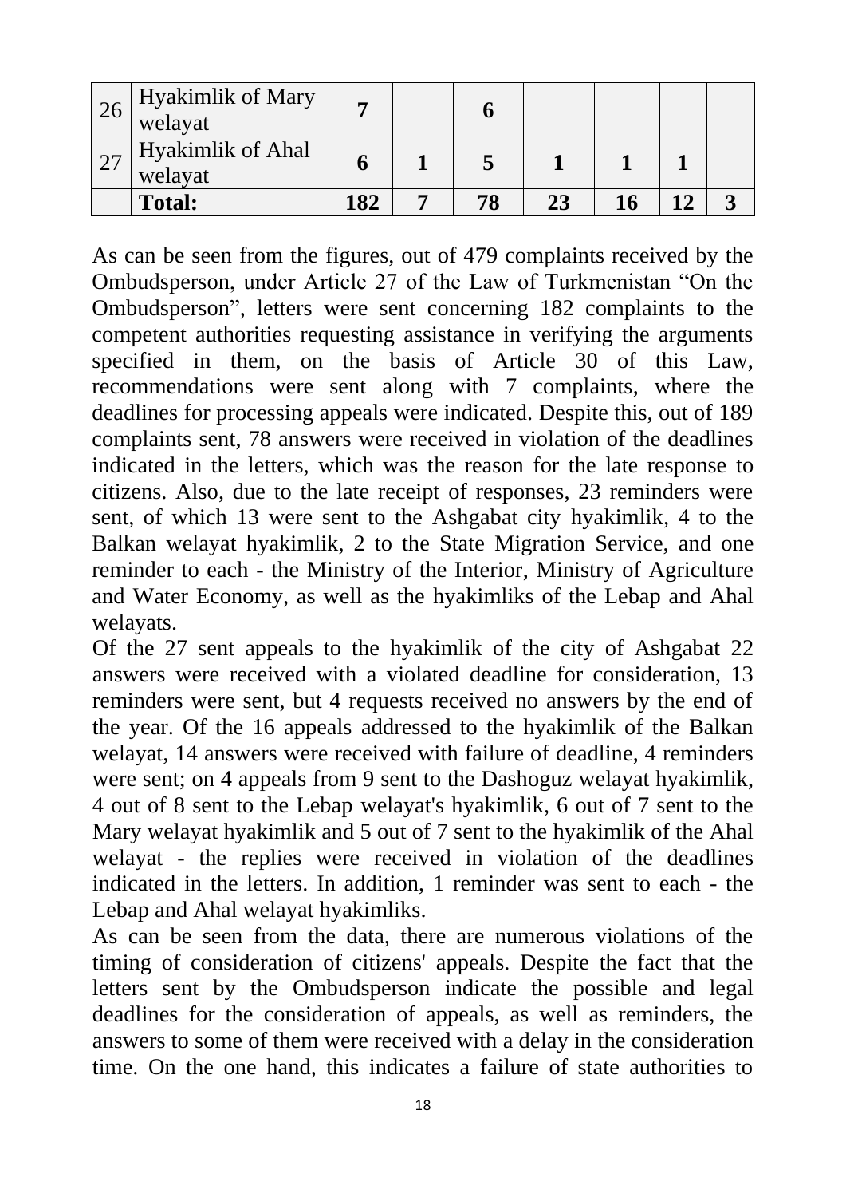| | | | | | | | | |
|---|---|---|---|---|---|---|---|---|
| 26 | Hyakimlik of Mary welayat | **7** | | **6** | | | | |
| 27 | Hyakimlik of Ahal welayat | **6** | **1** | **5** | **1** | **1** | **1** | |
| | **Total:** | **182** | **7** | **78** | **23** | **16** | **12** | **3** |

As can be seen from the figures, out of 479 complaints received by the Ombudsperson, under Article 27 of the Law of Turkmenistan "On the Ombudsperson", letters were sent concerning 182 complaints to the competent authorities requesting assistance in verifying the arguments specified in them, on the basis of Article 30 of this Law, recommendations were sent along with 7 complaints, where the deadlines for processing appeals were indicated. Despite this, out of 189 complaints sent, 78 answers were received in violation of the deadlines indicated in the letters, which was the reason for the late response to citizens. Also, due to the late receipt of responses, 23 reminders were sent, of which 13 were sent to the Ashgabat city hyakimlik, 4 to the Balkan welayat hyakimlik, 2 to the State Migration Service, and one reminder to each - the Ministry of the Interior, Ministry of Agriculture and Water Economy, as well as the hyakimliks of the Lebap and Ahal welayats.

Of the 27 sent appeals to the hyakimlik of the city of Ashgabat 22 answers were received with a violated deadline for consideration, 13 reminders were sent, but 4 requests received no answers by the end of the year. Of the 16 appeals addressed to the hyakimlik of the Balkan welayat, 14 answers were received with failure of deadline, 4 reminders were sent; on 4 appeals from 9 sent to the Dashoguz welayat hyakimlik, 4 out of 8 sent to the Lebap welayat's hyakimlik, 6 out of 7 sent to the Mary welayat hyakimlik and 5 out of 7 sent to the hyakimlik of the Ahal welayat - the replies were received in violation of the deadlines indicated in the letters. In addition, 1 reminder was sent to each - the Lebap and Ahal welayat hyakimliks.

As can be seen from the data, there are numerous violations of the timing of consideration of citizens' appeals. Despite the fact that the letters sent by the Ombudsperson indicate the possible and legal deadlines for the consideration of appeals, as well as reminders, the answers to some of them were received with a delay in the consideration time. On the one hand, this indicates a failure of state authorities to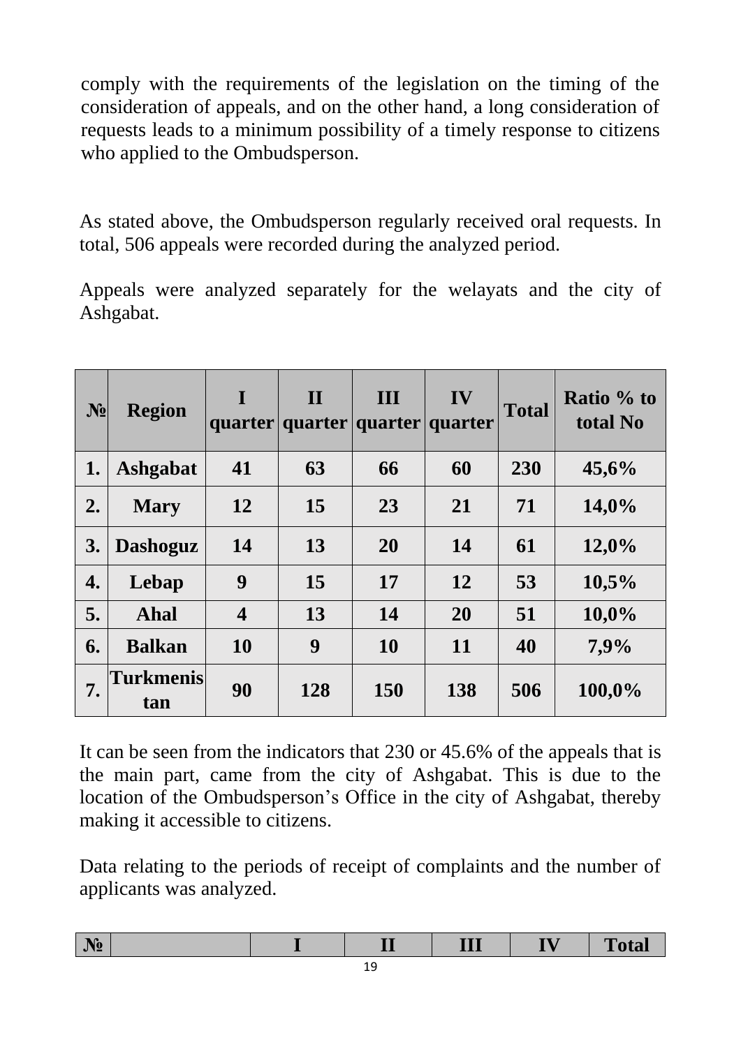comply with the requirements of the legislation on the timing of the consideration of appeals, and on the other hand, a long consideration of requests leads to a minimum possibility of a timely response to citizens who applied to the Ombudsperson.

As stated above, the Ombudsperson regularly received oral requests. In total, 506 appeals were recorded during the analyzed period.

Appeals were analyzed separately for the welayats and the city of Ashgabat.

| **№** | **Region** | **I quarter** | **II quarter** | **III quarter** | **IV quarter** | **Total** | **Ratio % to total No** |
|---|---|---|---|---|---|---|---|
| **1.** | **Ashgabat** | **41** | **63** | **66** | **60** | **230** | **45,6%** |
| **2.** | **Mary** | **12** | **15** | **23** | **21** | **71** | **14,0%** |
| **3.** | **Dashoguz** | **14** | **13** | **20** | **14** | **61** | **12,0%** |
| **4.** | **Lebap** | **9** | **15** | **17** | **12** | **53** | **10,5%** |
| **5.** | **Ahal** | **4** | **13** | **14** | **20** | **51** | **10,0%** |
| **6.** | **Balkan** | **10** | **9** | **10** | **11** | **40** | **7,9%** |
| **7.** | **Turkmenistan** | **90** | **128** | **150** | **138** | **506** | **100,0%** |

It can be seen from the indicators that 230 or 45.6% of the appeals that is the main part, came from the city of Ashgabat. This is due to the location of the Ombudsperson's Office in the city of Ashgabat, thereby making it accessible to citizens.

Data relating to the periods of receipt of complaints and the number of applicants was analyzed.

| **№** | | **I** | **II** | **III** | **IV** | **Total** |
|---|---|---|---|---|---|---|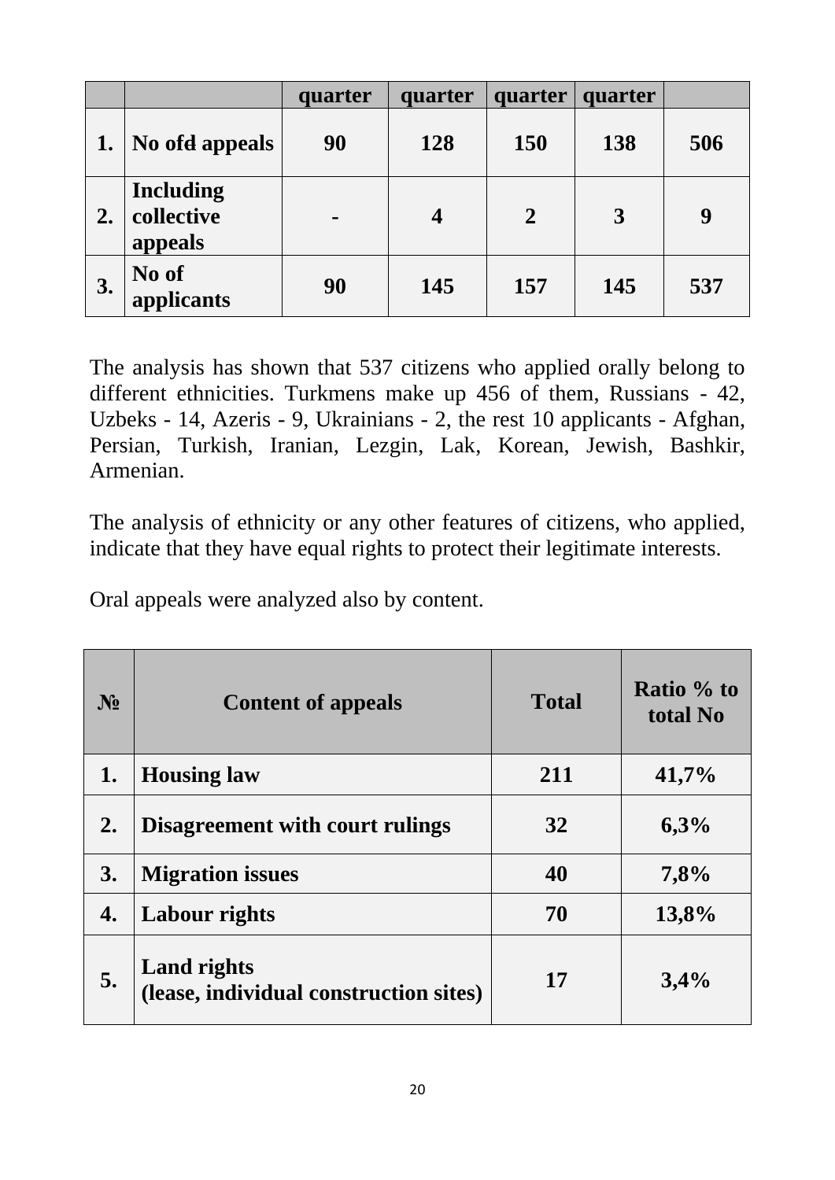| | | quarter | quarter | quarter | quarter | |
|---|---|---|---|---|---|---|
| **1.** | **No ofd appeals** | **90** | **128** | **150** | **138** | **506** |
| **2.** | **Including collective appeals** | **-** | **4** | **2** | **3** | **9** |
| **3.** | **No of applicants** | **90** | **145** | **157** | **145** | **537** |

The analysis has shown that 537 citizens who applied orally belong to different ethnicities. Turkmens make up 456 of them, Russians - 42, Uzbeks - 14, Azeris - 9, Ukrainians - 2, the rest 10 applicants - Afghan, Persian, Turkish, Iranian, Lezgin, Lak, Korean, Jewish, Bashkir, Armenian.

The analysis of ethnicity or any other features of citizens, who applied, indicate that they have equal rights to protect their legitimate interests.

Oral appeals were analyzed also by content.

| **№** | **Content of appeals** | **Total** | **Ratio % to total No** |
|---|---|---|---|
| **1.** | **Housing law** | **211** | **41,7%** |
| **2.** | **Disagreement with court rulings** | **32** | **6,3%** |
| **3.** | **Migration issues** | **40** | **7,8%** |
| **4.** | **Labour rights** | **70** | **13,8%** |
| **5.** | **Land rights (lease, individual construction sites)** | **17** | **3,4%** |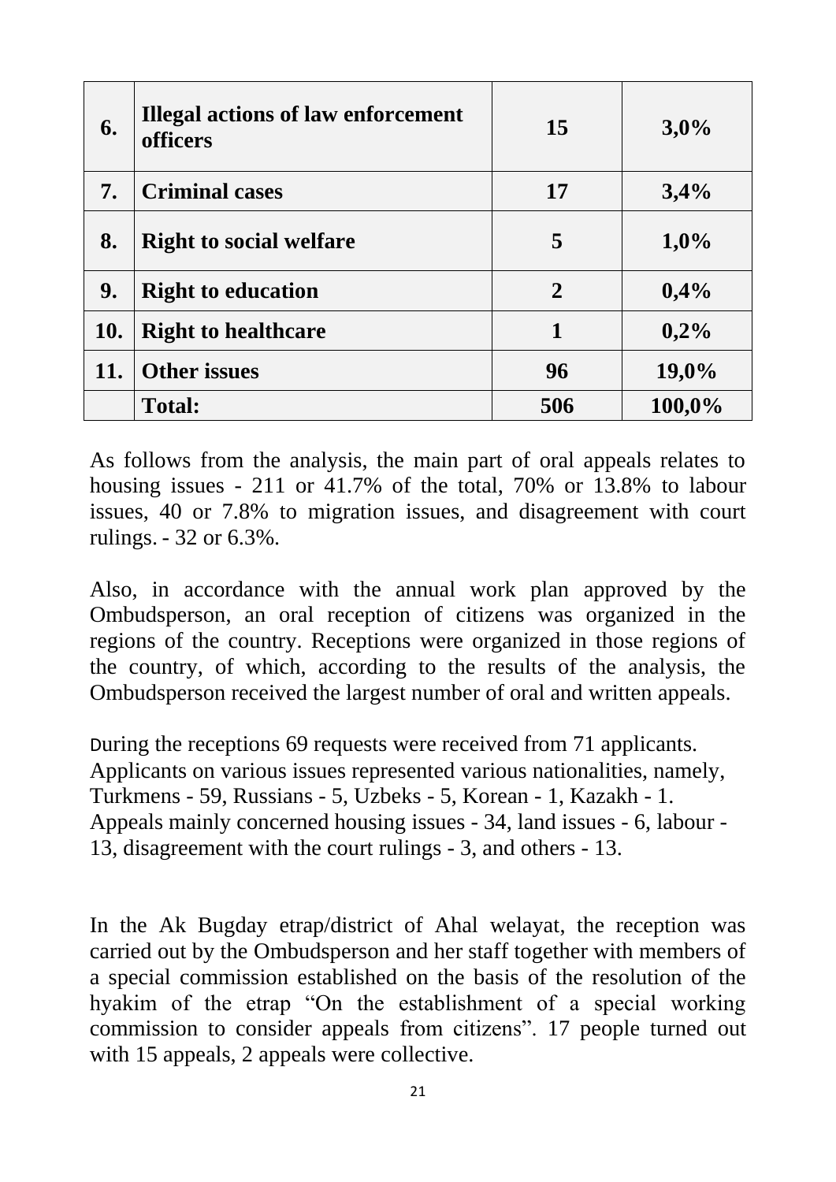| 6. | Illegal actions of law enforcement officers | 15 | 3,0% |
|---|---|---|---|
| 7. | Criminal cases | 17 | 3,4% |
| 8. | Right to social welfare | 5 | 1,0% |
| 9. | Right to education | 2 | 0,4% |
| 10. | Right to healthcare | 1 | 0,2% |
| 11. | Other issues | 96 | 19,0% |
|  | Total: | 506 | 100,0% |

As follows from the analysis, the main part of oral appeals relates to housing issues - 211 or 41.7% of the total, 70% or 13.8% to labour issues, 40 or 7.8% to migration issues, and disagreement with court rulings. - 32 or 6.3%.

Also, in accordance with the annual work plan approved by the Ombudsperson, an oral reception of citizens was organized in the regions of the country. Receptions were organized in those regions of the country, of which, according to the results of the analysis, the Ombudsperson received the largest number of oral and written appeals.

During the receptions 69 requests were received from 71 applicants. Applicants on various issues represented various nationalities, namely, Turkmens - 59, Russians - 5, Uzbeks - 5, Korean - 1, Kazakh - 1. Appeals mainly concerned housing issues - 34, land issues - 6, labour - 13, disagreement with the court rulings - 3, and others - 13.

In the Ak Bugday etrap/district of Ahal welayat, the reception was carried out by the Ombudsperson and her staff together with members of a special commission established on the basis of the resolution of the hyakim of the etrap "On the establishment of a special working commission to consider appeals from citizens". 17 people turned out with 15 appeals, 2 appeals were collective.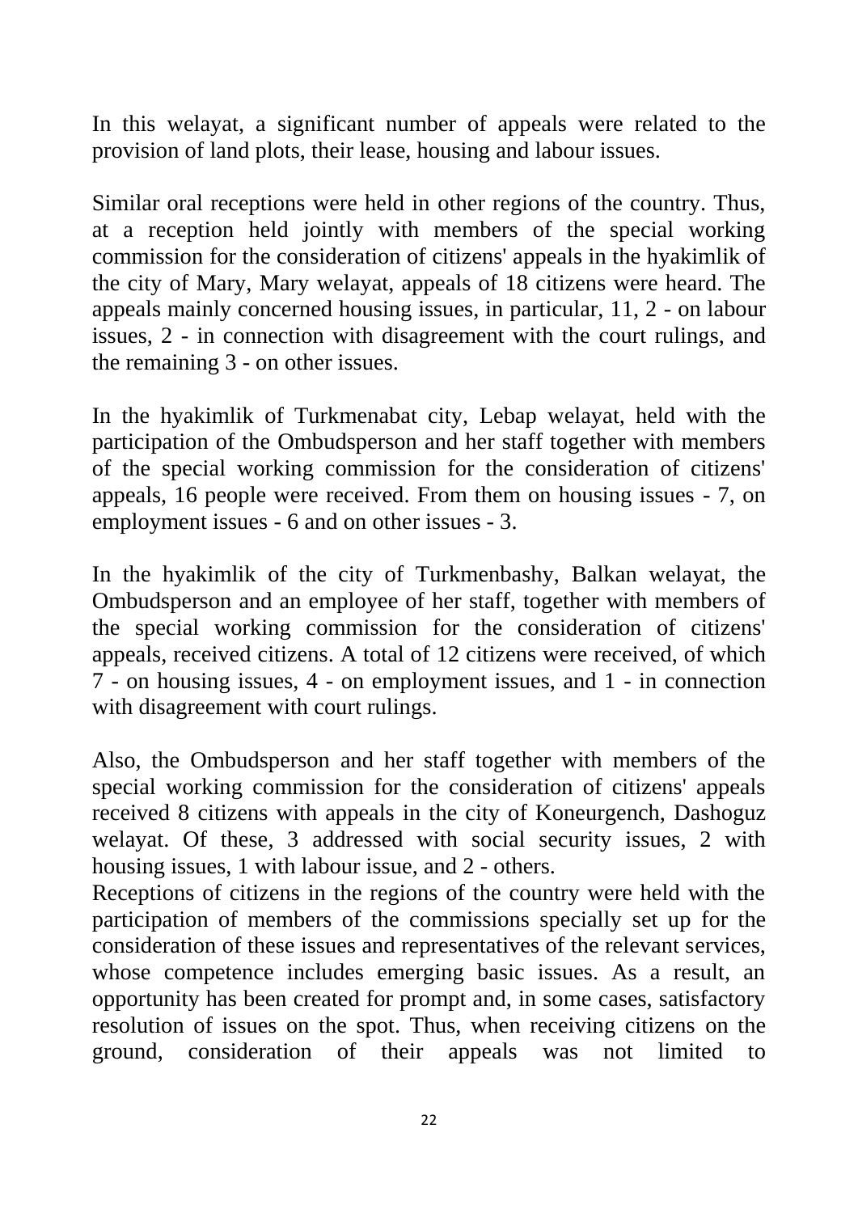In this welayat, a significant number of appeals were related to the provision of land plots, their lease, housing and labour issues.

Similar oral receptions were held in other regions of the country. Thus, at a reception held jointly with members of the special working commission for the consideration of citizens' appeals in the hyakimlik of the city of Mary, Mary welayat, appeals of 18 citizens were heard. The appeals mainly concerned housing issues, in particular, 11, 2 - on labour issues, 2 - in connection with disagreement with the court rulings, and the remaining 3 - on other issues.

In the hyakimlik of Turkmenabat city, Lebap welayat, held with the participation of the Ombudsperson and her staff together with members of the special working commission for the consideration of citizens' appeals, 16 people were received. From them on housing issues - 7, on employment issues - 6 and on other issues - 3.

In the hyakimlik of the city of Turkmenbashy, Balkan welayat, the Ombudsperson and an employee of her staff, together with members of the special working commission for the consideration of citizens' appeals, received citizens. A total of 12 citizens were received, of which 7 - on housing issues, 4 - on employment issues, and 1 - in connection with disagreement with court rulings.

Also, the Ombudsperson and her staff together with members of the special working commission for the consideration of citizens' appeals received 8 citizens with appeals in the city of Koneurgench, Dashoguz welayat. Of these, 3 addressed with social security issues, 2 with housing issues, 1 with labour issue, and 2 - others.

Receptions of citizens in the regions of the country were held with the participation of members of the commissions specially set up for the consideration of these issues and representatives of the relevant services, whose competence includes emerging basic issues. As a result, an opportunity has been created for prompt and, in some cases, satisfactory resolution of issues on the spot. Thus, when receiving citizens on the ground, consideration of their appeals was not limited to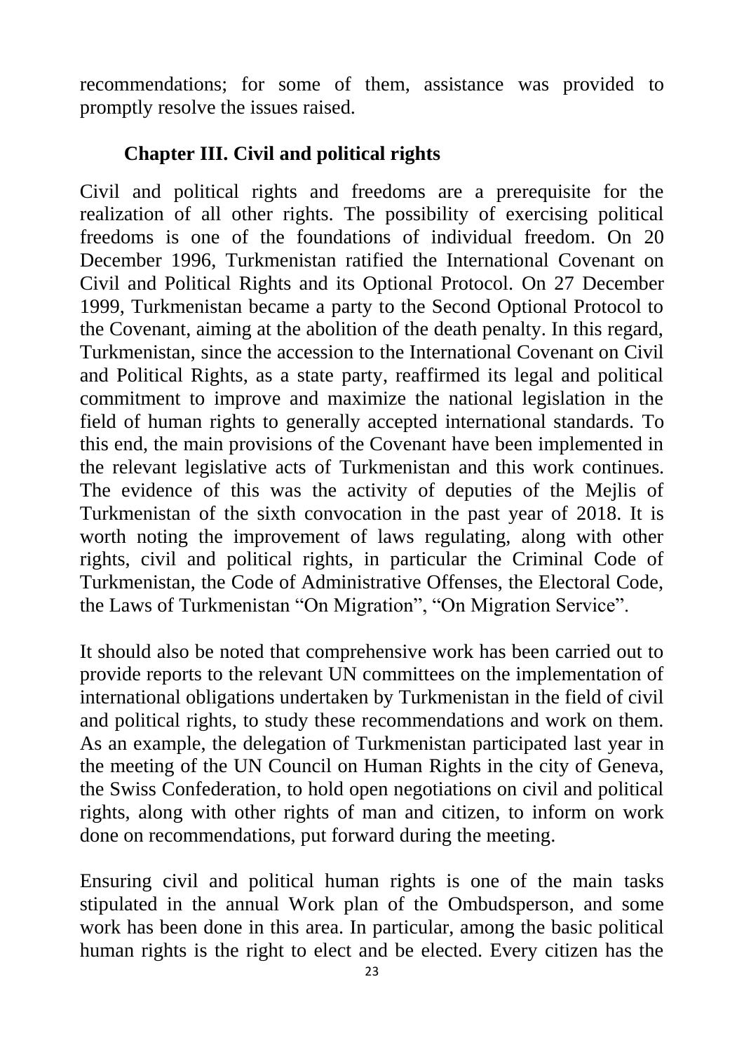recommendations; for some of them, assistance was provided to promptly resolve the issues raised.

## Chapter III. Civil and political rights

Civil and political rights and freedoms are a prerequisite for the realization of all other rights. The possibility of exercising political freedoms is one of the foundations of individual freedom. On 20 December 1996, Turkmenistan ratified the International Covenant on Civil and Political Rights and its Optional Protocol. On 27 December 1999, Turkmenistan became a party to the Second Optional Protocol to the Covenant, aiming at the abolition of the death penalty. In this regard, Turkmenistan, since the accession to the International Covenant on Civil and Political Rights, as a state party, reaffirmed its legal and political commitment to improve and maximize the national legislation in the field of human rights to generally accepted international standards. To this end, the main provisions of the Covenant have been implemented in the relevant legislative acts of Turkmenistan and this work continues. The evidence of this was the activity of deputies of the Mejlis of Turkmenistan of the sixth convocation in the past year of 2018. It is worth noting the improvement of laws regulating, along with other rights, civil and political rights, in particular the Criminal Code of Turkmenistan, the Code of Administrative Offenses, the Electoral Code, the Laws of Turkmenistan "On Migration", "On Migration Service".

It should also be noted that comprehensive work has been carried out to provide reports to the relevant UN committees on the implementation of international obligations undertaken by Turkmenistan in the field of civil and political rights, to study these recommendations and work on them. As an example, the delegation of Turkmenistan participated last year in the meeting of the UN Council on Human Rights in the city of Geneva, the Swiss Confederation, to hold open negotiations on civil and political rights, along with other rights of man and citizen, to inform on work done on recommendations, put forward during the meeting.

Ensuring civil and political human rights is one of the main tasks stipulated in the annual Work plan of the Ombudsperson, and some work has been done in this area. In particular, among the basic political human rights is the right to elect and be elected. Every citizen has the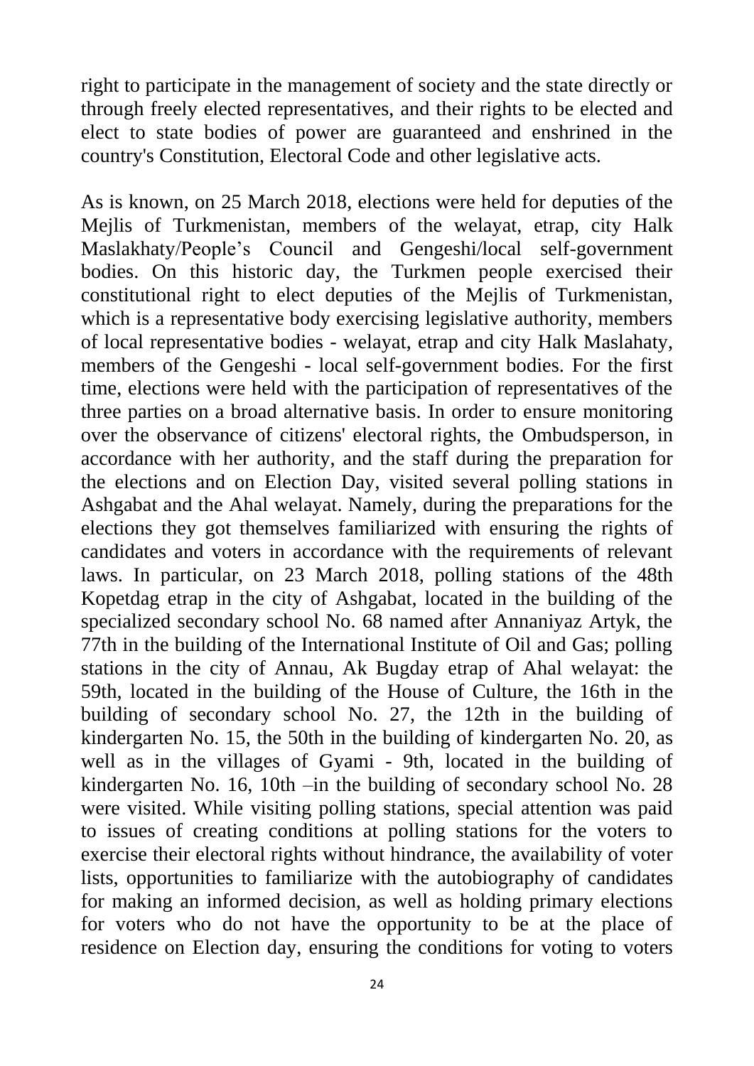right to participate in the management of society and the state directly or through freely elected representatives, and their rights to be elected and elect to state bodies of power are guaranteed and enshrined in the country's Constitution, Electoral Code and other legislative acts.

As is known, on 25 March 2018, elections were held for deputies of the Mejlis of Turkmenistan, members of the welayat, etrap, city Halk Maslakhaty/People's Council and Gengeshi/local self-government bodies. On this historic day, the Turkmen people exercised their constitutional right to elect deputies of the Mejlis of Turkmenistan, which is a representative body exercising legislative authority, members of local representative bodies - welayat, etrap and city Halk Maslahaty, members of the Gengeshi - local self-government bodies. For the first time, elections were held with the participation of representatives of the three parties on a broad alternative basis. In order to ensure monitoring over the observance of citizens' electoral rights, the Ombudsperson, in accordance with her authority, and the staff during the preparation for the elections and on Election Day, visited several polling stations in Ashgabat and the Ahal welayat. Namely, during the preparations for the elections they got themselves familiarized with ensuring the rights of candidates and voters in accordance with the requirements of relevant laws. In particular, on 23 March 2018, polling stations of the 48th Kopetdag etrap in the city of Ashgabat, located in the building of the specialized secondary school No. 68 named after Annaniyaz Artyk, the 77th in the building of the International Institute of Oil and Gas; polling stations in the city of Annau, Ak Bugday etrap of Ahal welayat: the 59th, located in the building of the House of Culture, the 16th in the building of secondary school No. 27, the 12th in the building of kindergarten No. 15, the 50th in the building of kindergarten No. 20, as well as in the villages of Gyami - 9th, located in the building of kindergarten No. 16, 10th –in the building of secondary school No. 28 were visited. While visiting polling stations, special attention was paid to issues of creating conditions at polling stations for the voters to exercise their electoral rights without hindrance, the availability of voter lists, opportunities to familiarize with the autobiography of candidates for making an informed decision, as well as holding primary elections for voters who do not have the opportunity to be at the place of residence on Election day, ensuring the conditions for voting to voters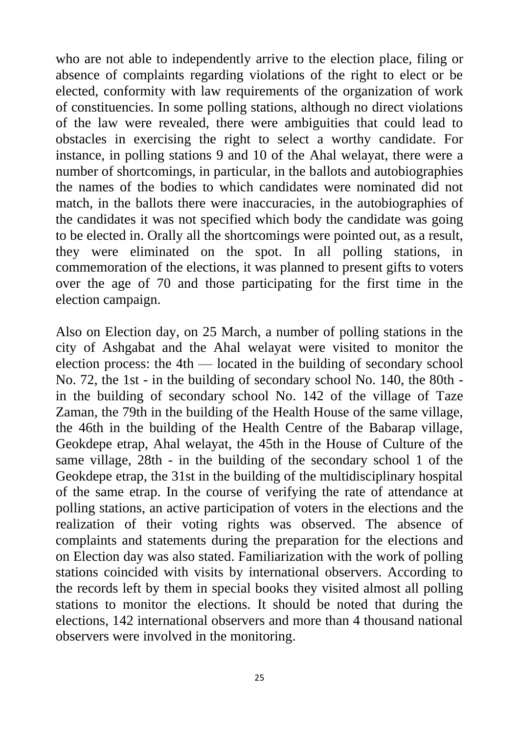who are not able to independently arrive to the election place, filing or absence of complaints regarding violations of the right to elect or be elected, conformity with law requirements of the organization of work of constituencies. In some polling stations, although no direct violations of the law were revealed, there were ambiguities that could lead to obstacles in exercising the right to select a worthy candidate. For instance, in polling stations 9 and 10 of the Ahal welayat, there were a number of shortcomings, in particular, in the ballots and autobiographies the names of the bodies to which candidates were nominated did not match, in the ballots there were inaccuracies, in the autobiographies of the candidates it was not specified which body the candidate was going to be elected in. Orally all the shortcomings were pointed out, as a result, they were eliminated on the spot. In all polling stations, in commemoration of the elections, it was planned to present gifts to voters over the age of 70 and those participating for the first time in the election campaign.

Also on Election day, on 25 March, a number of polling stations in the city of Ashgabat and the Ahal welayat were visited to monitor the election process: the 4th — located in the building of secondary school No. 72, the 1st - in the building of secondary school No. 140, the 80th - in the building of secondary school No. 142 of the village of Taze Zaman, the 79th in the building of the Health House of the same village, the 46th in the building of the Health Centre of the Babarap village, Geokdepe etrap, Ahal welayat, the 45th in the House of Culture of the same village, 28th - in the building of the secondary school 1 of the Geokdepe etrap, the 31st in the building of the multidisciplinary hospital of the same etrap. In the course of verifying the rate of attendance at polling stations, an active participation of voters in the elections and the realization of their voting rights was observed. The absence of complaints and statements during the preparation for the elections and on Election day was also stated. Familiarization with the work of polling stations coincided with visits by international observers. According to the records left by them in special books they visited almost all polling stations to monitor the elections. It should be noted that during the elections, 142 international observers and more than 4 thousand national observers were involved in the monitoring.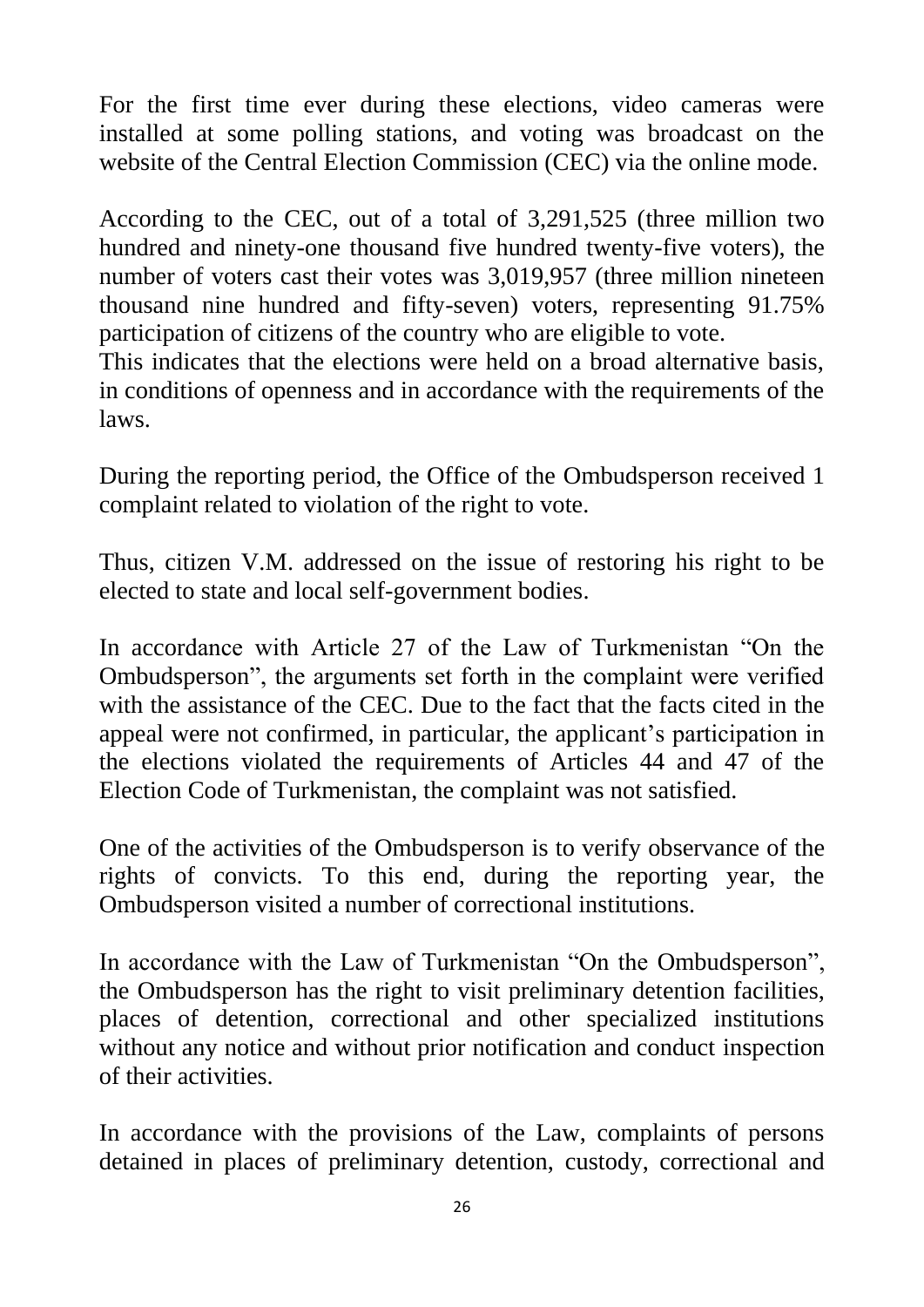For the first time ever during these elections, video cameras were installed at some polling stations, and voting was broadcast on the website of the Central Election Commission (CEC) via the online mode.

According to the CEC, out of a total of 3,291,525 (three million two hundred and ninety-one thousand five hundred twenty-five voters), the number of voters cast their votes was 3,019,957 (three million nineteen thousand nine hundred and fifty-seven) voters, representing 91.75% participation of citizens of the country who are eligible to vote.
This indicates that the elections were held on a broad alternative basis, in conditions of openness and in accordance with the requirements of the laws.

During the reporting period, the Office of the Ombudsperson received 1 complaint related to violation of the right to vote.

Thus, citizen V.M. addressed on the issue of restoring his right to be elected to state and local self-government bodies.

In accordance with Article 27 of the Law of Turkmenistan "On the Ombudsperson", the arguments set forth in the complaint were verified with the assistance of the CEC. Due to the fact that the facts cited in the appeal were not confirmed, in particular, the applicant's participation in the elections violated the requirements of Articles 44 and 47 of the Election Code of Turkmenistan, the complaint was not satisfied.

One of the activities of the Ombudsperson is to verify observance of the rights of convicts. To this end, during the reporting year, the Ombudsperson visited a number of correctional institutions.

In accordance with the Law of Turkmenistan "On the Ombudsperson", the Ombudsperson has the right to visit preliminary detention facilities, places of detention, correctional and other specialized institutions without any notice and without prior notification and conduct inspection of their activities.

In accordance with the provisions of the Law, complaints of persons detained in places of preliminary detention, custody, correctional and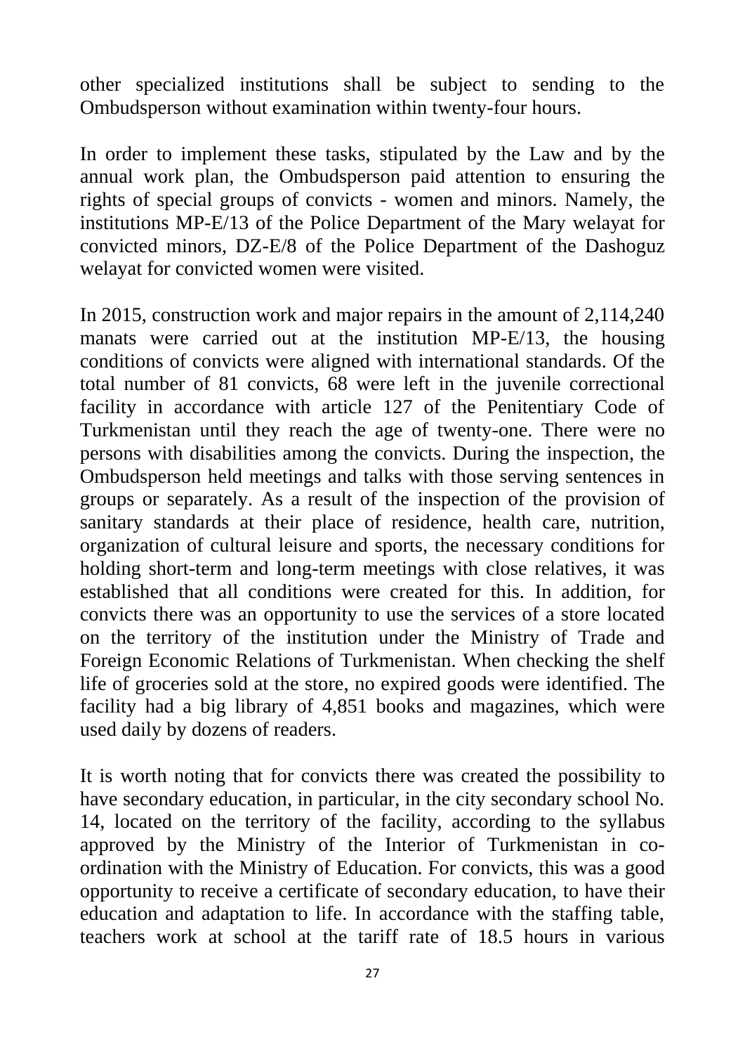other specialized institutions shall be subject to sending to the Ombudsperson without examination within twenty-four hours.

In order to implement these tasks, stipulated by the Law and by the annual work plan, the Ombudsperson paid attention to ensuring the rights of special groups of convicts - women and minors. Namely, the institutions MP-E/13 of the Police Department of the Mary welayat for convicted minors, DZ-E/8 of the Police Department of the Dashoguz welayat for convicted women were visited.

In 2015, construction work and major repairs in the amount of 2,114,240 manats were carried out at the institution MP-E/13, the housing conditions of convicts were aligned with international standards. Of the total number of 81 convicts, 68 were left in the juvenile correctional facility in accordance with article 127 of the Penitentiary Code of Turkmenistan until they reach the age of twenty-one. There were no persons with disabilities among the convicts. During the inspection, the Ombudsperson held meetings and talks with those serving sentences in groups or separately. As a result of the inspection of the provision of sanitary standards at their place of residence, health care, nutrition, organization of cultural leisure and sports, the necessary conditions for holding short-term and long-term meetings with close relatives, it was established that all conditions were created for this. In addition, for convicts there was an opportunity to use the services of a store located on the territory of the institution under the Ministry of Trade and Foreign Economic Relations of Turkmenistan. When checking the shelf life of groceries sold at the store, no expired goods were identified. The facility had a big library of 4,851 books and magazines, which were used daily by dozens of readers.

It is worth noting that for convicts there was created the possibility to have secondary education, in particular, in the city secondary school No. 14, located on the territory of the facility, according to the syllabus approved by the Ministry of the Interior of Turkmenistan in co-ordination with the Ministry of Education. For convicts, this was a good opportunity to receive a certificate of secondary education, to have their education and adaptation to life. In accordance with the staffing table, teachers work at school at the tariff rate of 18.5 hours in various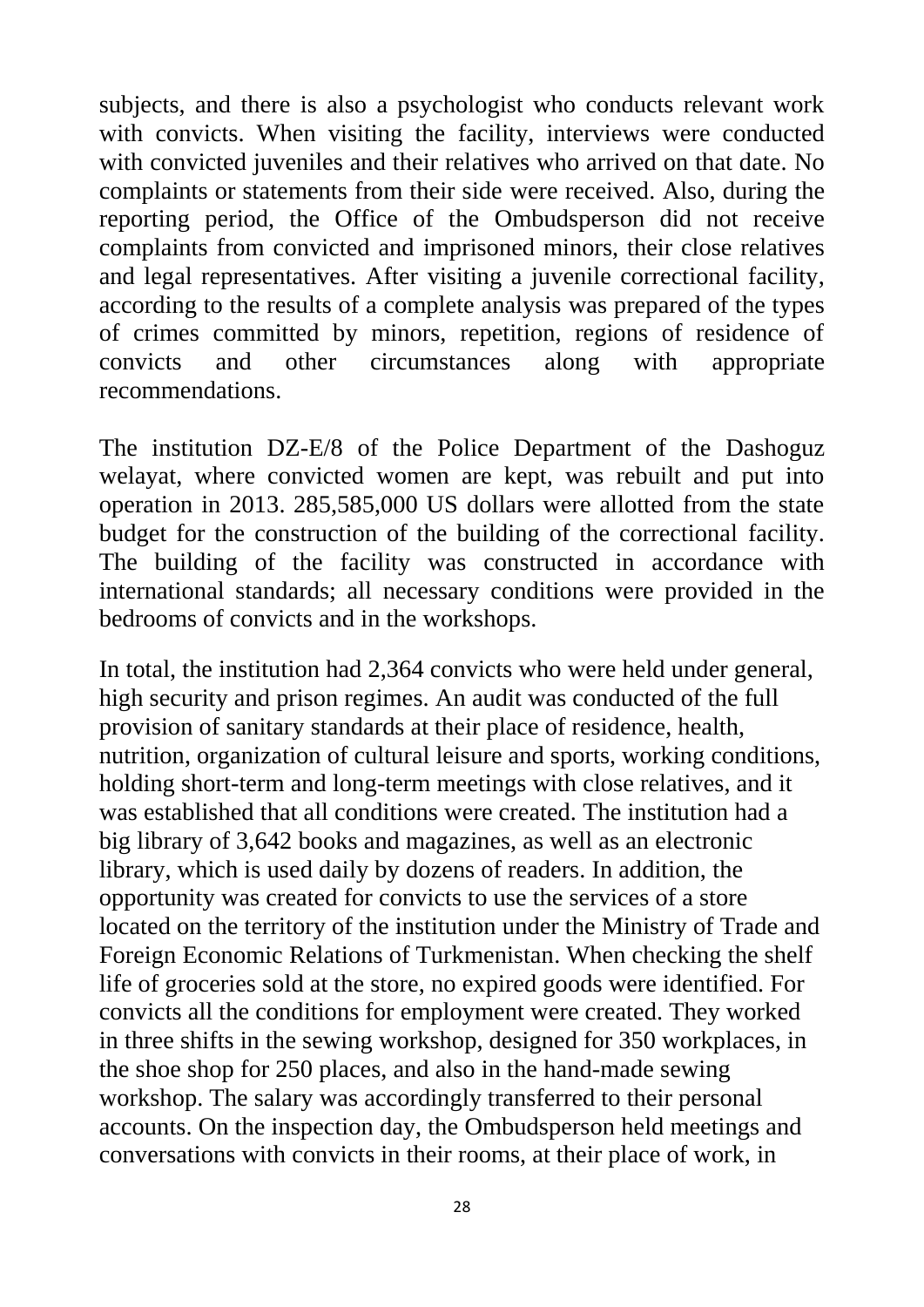subjects, and there is also a psychologist who conducts relevant work with convicts. When visiting the facility, interviews were conducted with convicted juveniles and their relatives who arrived on that date. No complaints or statements from their side were received. Also, during the reporting period, the Office of the Ombudsperson did not receive complaints from convicted and imprisoned minors, their close relatives and legal representatives. After visiting a juvenile correctional facility, according to the results of a complete analysis was prepared of the types of crimes committed by minors, repetition, regions of residence of convicts and other circumstances along with appropriate recommendations.

The institution DZ-E/8 of the Police Department of the Dashoguz welayat, where convicted women are kept, was rebuilt and put into operation in 2013. 285,585,000 US dollars were allotted from the state budget for the construction of the building of the correctional facility. The building of the facility was constructed in accordance with international standards; all necessary conditions were provided in the bedrooms of convicts and in the workshops.

In total, the institution had 2,364 convicts who were held under general, high security and prison regimes. An audit was conducted of the full provision of sanitary standards at their place of residence, health, nutrition, organization of cultural leisure and sports, working conditions, holding short-term and long-term meetings with close relatives, and it was established that all conditions were created. The institution had a big library of 3,642 books and magazines, as well as an electronic library, which is used daily by dozens of readers. In addition, the opportunity was created for convicts to use the services of a store located on the territory of the institution under the Ministry of Trade and Foreign Economic Relations of Turkmenistan. When checking the shelf life of groceries sold at the store, no expired goods were identified. For convicts all the conditions for employment were created. They worked in three shifts in the sewing workshop, designed for 350 workplaces, in the shoe shop for 250 places, and also in the hand-made sewing workshop. The salary was accordingly transferred to their personal accounts. On the inspection day, the Ombudsperson held meetings and conversations with convicts in their rooms, at their place of work, in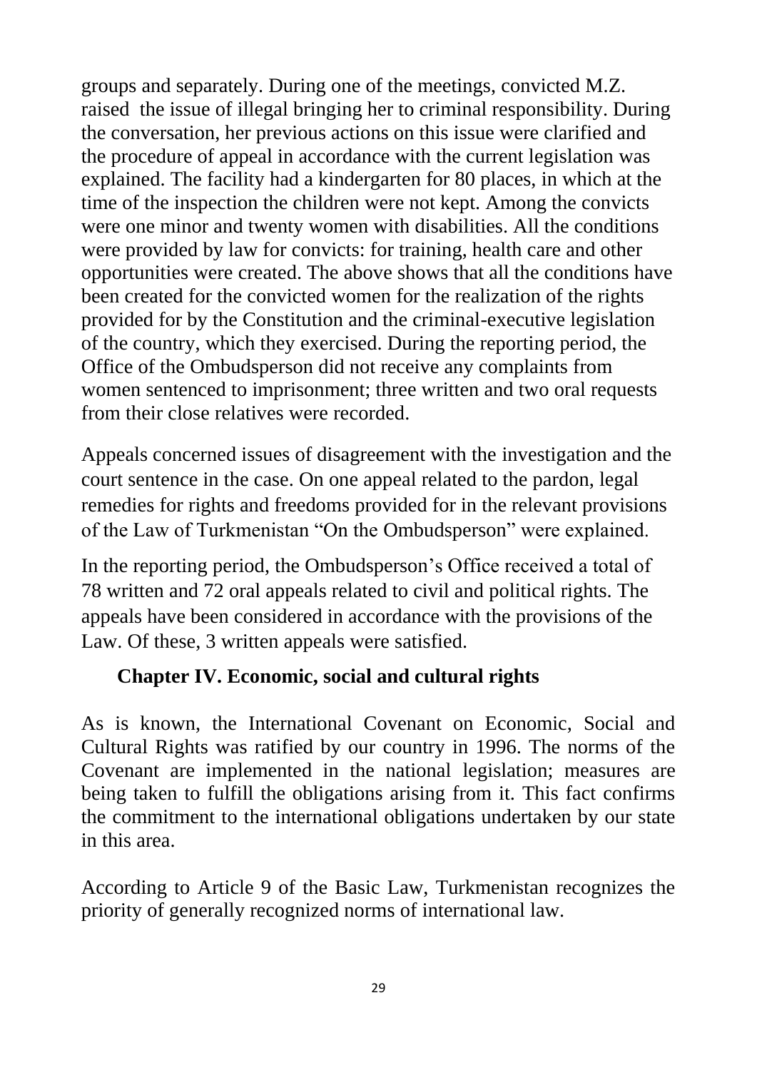groups and separately. During one of the meetings, convicted M.Z. raised the issue of illegal bringing her to criminal responsibility. During the conversation, her previous actions on this issue were clarified and the procedure of appeal in accordance with the current legislation was explained. The facility had a kindergarten for 80 places, in which at the time of the inspection the children were not kept. Among the convicts were one minor and twenty women with disabilities. All the conditions were provided by law for convicts: for training, health care and other opportunities were created. The above shows that all the conditions have been created for the convicted women for the realization of the rights provided for by the Constitution and the criminal-executive legislation of the country, which they exercised. During the reporting period, the Office of the Ombudsperson did not receive any complaints from women sentenced to imprisonment; three written and two oral requests from their close relatives were recorded.

Appeals concerned issues of disagreement with the investigation and the court sentence in the case. On one appeal related to the pardon, legal remedies for rights and freedoms provided for in the relevant provisions of the Law of Turkmenistan "On the Ombudsperson" were explained.

In the reporting period, the Ombudsperson's Office received a total of 78 written and 72 oral appeals related to civil and political rights. The appeals have been considered in accordance with the provisions of the Law. Of these, 3 written appeals were satisfied.

## Chapter IV. Economic, social and cultural rights

As is known, the International Covenant on Economic, Social and Cultural Rights was ratified by our country in 1996. The norms of the Covenant are implemented in the national legislation; measures are being taken to fulfill the obligations arising from it. This fact confirms the commitment to the international obligations undertaken by our state in this area.

According to Article 9 of the Basic Law, Turkmenistan recognizes the priority of generally recognized norms of international law.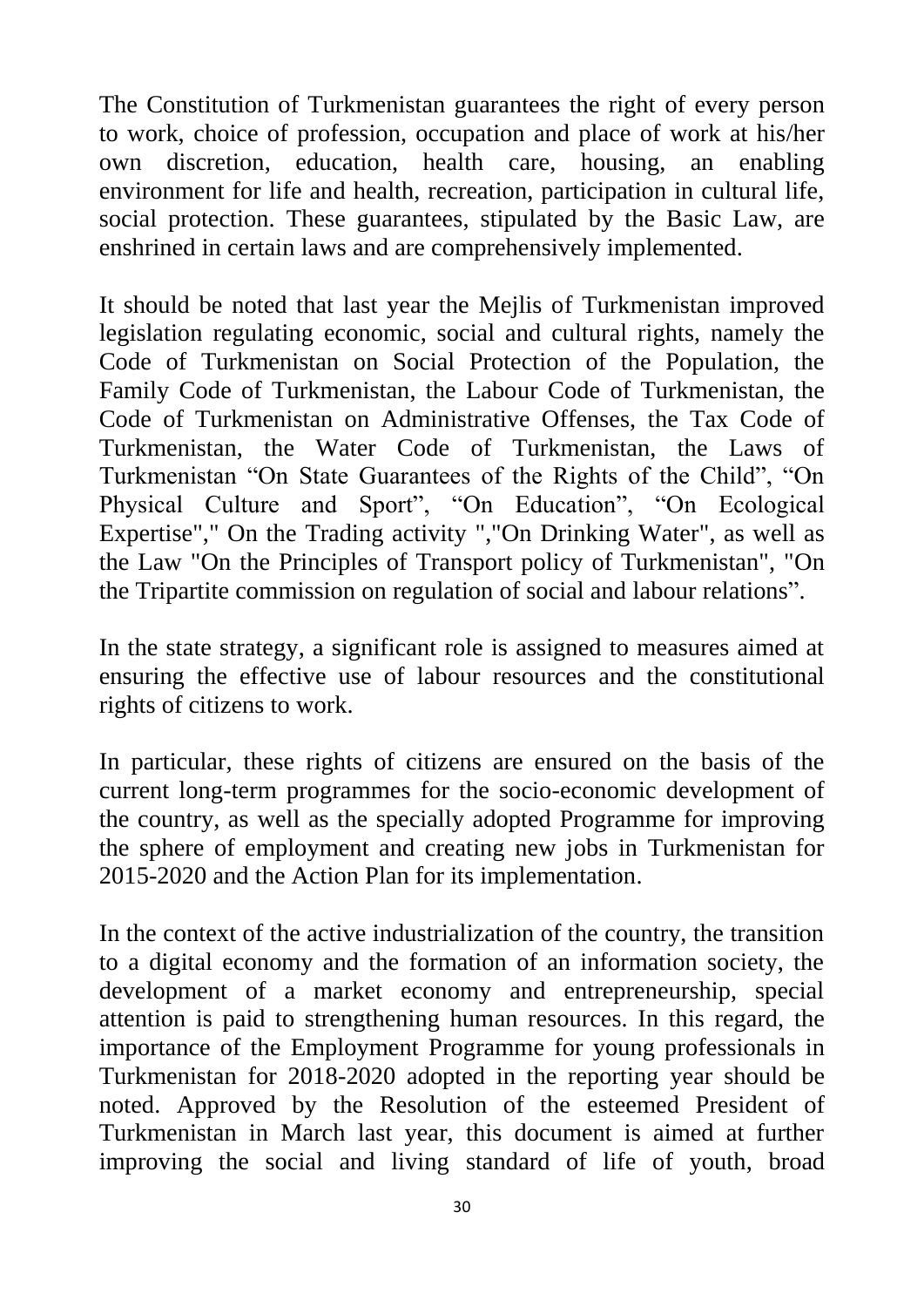The Constitution of Turkmenistan guarantees the right of every person to work, choice of profession, occupation and place of work at his/her own discretion, education, health care, housing, an enabling environment for life and health, recreation, participation in cultural life, social protection. These guarantees, stipulated by the Basic Law, are enshrined in certain laws and are comprehensively implemented.

It should be noted that last year the Mejlis of Turkmenistan improved legislation regulating economic, social and cultural rights, namely the Code of Turkmenistan on Social Protection of the Population, the Family Code of Turkmenistan, the Labour Code of Turkmenistan, the Code of Turkmenistan on Administrative Offenses, the Tax Code of Turkmenistan, the Water Code of Turkmenistan, the Laws of Turkmenistan “On State Guarantees of the Rights of the Child”, “On Physical Culture and Sport”, “On Education”, “On Ecological Expertise"," On the Trading activity ","On Drinking Water", as well as the Law "On the Principles of Transport policy of Turkmenistan", "On the Tripartite commission on regulation of social and labour relations”.

In the state strategy, a significant role is assigned to measures aimed at ensuring the effective use of labour resources and the constitutional rights of citizens to work.

In particular, these rights of citizens are ensured on the basis of the current long-term programmes for the socio-economic development of the country, as well as the specially adopted Programme for improving the sphere of employment and creating new jobs in Turkmenistan for 2015-2020 and the Action Plan for its implementation.

In the context of the active industrialization of the country, the transition to a digital economy and the formation of an information society, the development of a market economy and entrepreneurship, special attention is paid to strengthening human resources. In this regard, the importance of the Employment Programme for young professionals in Turkmenistan for 2018-2020 adopted in the reporting year should be noted. Approved by the Resolution of the esteemed President of Turkmenistan in March last year, this document is aimed at further improving the social and living standard of life of youth, broad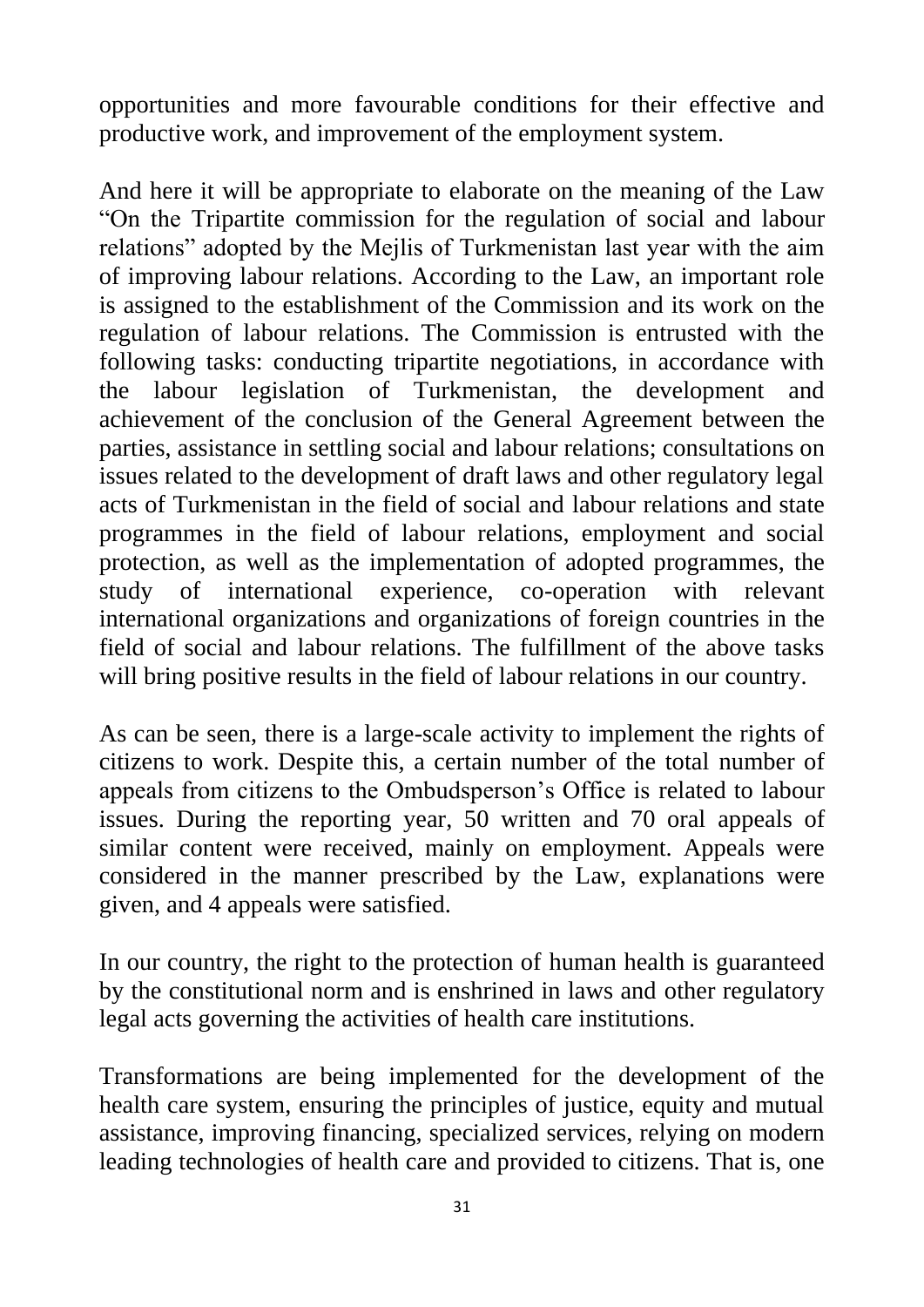opportunities and more favourable conditions for their effective and productive work, and improvement of the employment system.

And here it will be appropriate to elaborate on the meaning of the Law "On the Tripartite commission for the regulation of social and labour relations" adopted by the Mejlis of Turkmenistan last year with the aim of improving labour relations. According to the Law, an important role is assigned to the establishment of the Commission and its work on the regulation of labour relations. The Commission is entrusted with the following tasks: conducting tripartite negotiations, in accordance with the labour legislation of Turkmenistan, the development and achievement of the conclusion of the General Agreement between the parties, assistance in settling social and labour relations; consultations on issues related to the development of draft laws and other regulatory legal acts of Turkmenistan in the field of social and labour relations and state programmes in the field of labour relations, employment and social protection, as well as the implementation of adopted programmes, the study of international experience, co-operation with relevant international organizations and organizations of foreign countries in the field of social and labour relations. The fulfillment of the above tasks will bring positive results in the field of labour relations in our country.

As can be seen, there is a large-scale activity to implement the rights of citizens to work. Despite this, a certain number of the total number of appeals from citizens to the Ombudsperson's Office is related to labour issues. During the reporting year, 50 written and 70 oral appeals of similar content were received, mainly on employment. Appeals were considered in the manner prescribed by the Law, explanations were given, and 4 appeals were satisfied.

In our country, the right to the protection of human health is guaranteed by the constitutional norm and is enshrined in laws and other regulatory legal acts governing the activities of health care institutions.

Transformations are being implemented for the development of the health care system, ensuring the principles of justice, equity and mutual assistance, improving financing, specialized services, relying on modern leading technologies of health care and provided to citizens. That is, one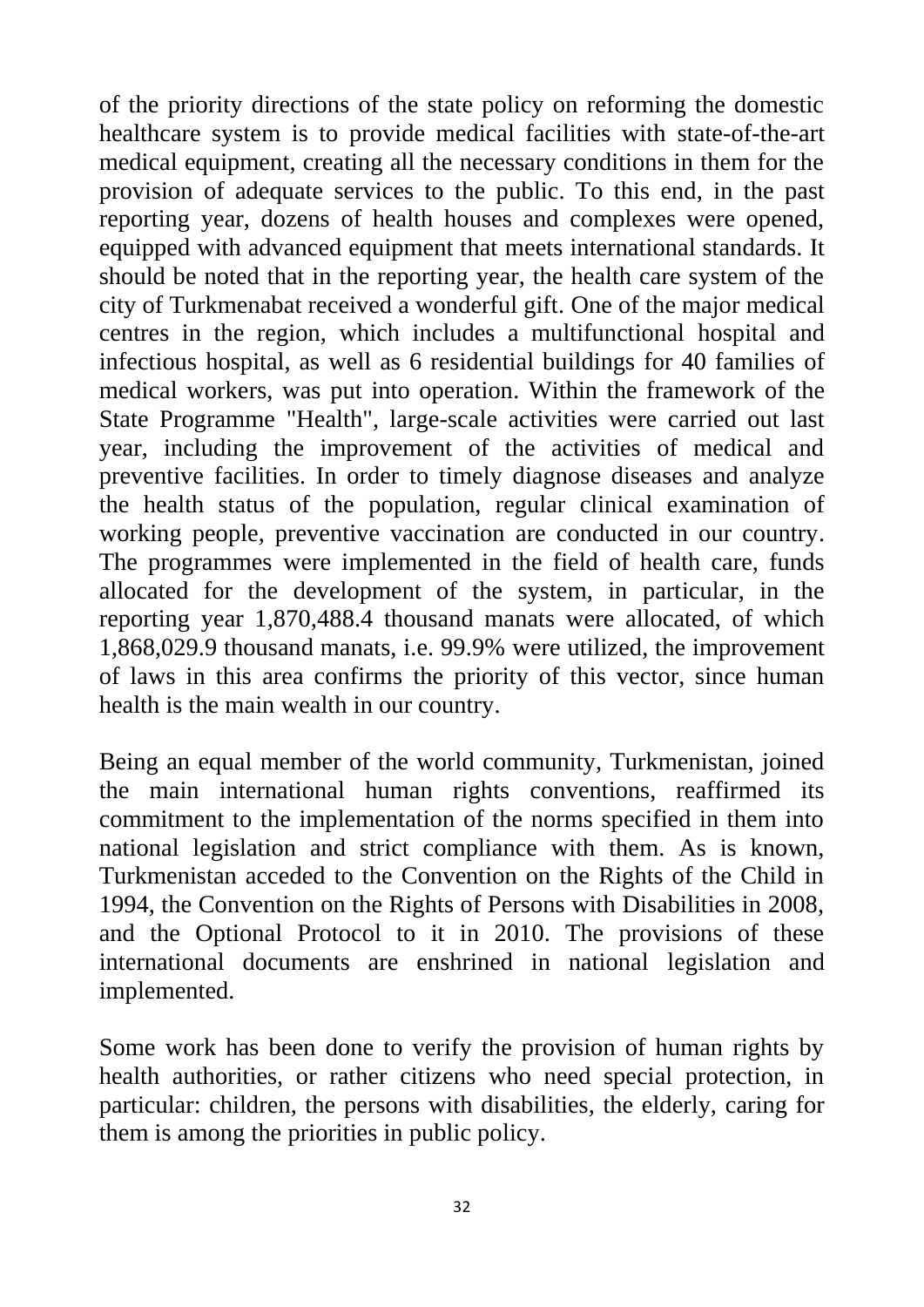of the priority directions of the state policy on reforming the domestic healthcare system is to provide medical facilities with state-of-the-art medical equipment, creating all the necessary conditions in them for the provision of adequate services to the public. To this end, in the past reporting year, dozens of health houses and complexes were opened, equipped with advanced equipment that meets international standards. It should be noted that in the reporting year, the health care system of the city of Turkmenabat received a wonderful gift. One of the major medical centres in the region, which includes a multifunctional hospital and infectious hospital, as well as 6 residential buildings for 40 families of medical workers, was put into operation. Within the framework of the State Programme "Health", large-scale activities were carried out last year, including the improvement of the activities of medical and preventive facilities. In order to timely diagnose diseases and analyze the health status of the population, regular clinical examination of working people, preventive vaccination are conducted in our country. The programmes were implemented in the field of health care, funds allocated for the development of the system, in particular, in the reporting year 1,870,488.4 thousand manats were allocated, of which 1,868,029.9 thousand manats, i.e. 99.9% were utilized, the improvement of laws in this area confirms the priority of this vector, since human health is the main wealth in our country.

Being an equal member of the world community, Turkmenistan, joined the main international human rights conventions, reaffirmed its commitment to the implementation of the norms specified in them into national legislation and strict compliance with them. As is known, Turkmenistan acceded to the Convention on the Rights of the Child in 1994, the Convention on the Rights of Persons with Disabilities in 2008, and the Optional Protocol to it in 2010. The provisions of these international documents are enshrined in national legislation and implemented.

Some work has been done to verify the provision of human rights by health authorities, or rather citizens who need special protection, in particular: children, the persons with disabilities, the elderly, caring for them is among the priorities in public policy.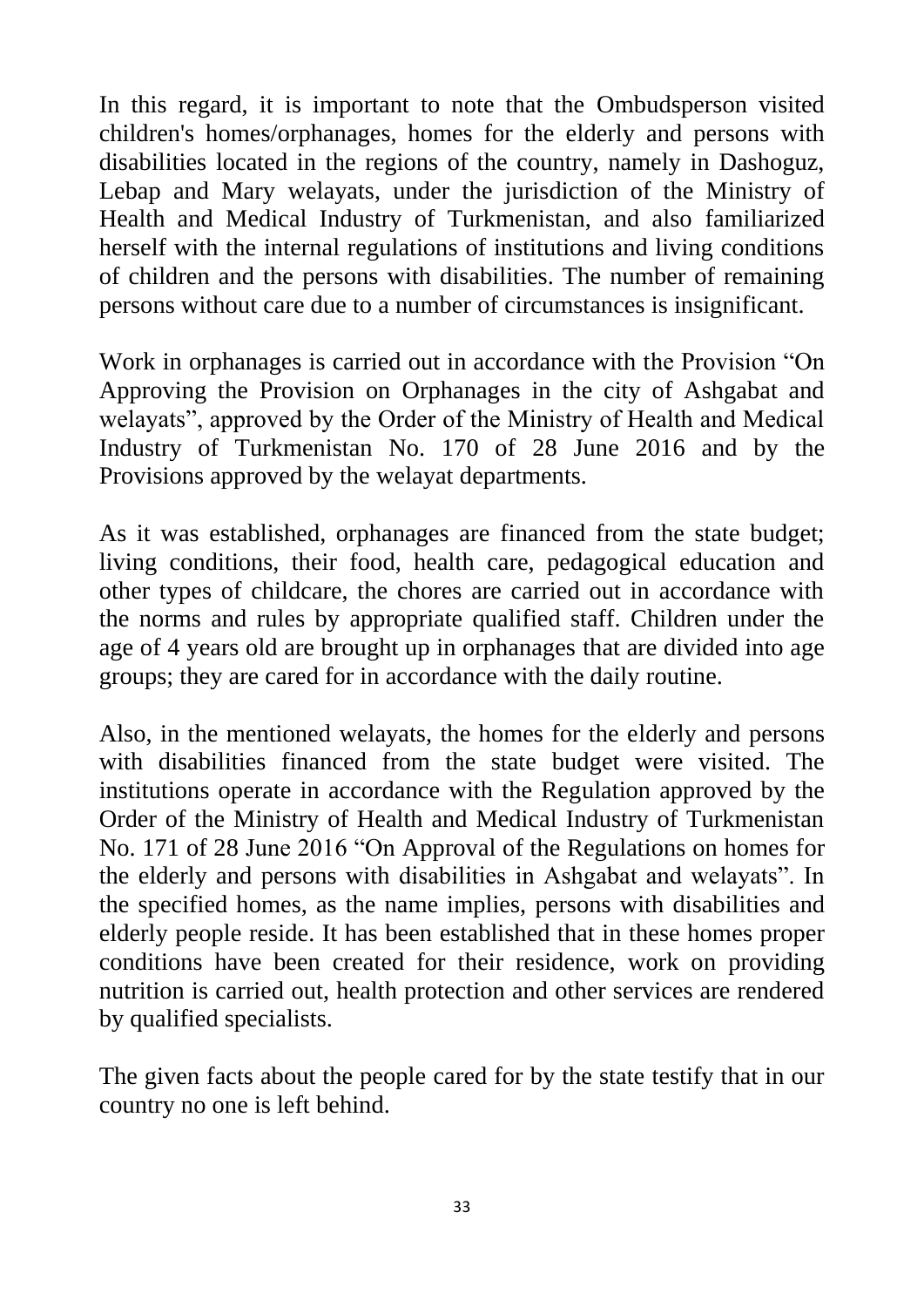In this regard, it is important to note that the Ombudsperson visited children's homes/orphanages, homes for the elderly and persons with disabilities located in the regions of the country, namely in Dashoguz, Lebap and Mary welayats, under the jurisdiction of the Ministry of Health and Medical Industry of Turkmenistan, and also familiarized herself with the internal regulations of institutions and living conditions of children and the persons with disabilities. The number of remaining persons without care due to a number of circumstances is insignificant.

Work in orphanages is carried out in accordance with the Provision "On Approving the Provision on Orphanages in the city of Ashgabat and welayats", approved by the Order of the Ministry of Health and Medical Industry of Turkmenistan No. 170 of 28 June 2016 and by the Provisions approved by the welayat departments.

As it was established, orphanages are financed from the state budget; living conditions, their food, health care, pedagogical education and other types of childcare, the chores are carried out in accordance with the norms and rules by appropriate qualified staff. Children under the age of 4 years old are brought up in orphanages that are divided into age groups; they are cared for in accordance with the daily routine.

Also, in the mentioned welayats, the homes for the elderly and persons with disabilities financed from the state budget were visited. The institutions operate in accordance with the Regulation approved by the Order of the Ministry of Health and Medical Industry of Turkmenistan No. 171 of 28 June 2016 "On Approval of the Regulations on homes for the elderly and persons with disabilities in Ashgabat and welayats". In the specified homes, as the name implies, persons with disabilities and elderly people reside. It has been established that in these homes proper conditions have been created for their residence, work on providing nutrition is carried out, health protection and other services are rendered by qualified specialists.

The given facts about the people cared for by the state testify that in our country no one is left behind.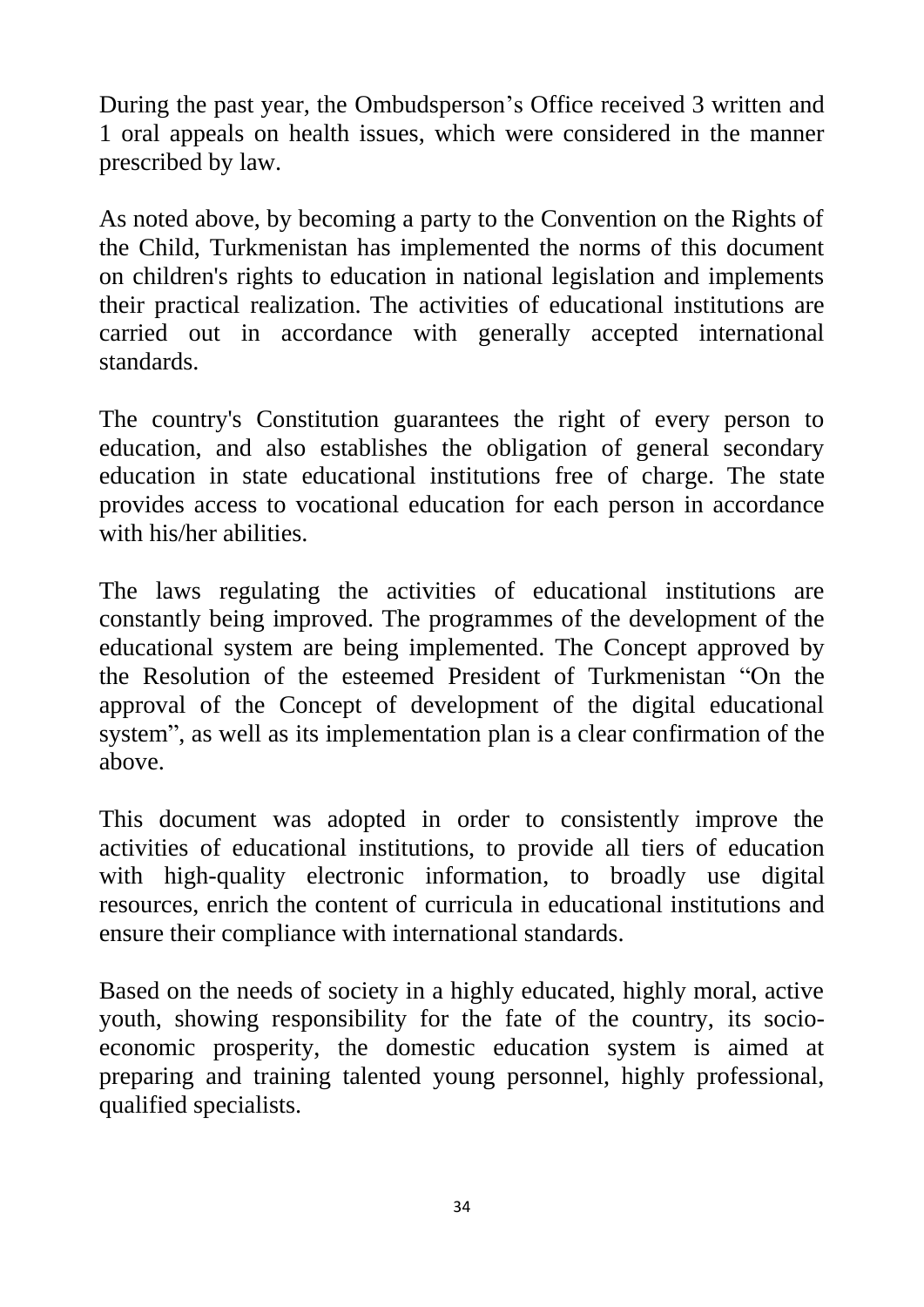During the past year, the Ombudsperson’s Office received 3 written and 1 oral appeals on health issues, which were considered in the manner prescribed by law.

As noted above, by becoming a party to the Convention on the Rights of the Child, Turkmenistan has implemented the norms of this document on children's rights to education in national legislation and implements their practical realization. The activities of educational institutions are carried out in accordance with generally accepted international standards.

The country's Constitution guarantees the right of every person to education, and also establishes the obligation of general secondary education in state educational institutions free of charge. The state provides access to vocational education for each person in accordance with his/her abilities.

The laws regulating the activities of educational institutions are constantly being improved. The programmes of the development of the educational system are being implemented. The Concept approved by the Resolution of the esteemed President of Turkmenistan “On the approval of the Concept of development of the digital educational system”, as well as its implementation plan is a clear confirmation of the above.

This document was adopted in order to consistently improve the activities of educational institutions, to provide all tiers of education with high-quality electronic information, to broadly use digital resources, enrich the content of curricula in educational institutions and ensure their compliance with international standards.

Based on the needs of society in a highly educated, highly moral, active youth, showing responsibility for the fate of the country, its socio-economic prosperity, the domestic education system is aimed at preparing and training talented young personnel, highly professional, qualified specialists.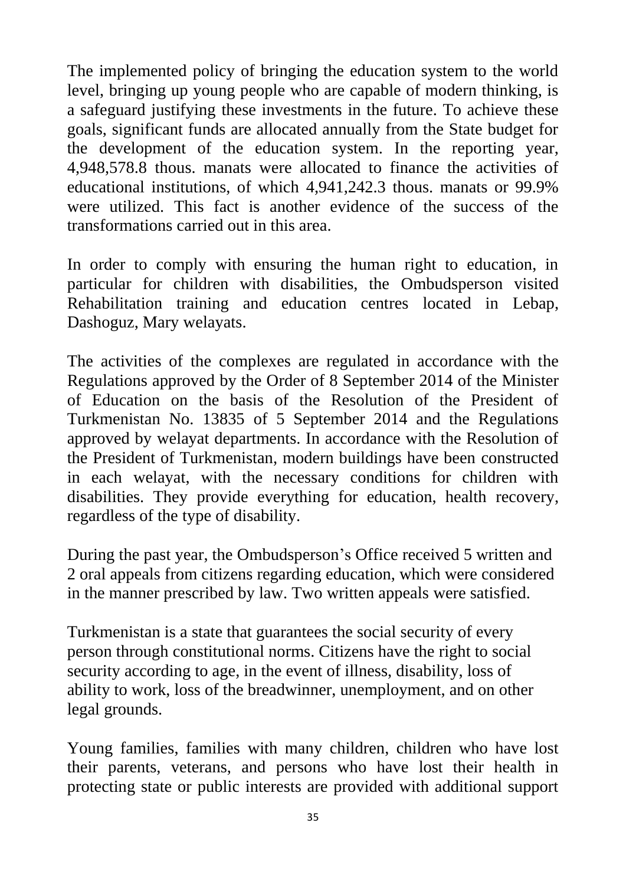The implemented policy of bringing the education system to the world level, bringing up young people who are capable of modern thinking, is a safeguard justifying these investments in the future. To achieve these goals, significant funds are allocated annually from the State budget for the development of the education system. In the reporting year, 4,948,578.8 thous. manats were allocated to finance the activities of educational institutions, of which 4,941,242.3 thous. manats or 99.9% were utilized. This fact is another evidence of the success of the transformations carried out in this area.

In order to comply with ensuring the human right to education, in particular for children with disabilities, the Ombudsperson visited Rehabilitation training and education centres located in Lebap, Dashoguz, Mary welayats.

The activities of the complexes are regulated in accordance with the Regulations approved by the Order of 8 September 2014 of the Minister of Education on the basis of the Resolution of the President of Turkmenistan No. 13835 of 5 September 2014 and the Regulations approved by welayat departments. In accordance with the Resolution of the President of Turkmenistan, modern buildings have been constructed in each welayat, with the necessary conditions for children with disabilities. They provide everything for education, health recovery, regardless of the type of disability.

During the past year, the Ombudsperson’s Office received 5 written and 2 oral appeals from citizens regarding education, which were considered in the manner prescribed by law. Two written appeals were satisfied.

Turkmenistan is a state that guarantees the social security of every person through constitutional norms. Citizens have the right to social security according to age, in the event of illness, disability, loss of ability to work, loss of the breadwinner, unemployment, and on other legal grounds.

Young families, families with many children, children who have lost their parents, veterans, and persons who have lost their health in protecting state or public interests are provided with additional support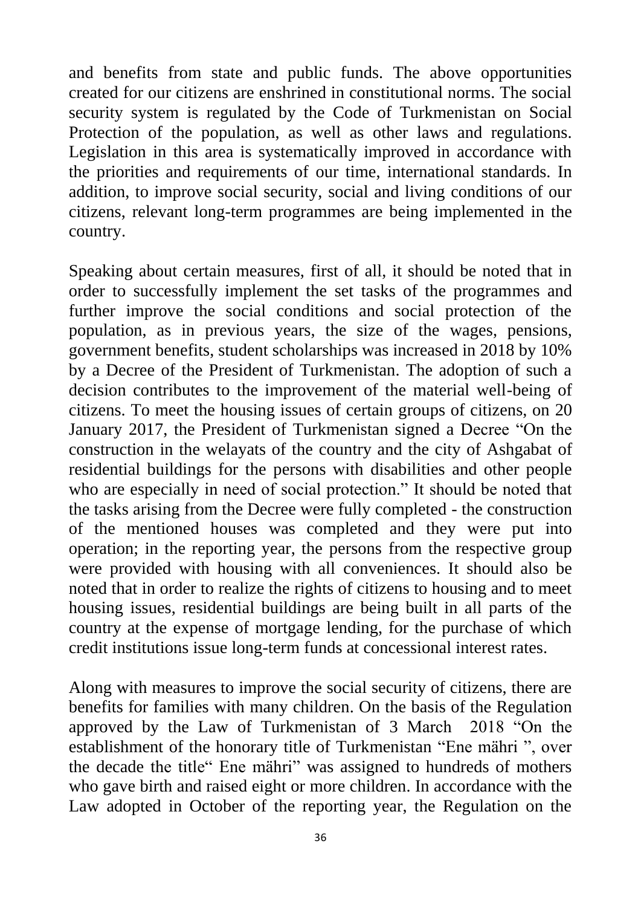and benefits from state and public funds. The above opportunities created for our citizens are enshrined in constitutional norms. The social security system is regulated by the Code of Turkmenistan on Social Protection of the population, as well as other laws and regulations. Legislation in this area is systematically improved in accordance with the priorities and requirements of our time, international standards. In addition, to improve social security, social and living conditions of our citizens, relevant long-term programmes are being implemented in the country.

Speaking about certain measures, first of all, it should be noted that in order to successfully implement the set tasks of the programmes and further improve the social conditions and social protection of the population, as in previous years, the size of the wages, pensions, government benefits, student scholarships was increased in 2018 by 10% by a Decree of the President of Turkmenistan. The adoption of such a decision contributes to the improvement of the material well-being of citizens. To meet the housing issues of certain groups of citizens, on 20 January 2017, the President of Turkmenistan signed a Decree "On the construction in the welayats of the country and the city of Ashgabat of residential buildings for the persons with disabilities and other people who are especially in need of social protection." It should be noted that the tasks arising from the Decree were fully completed - the construction of the mentioned houses was completed and they were put into operation; in the reporting year, the persons from the respective group were provided with housing with all conveniences. It should also be noted that in order to realize the rights of citizens to housing and to meet housing issues, residential buildings are being built in all parts of the country at the expense of mortgage lending, for the purchase of which credit institutions issue long-term funds at concessional interest rates.

Along with measures to improve the social security of citizens, there are benefits for families with many children. On the basis of the Regulation approved by the Law of Turkmenistan of 3 March 2018 "On the establishment of the honorary title of Turkmenistan "Ene mähri ", over the decade the title" Ene mähri" was assigned to hundreds of mothers who gave birth and raised eight or more children. In accordance with the Law adopted in October of the reporting year, the Regulation on the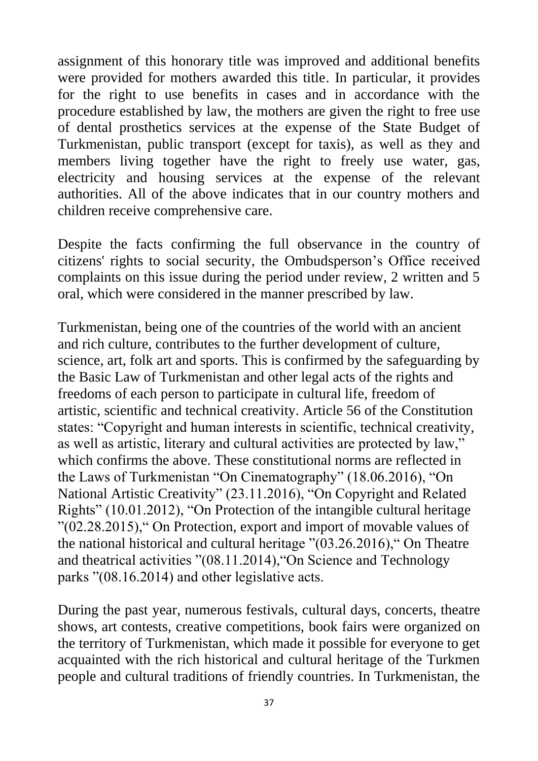assignment of this honorary title was improved and additional benefits were provided for mothers awarded this title. In particular, it provides for the right to use benefits in cases and in accordance with the procedure established by law, the mothers are given the right to free use of dental prosthetics services at the expense of the State Budget of Turkmenistan, public transport (except for taxis), as well as they and members living together have the right to freely use water, gas, electricity and housing services at the expense of the relevant authorities. All of the above indicates that in our country mothers and children receive comprehensive care.

Despite the facts confirming the full observance in the country of citizens' rights to social security, the Ombudsperson's Office received complaints on this issue during the period under review, 2 written and 5 oral, which were considered in the manner prescribed by law.

Turkmenistan, being one of the countries of the world with an ancient and rich culture, contributes to the further development of culture, science, art, folk art and sports. This is confirmed by the safeguarding by the Basic Law of Turkmenistan and other legal acts of the rights and freedoms of each person to participate in cultural life, freedom of artistic, scientific and technical creativity. Article 56 of the Constitution states: "Copyright and human interests in scientific, technical creativity, as well as artistic, literary and cultural activities are protected by law," which confirms the above. These constitutional norms are reflected in the Laws of Turkmenistan "On Cinematography" (18.06.2016), "On National Artistic Creativity" (23.11.2016), "On Copyright and Related Rights" (10.01.2012), "On Protection of the intangible cultural heritage "(02.28.2015)," On Protection, export and import of movable values of the national historical and cultural heritage "(03.26.2016)," On Theatre and theatrical activities "(08.11.2014),"On Science and Technology parks "(08.16.2014) and other legislative acts.

During the past year, numerous festivals, cultural days, concerts, theatre shows, art contests, creative competitions, book fairs were organized on the territory of Turkmenistan, which made it possible for everyone to get acquainted with the rich historical and cultural heritage of the Turkmen people and cultural traditions of friendly countries. In Turkmenistan, the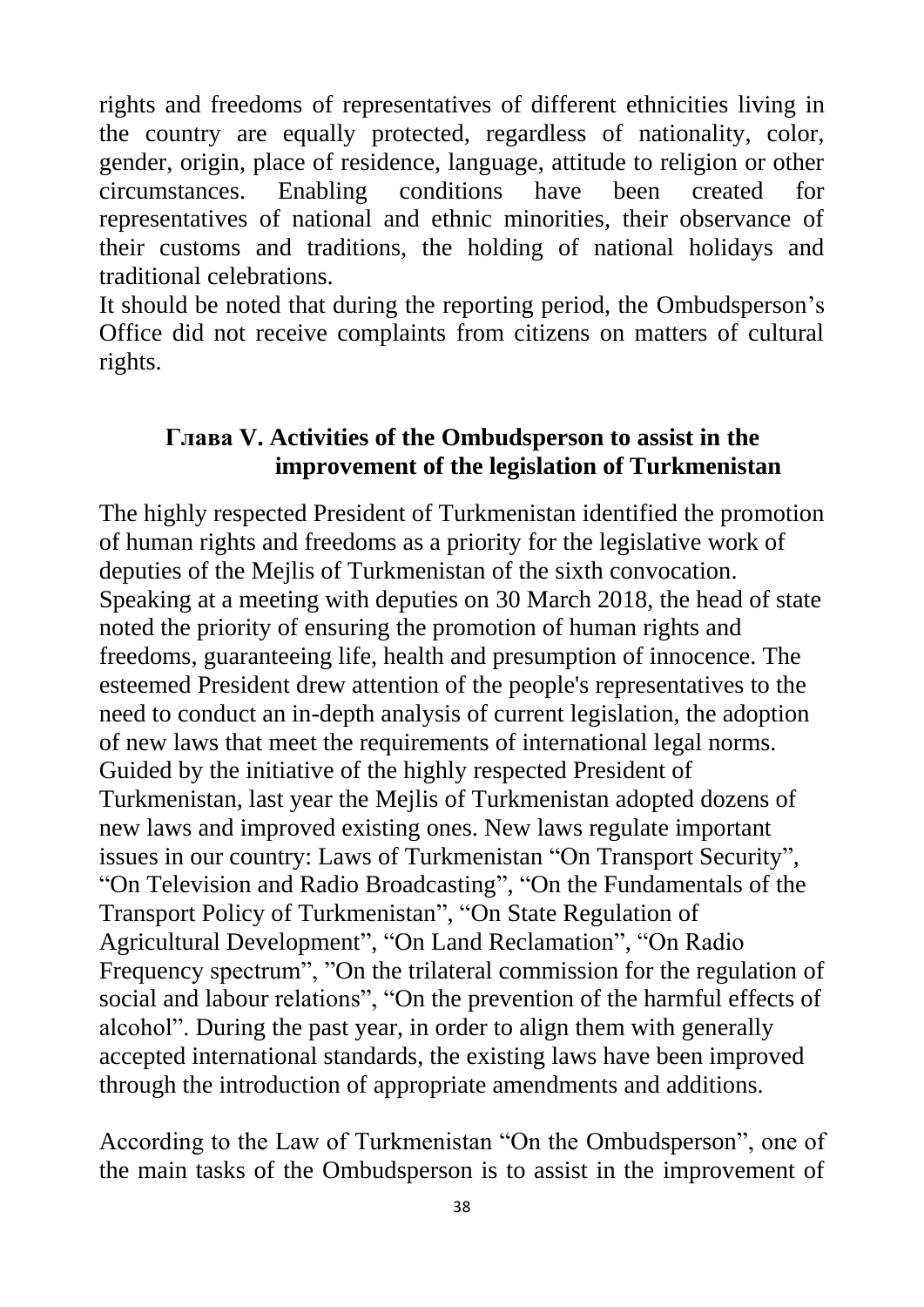rights and freedoms of representatives of different ethnicities living in the country are equally protected, regardless of nationality, color, gender, origin, place of residence, language, attitude to religion or other circumstances. Enabling conditions have been created for representatives of national and ethnic minorities, their observance of their customs and traditions, the holding of national holidays and traditional celebrations.

It should be noted that during the reporting period, the Ombudsperson's Office did not receive complaints from citizens on matters of cultural rights.

## Глава V. Activities of the Ombudsperson to assist in the improvement of the legislation of Turkmenistan

The highly respected President of Turkmenistan identified the promotion of human rights and freedoms as a priority for the legislative work of deputies of the Mejlis of Turkmenistan of the sixth convocation. Speaking at a meeting with deputies on 30 March 2018, the head of state noted the priority of ensuring the promotion of human rights and freedoms, guaranteeing life, health and presumption of innocence. The esteemed President drew attention of the people's representatives to the need to conduct an in-depth analysis of current legislation, the adoption of new laws that meet the requirements of international legal norms.

Guided by the initiative of the highly respected President of Turkmenistan, last year the Mejlis of Turkmenistan adopted dozens of new laws and improved existing ones. New laws regulate important issues in our country: Laws of Turkmenistan "On Transport Security", "On Television and Radio Broadcasting", "On the Fundamentals of the Transport Policy of Turkmenistan", "On State Regulation of Agricultural Development", "On Land Reclamation", "On Radio Frequency spectrum", "On the trilateral commission for the regulation of social and labour relations", "On the prevention of the harmful effects of alcohol". During the past year, in order to align them with generally accepted international standards, the existing laws have been improved through the introduction of appropriate amendments and additions.

According to the Law of Turkmenistan "On the Ombudsperson", one of the main tasks of the Ombudsperson is to assist in the improvement of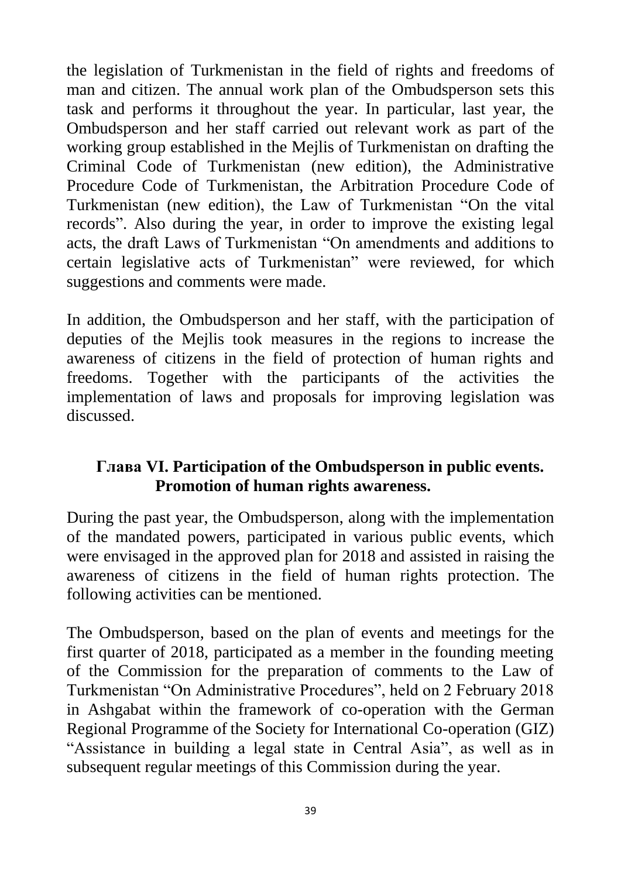the legislation of Turkmenistan in the field of rights and freedoms of man and citizen. The annual work plan of the Ombudsperson sets this task and performs it throughout the year. In particular, last year, the Ombudsperson and her staff carried out relevant work as part of the working group established in the Mejlis of Turkmenistan on drafting the Criminal Code of Turkmenistan (new edition), the Administrative Procedure Code of Turkmenistan, the Arbitration Procedure Code of Turkmenistan (new edition), the Law of Turkmenistan "On the vital records". Also during the year, in order to improve the existing legal acts, the draft Laws of Turkmenistan "On amendments and additions to certain legislative acts of Turkmenistan" were reviewed, for which suggestions and comments were made.

In addition, the Ombudsperson and her staff, with the participation of deputies of the Mejlis took measures in the regions to increase the awareness of citizens in the field of protection of human rights and freedoms. Together with the participants of the activities the implementation of laws and proposals for improving legislation was discussed.

## Глава VI. Participation of the Ombudsperson in public events. Promotion of human rights awareness.

During the past year, the Ombudsperson, along with the implementation of the mandated powers, participated in various public events, which were envisaged in the approved plan for 2018 and assisted in raising the awareness of citizens in the field of human rights protection. The following activities can be mentioned.

The Ombudsperson, based on the plan of events and meetings for the first quarter of 2018, participated as a member in the founding meeting of the Commission for the preparation of comments to the Law of Turkmenistan "On Administrative Procedures", held on 2 February 2018 in Ashgabat within the framework of co-operation with the German Regional Programme of the Society for International Co-operation (GIZ) "Assistance in building a legal state in Central Asia", as well as in subsequent regular meetings of this Commission during the year.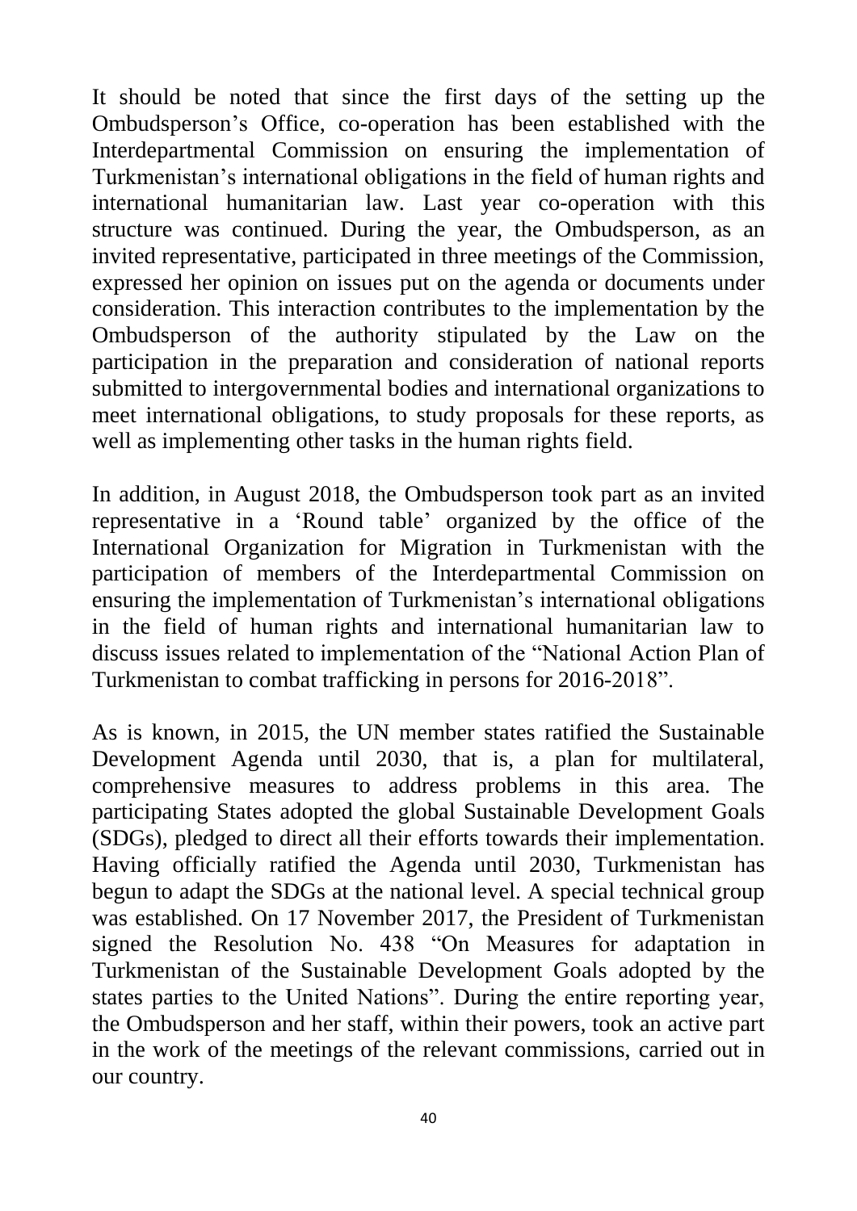It should be noted that since the first days of the setting up the Ombudsperson's Office, co-operation has been established with the Interdepartmental Commission on ensuring the implementation of Turkmenistan's international obligations in the field of human rights and international humanitarian law. Last year co-operation with this structure was continued. During the year, the Ombudsperson, as an invited representative, participated in three meetings of the Commission, expressed her opinion on issues put on the agenda or documents under consideration. This interaction contributes to the implementation by the Ombudsperson of the authority stipulated by the Law on the participation in the preparation and consideration of national reports submitted to intergovernmental bodies and international organizations to meet international obligations, to study proposals for these reports, as well as implementing other tasks in the human rights field.

In addition, in August 2018, the Ombudsperson took part as an invited representative in a 'Round table' organized by the office of the International Organization for Migration in Turkmenistan with the participation of members of the Interdepartmental Commission on ensuring the implementation of Turkmenistan's international obligations in the field of human rights and international humanitarian law to discuss issues related to implementation of the "National Action Plan of Turkmenistan to combat trafficking in persons for 2016-2018".

As is known, in 2015, the UN member states ratified the Sustainable Development Agenda until 2030, that is, a plan for multilateral, comprehensive measures to address problems in this area. The participating States adopted the global Sustainable Development Goals (SDGs), pledged to direct all their efforts towards their implementation. Having officially ratified the Agenda until 2030, Turkmenistan has begun to adapt the SDGs at the national level. A special technical group was established. On 17 November 2017, the President of Turkmenistan signed the Resolution No. 438 "On Measures for adaptation in Turkmenistan of the Sustainable Development Goals adopted by the states parties to the United Nations". During the entire reporting year, the Ombudsperson and her staff, within their powers, took an active part in the work of the meetings of the relevant commissions, carried out in our country.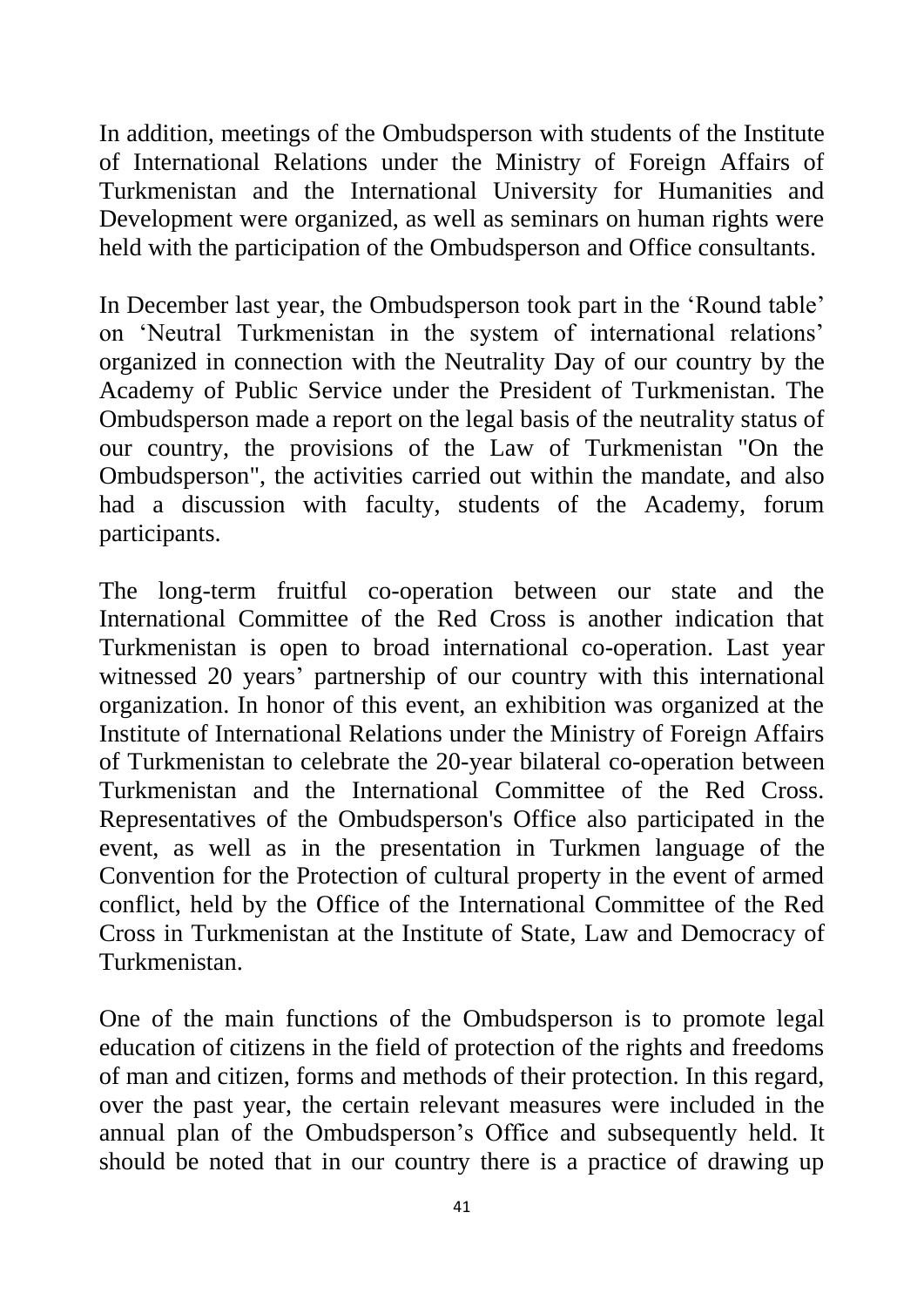In addition, meetings of the Ombudsperson with students of the Institute of International Relations under the Ministry of Foreign Affairs of Turkmenistan and the International University for Humanities and Development were organized, as well as seminars on human rights were held with the participation of the Ombudsperson and Office consultants.

In December last year, the Ombudsperson took part in the 'Round table' on 'Neutral Turkmenistan in the system of international relations' organized in connection with the Neutrality Day of our country by the Academy of Public Service under the President of Turkmenistan. The Ombudsperson made a report on the legal basis of the neutrality status of our country, the provisions of the Law of Turkmenistan "On the Ombudsperson", the activities carried out within the mandate, and also had a discussion with faculty, students of the Academy, forum participants.

The long-term fruitful co-operation between our state and the International Committee of the Red Cross is another indication that Turkmenistan is open to broad international co-operation. Last year witnessed 20 years' partnership of our country with this international organization. In honor of this event, an exhibition was organized at the Institute of International Relations under the Ministry of Foreign Affairs of Turkmenistan to celebrate the 20-year bilateral co-operation between Turkmenistan and the International Committee of the Red Cross. Representatives of the Ombudsperson's Office also participated in the event, as well as in the presentation in Turkmen language of the Convention for the Protection of cultural property in the event of armed conflict, held by the Office of the International Committee of the Red Cross in Turkmenistan at the Institute of State, Law and Democracy of Turkmenistan.

One of the main functions of the Ombudsperson is to promote legal education of citizens in the field of protection of the rights and freedoms of man and citizen, forms and methods of their protection. In this regard, over the past year, the certain relevant measures were included in the annual plan of the Ombudsperson's Office and subsequently held. It should be noted that in our country there is a practice of drawing up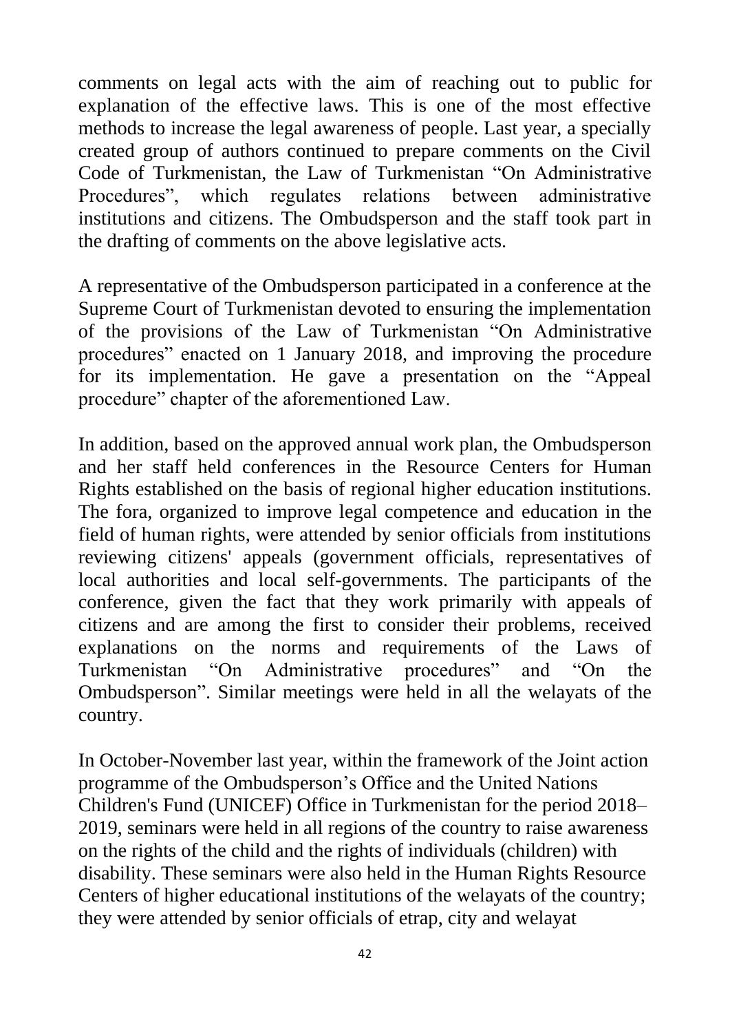comments on legal acts with the aim of reaching out to public for explanation of the effective laws. This is one of the most effective methods to increase the legal awareness of people. Last year, a specially created group of authors continued to prepare comments on the Civil Code of Turkmenistan, the Law of Turkmenistan "On Administrative Procedures", which regulates relations between administrative institutions and citizens. The Ombudsperson and the staff took part in the drafting of comments on the above legislative acts.

A representative of the Ombudsperson participated in a conference at the Supreme Court of Turkmenistan devoted to ensuring the implementation of the provisions of the Law of Turkmenistan "On Administrative procedures" enacted on 1 January 2018, and improving the procedure for its implementation. He gave a presentation on the "Appeal procedure" chapter of the aforementioned Law.

In addition, based on the approved annual work plan, the Ombudsperson and her staff held conferences in the Resource Centers for Human Rights established on the basis of regional higher education institutions. The fora, organized to improve legal competence and education in the field of human rights, were attended by senior officials from institutions reviewing citizens' appeals (government officials, representatives of local authorities and local self-governments. The participants of the conference, given the fact that they work primarily with appeals of citizens and are among the first to consider their problems, received explanations on the norms and requirements of the Laws of Turkmenistan "On Administrative procedures" and "On the Ombudsperson". Similar meetings were held in all the welayats of the country.

In October-November last year, within the framework of the Joint action programme of the Ombudsperson's Office and the United Nations Children's Fund (UNICEF) Office in Turkmenistan for the period 2018–2019, seminars were held in all regions of the country to raise awareness on the rights of the child and the rights of individuals (children) with disability. These seminars were also held in the Human Rights Resource Centers of higher educational institutions of the welayats of the country; they were attended by senior officials of etrap, city and welayat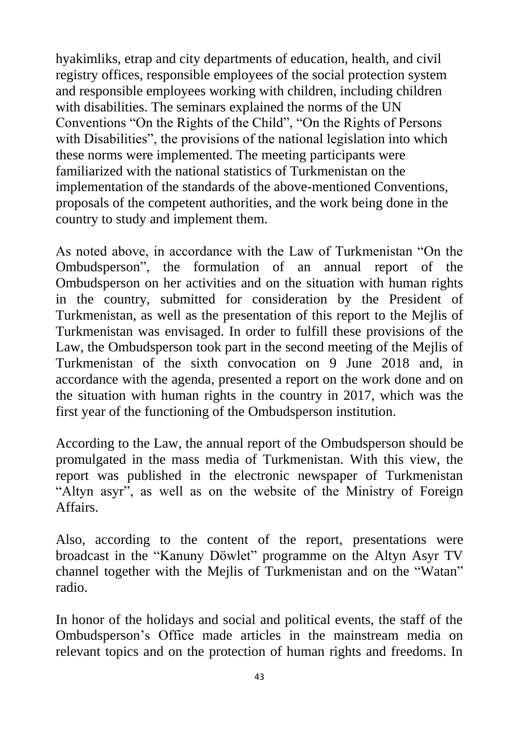hyakimliks, etrap and city departments of education, health, and civil registry offices, responsible employees of the social protection system and responsible employees working with children, including children with disabilities. The seminars explained the norms of the UN Conventions "On the Rights of the Child", "On the Rights of Persons with Disabilities", the provisions of the national legislation into which these norms were implemented. The meeting participants were familiarized with the national statistics of Turkmenistan on the implementation of the standards of the above-mentioned Conventions, proposals of the competent authorities, and the work being done in the country to study and implement them.

As noted above, in accordance with the Law of Turkmenistan "On the Ombudsperson", the formulation of an annual report of the Ombudsperson on her activities and on the situation with human rights in the country, submitted for consideration by the President of Turkmenistan, as well as the presentation of this report to the Mejlis of Turkmenistan was envisaged. In order to fulfill these provisions of the Law, the Ombudsperson took part in the second meeting of the Mejlis of Turkmenistan of the sixth convocation on 9 June 2018 and, in accordance with the agenda, presented a report on the work done and on the situation with human rights in the country in 2017, which was the first year of the functioning of the Ombudsperson institution.

According to the Law, the annual report of the Ombudsperson should be promulgated in the mass media of Turkmenistan. With this view, the report was published in the electronic newspaper of Turkmenistan "Altyn asyr", as well as on the website of the Ministry of Foreign Affairs.

Also, according to the content of the report, presentations were broadcast in the "Kanuny Döwlet" programme on the Altyn Asyr TV channel together with the Mejlis of Turkmenistan and on the "Watan" radio.

In honor of the holidays and social and political events, the staff of the Ombudsperson's Office made articles in the mainstream media on relevant topics and on the protection of human rights and freedoms. In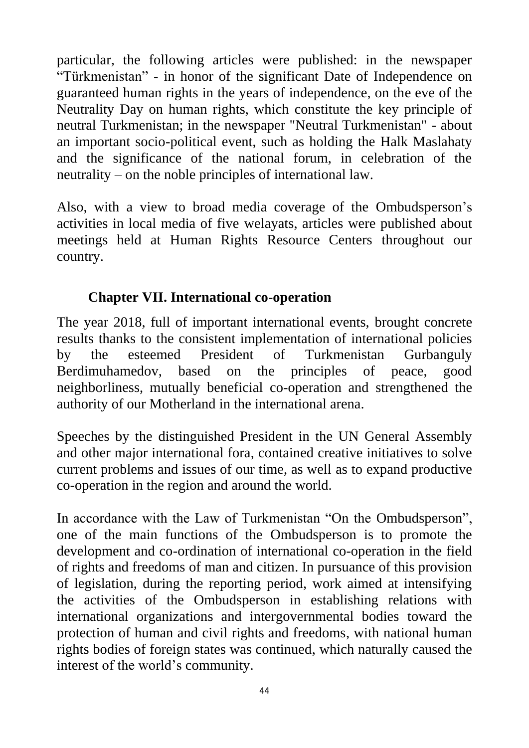particular, the following articles were published: in the newspaper “Türkmenistan” - in honor of the significant Date of Independence on guaranteed human rights in the years of independence, on the eve of the Neutrality Day on human rights, which constitute the key principle of neutral Turkmenistan; in the newspaper "Neutral Turkmenistan" - about an important socio-political event, such as holding the Halk Maslahaty and the significance of the national forum, in celebration of the neutrality – on the noble principles of international law.

Also, with a view to broad media coverage of the Ombudsperson’s activities in local media of five welayats, articles were published about meetings held at Human Rights Resource Centers throughout our country.

## Chapter VII. International co-operation

The year 2018, full of important international events, brought concrete results thanks to the consistent implementation of international policies by the esteemed President of Turkmenistan Gurbanguly Berdimuhamedov, based on the principles of peace, good neighborliness, mutually beneficial co-operation and strengthened the authority of our Motherland in the international arena.

Speeches by the distinguished President in the UN General Assembly and other major international fora, contained creative initiatives to solve current problems and issues of our time, as well as to expand productive co-operation in the region and around the world.

In accordance with the Law of Turkmenistan “On the Ombudsperson”, one of the main functions of the Ombudsperson is to promote the development and co-ordination of international co-operation in the field of rights and freedoms of man and citizen. In pursuance of this provision of legislation, during the reporting period, work aimed at intensifying the activities of the Ombudsperson in establishing relations with international organizations and intergovernmental bodies toward the protection of human and civil rights and freedoms, with national human rights bodies of foreign states was continued, which naturally caused the interest of the world’s community.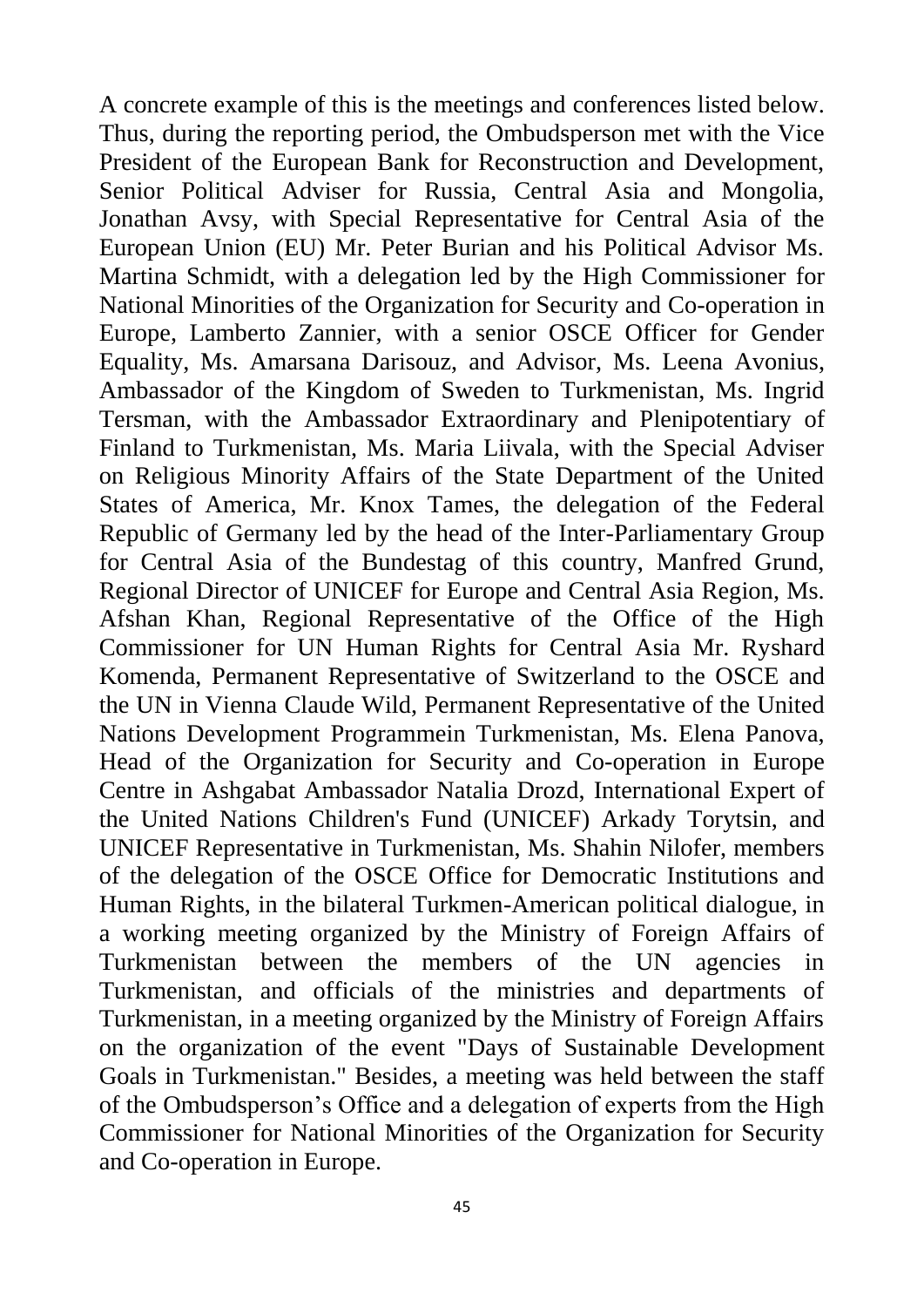A concrete example of this is the meetings and conferences listed below. Thus, during the reporting period, the Ombudsperson met with the Vice President of the European Bank for Reconstruction and Development, Senior Political Adviser for Russia, Central Asia and Mongolia, Jonathan Avsy, with Special Representative for Central Asia of the European Union (EU) Mr. Peter Burian and his Political Advisor Ms. Martina Schmidt, with a delegation led by the High Commissioner for National Minorities of the Organization for Security and Co-operation in Europe, Lamberto Zannier, with a senior OSCE Officer for Gender Equality, Ms. Amarsana Darisouz, and Advisor, Ms. Leena Avonius, Ambassador of the Kingdom of Sweden to Turkmenistan, Ms. Ingrid Tersman, with the Ambassador Extraordinary and Plenipotentiary of Finland to Turkmenistan, Ms. Maria Liivala, with the Special Adviser on Religious Minority Affairs of the State Department of the United States of America, Mr. Knox Tames, the delegation of the Federal Republic of Germany led by the head of the Inter-Parliamentary Group for Central Asia of the Bundestag of this country, Manfred Grund, Regional Director of UNICEF for Europe and Central Asia Region, Ms. Afshan Khan, Regional Representative of the Office of the High Commissioner for UN Human Rights for Central Asia Mr. Ryshard Komenda, Permanent Representative of Switzerland to the OSCE and the UN in Vienna Claude Wild, Permanent Representative of the United Nations Development Programmein Turkmenistan, Ms. Elena Panova, Head of the Organization for Security and Co-operation in Europe Centre in Ashgabat Ambassador Natalia Drozd, International Expert of the United Nations Children's Fund (UNICEF) Arkady Torytsin, and UNICEF Representative in Turkmenistan, Ms. Shahin Nilofer, members of the delegation of the OSCE Office for Democratic Institutions and Human Rights, in the bilateral Turkmen-American political dialogue, in a working meeting organized by the Ministry of Foreign Affairs of Turkmenistan between the members of the UN agencies in Turkmenistan, and officials of the ministries and departments of Turkmenistan, in a meeting organized by the Ministry of Foreign Affairs on the organization of the event "Days of Sustainable Development Goals in Turkmenistan." Besides, a meeting was held between the staff of the Ombudsperson's Office and a delegation of experts from the High Commissioner for National Minorities of the Organization for Security and Co-operation in Europe.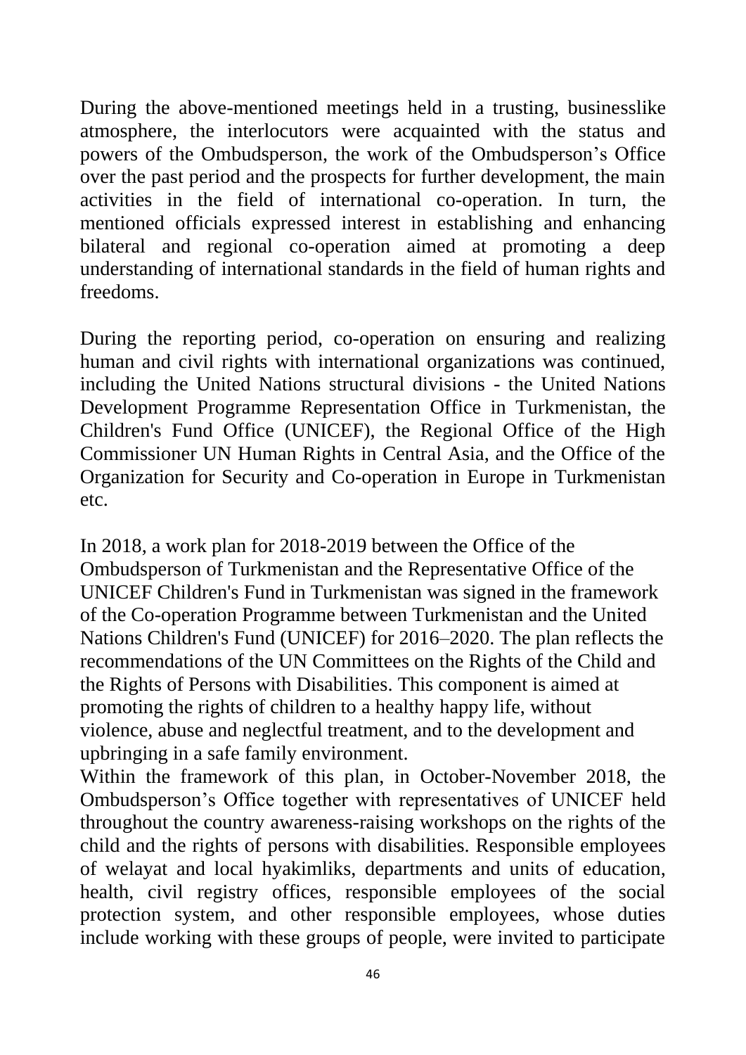During the above-mentioned meetings held in a trusting, businesslike atmosphere, the interlocutors were acquainted with the status and powers of the Ombudsperson, the work of the Ombudsperson's Office over the past period and the prospects for further development, the main activities in the field of international co-operation. In turn, the mentioned officials expressed interest in establishing and enhancing bilateral and regional co-operation aimed at promoting a deep understanding of international standards in the field of human rights and freedoms.

During the reporting period, co-operation on ensuring and realizing human and civil rights with international organizations was continued, including the United Nations structural divisions - the United Nations Development Programme Representation Office in Turkmenistan, the Children's Fund Office (UNICEF), the Regional Office of the High Commissioner UN Human Rights in Central Asia, and the Office of the Organization for Security and Co-operation in Europe in Turkmenistan etc.

In 2018, a work plan for 2018-2019 between the Office of the Ombudsperson of Turkmenistan and the Representative Office of the UNICEF Children's Fund in Turkmenistan was signed in the framework of the Co-operation Programme between Turkmenistan and the United Nations Children's Fund (UNICEF) for 2016–2020. The plan reflects the recommendations of the UN Committees on the Rights of the Child and the Rights of Persons with Disabilities. This component is aimed at promoting the rights of children to a healthy happy life, without violence, abuse and neglectful treatment, and to the development and upbringing in a safe family environment.

Within the framework of this plan, in October-November 2018, the Ombudsperson's Office together with representatives of UNICEF held throughout the country awareness-raising workshops on the rights of the child and the rights of persons with disabilities. Responsible employees of welayat and local hyakimliks, departments and units of education, health, civil registry offices, responsible employees of the social protection system, and other responsible employees, whose duties include working with these groups of people, were invited to participate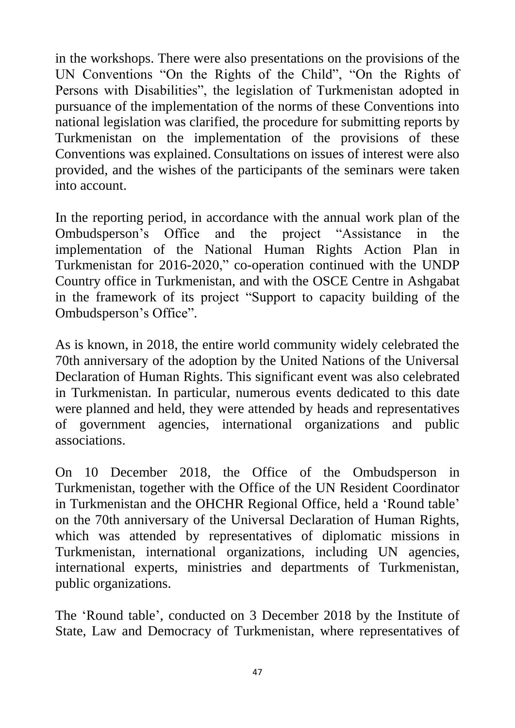in the workshops. There were also presentations on the provisions of the UN Conventions “On the Rights of the Child”, “On the Rights of Persons with Disabilities”, the legislation of Turkmenistan adopted in pursuance of the implementation of the norms of these Conventions into national legislation was clarified, the procedure for submitting reports by Turkmenistan on the implementation of the provisions of these Conventions was explained. Consultations on issues of interest were also provided, and the wishes of the participants of the seminars were taken into account.

In the reporting period, in accordance with the annual work plan of the Ombudsperson’s Office and the project “Assistance in the implementation of the National Human Rights Action Plan in Turkmenistan for 2016-2020,” co-operation continued with the UNDP Country office in Turkmenistan, and with the OSCE Centre in Ashgabat in the framework of its project “Support to capacity building of the Ombudsperson’s Office”.

As is known, in 2018, the entire world community widely celebrated the 70th anniversary of the adoption by the United Nations of the Universal Declaration of Human Rights. This significant event was also celebrated in Turkmenistan. In particular, numerous events dedicated to this date were planned and held, they were attended by heads and representatives of government agencies, international organizations and public associations.

On 10 December 2018, the Office of the Ombudsperson in Turkmenistan, together with the Office of the UN Resident Coordinator in Turkmenistan and the OHCHR Regional Office, held a ‘Round table’ on the 70th anniversary of the Universal Declaration of Human Rights, which was attended by representatives of diplomatic missions in Turkmenistan, international organizations, including UN agencies, international experts, ministries and departments of Turkmenistan, public organizations.

The ‘Round table’, conducted on 3 December 2018 by the Institute of State, Law and Democracy of Turkmenistan, where representatives of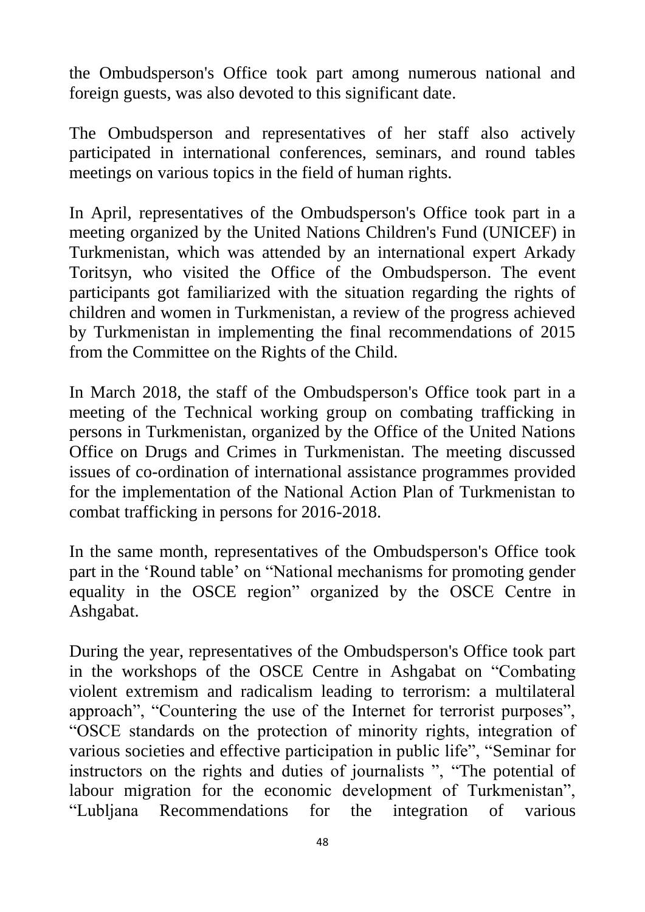the Ombudsperson's Office took part among numerous national and foreign guests, was also devoted to this significant date.

The Ombudsperson and representatives of her staff also actively participated in international conferences, seminars, and round tables meetings on various topics in the field of human rights.

In April, representatives of the Ombudsperson's Office took part in a meeting organized by the United Nations Children's Fund (UNICEF) in Turkmenistan, which was attended by an international expert Arkady Toritsyn, who visited the Office of the Ombudsperson. The event participants got familiarized with the situation regarding the rights of children and women in Turkmenistan, a review of the progress achieved by Turkmenistan in implementing the final recommendations of 2015 from the Committee on the Rights of the Child.

In March 2018, the staff of the Ombudsperson's Office took part in a meeting of the Technical working group on combating trafficking in persons in Turkmenistan, organized by the Office of the United Nations Office on Drugs and Crimes in Turkmenistan. The meeting discussed issues of co-ordination of international assistance programmes provided for the implementation of the National Action Plan of Turkmenistan to combat trafficking in persons for 2016-2018.

In the same month, representatives of the Ombudsperson's Office took part in the ‘Round table’ on “National mechanisms for promoting gender equality in the OSCE region” organized by the OSCE Centre in Ashgabat.

During the year, representatives of the Ombudsperson's Office took part in the workshops of the OSCE Centre in Ashgabat on “Combating violent extremism and radicalism leading to terrorism: a multilateral approach”, “Countering the use of the Internet for terrorist purposes”, “OSCE standards on the protection of minority rights, integration of various societies and effective participation in public life”, “Seminar for instructors on the rights and duties of journalists ”, “The potential of labour migration for the economic development of Turkmenistan”, “Lubljana Recommendations for the integration of various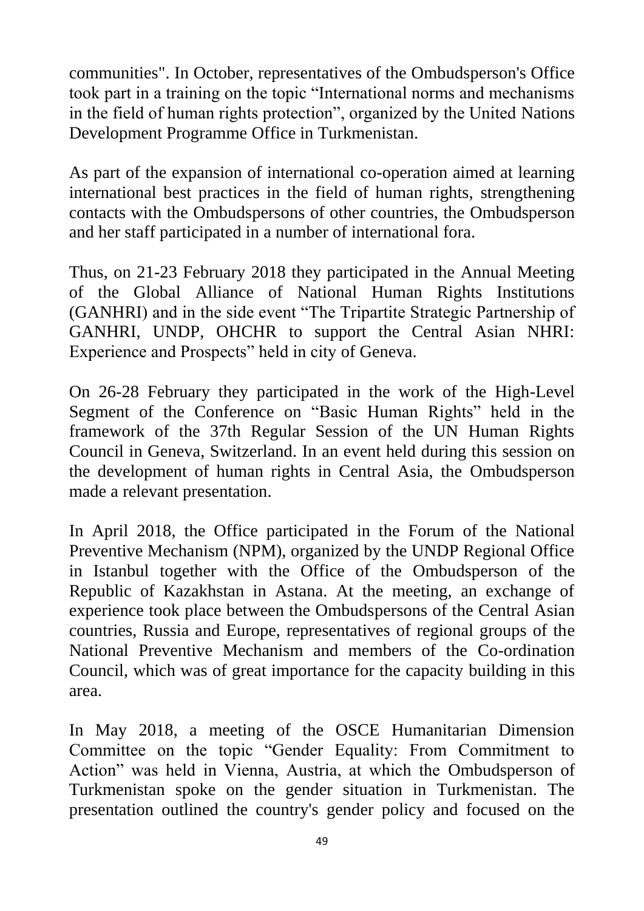communities". In October, representatives of the Ombudsperson's Office took part in a training on the topic “International norms and mechanisms in the field of human rights protection”, organized by the United Nations Development Programme Office in Turkmenistan.

As part of the expansion of international co-operation aimed at learning international best practices in the field of human rights, strengthening contacts with the Ombudspersons of other countries, the Ombudsperson and her staff participated in a number of international fora.

Thus, on 21-23 February 2018 they participated in the Annual Meeting of the Global Alliance of National Human Rights Institutions (GANHRI) and in the side event “The Tripartite Strategic Partnership of GANHRI, UNDP, OHCHR to support the Central Asian NHRI: Experience and Prospects” held in city of Geneva.

On 26-28 February they participated in the work of the High-Level Segment of the Conference on “Basic Human Rights” held in the framework of the 37th Regular Session of the UN Human Rights Council in Geneva, Switzerland. In an event held during this session on the development of human rights in Central Asia, the Ombudsperson made a relevant presentation.

In April 2018, the Office participated in the Forum of the National Preventive Mechanism (NPM), organized by the UNDP Regional Office in Istanbul together with the Office of the Ombudsperson of the Republic of Kazakhstan in Astana. At the meeting, an exchange of experience took place between the Ombudspersons of the Central Asian countries, Russia and Europe, representatives of regional groups of the National Preventive Mechanism and members of the Co-ordination Council, which was of great importance for the capacity building in this area.

In May 2018, a meeting of the OSCE Humanitarian Dimension Committee on the topic “Gender Equality: From Commitment to Action” was held in Vienna, Austria, at which the Ombudsperson of Turkmenistan spoke on the gender situation in Turkmenistan. The presentation outlined the country's gender policy and focused on the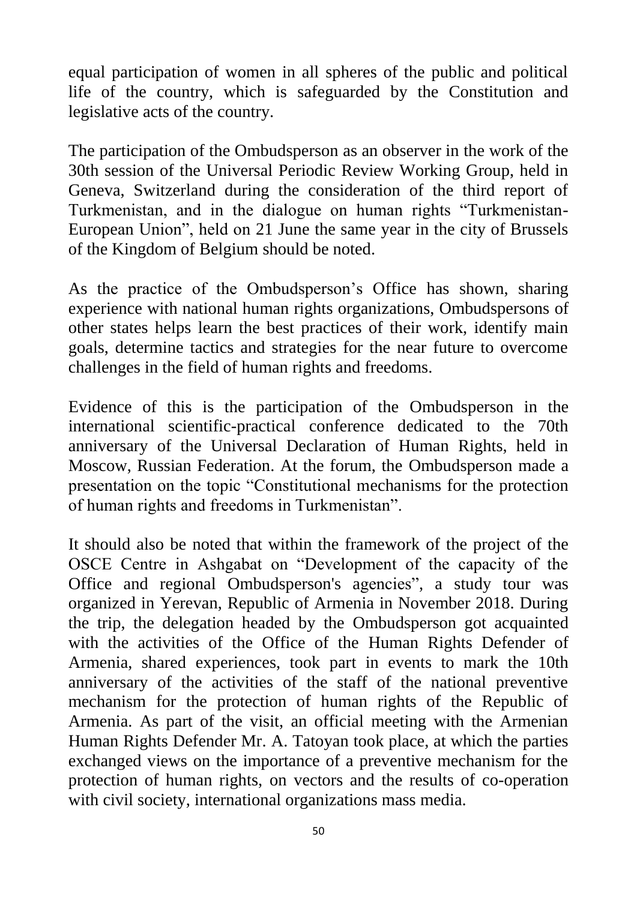equal participation of women in all spheres of the public and political life of the country, which is safeguarded by the Constitution and legislative acts of the country.

The participation of the Ombudsperson as an observer in the work of the 30th session of the Universal Periodic Review Working Group, held in Geneva, Switzerland during the consideration of the third report of Turkmenistan, and in the dialogue on human rights "Turkmenistan-European Union", held on 21 June the same year in the city of Brussels of the Kingdom of Belgium should be noted.

As the practice of the Ombudsperson's Office has shown, sharing experience with national human rights organizations, Ombudspersons of other states helps learn the best practices of their work, identify main goals, determine tactics and strategies for the near future to overcome challenges in the field of human rights and freedoms.

Evidence of this is the participation of the Ombudsperson in the international scientific-practical conference dedicated to the 70th anniversary of the Universal Declaration of Human Rights, held in Moscow, Russian Federation. At the forum, the Ombudsperson made a presentation on the topic "Constitutional mechanisms for the protection of human rights and freedoms in Turkmenistan".

It should also be noted that within the framework of the project of the OSCE Centre in Ashgabat on "Development of the capacity of the Office and regional Ombudsperson's agencies", a study tour was organized in Yerevan, Republic of Armenia in November 2018. During the trip, the delegation headed by the Ombudsperson got acquainted with the activities of the Office of the Human Rights Defender of Armenia, shared experiences, took part in events to mark the 10th anniversary of the activities of the staff of the national preventive mechanism for the protection of human rights of the Republic of Armenia. As part of the visit, an official meeting with the Armenian Human Rights Defender Mr. A. Tatoyan took place, at which the parties exchanged views on the importance of a preventive mechanism for the protection of human rights, on vectors and the results of co-operation with civil society, international organizations mass media.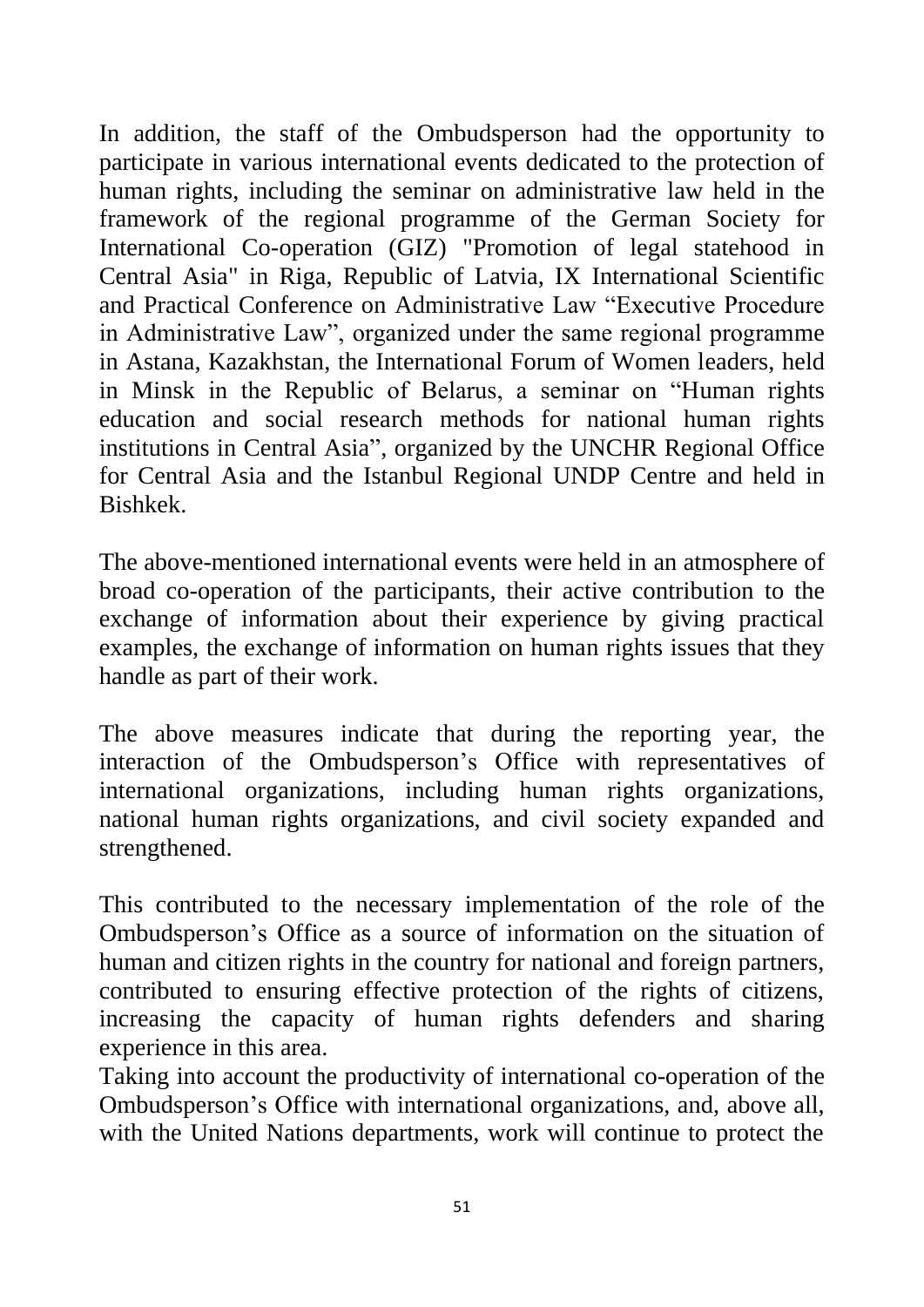In addition, the staff of the Ombudsperson had the opportunity to participate in various international events dedicated to the protection of human rights, including the seminar on administrative law held in the framework of the regional programme of the German Society for International Co-operation (GIZ) "Promotion of legal statehood in Central Asia" in Riga, Republic of Latvia, IX International Scientific and Practical Conference on Administrative Law “Executive Procedure in Administrative Law”, organized under the same regional programme in Astana, Kazakhstan, the International Forum of Women leaders, held in Minsk in the Republic of Belarus, a seminar on “Human rights education and social research methods for national human rights institutions in Central Asia”, organized by the UNCHR Regional Office for Central Asia and the Istanbul Regional UNDP Centre and held in Bishkek.

The above-mentioned international events were held in an atmosphere of broad co-operation of the participants, their active contribution to the exchange of information about their experience by giving practical examples, the exchange of information on human rights issues that they handle as part of their work.

The above measures indicate that during the reporting year, the interaction of the Ombudsperson’s Office with representatives of international organizations, including human rights organizations, national human rights organizations, and civil society expanded and strengthened.

This contributed to the necessary implementation of the role of the Ombudsperson’s Office as a source of information on the situation of human and citizen rights in the country for national and foreign partners, contributed to ensuring effective protection of the rights of citizens, increasing the capacity of human rights defenders and sharing experience in this area.

Taking into account the productivity of international co-operation of the Ombudsperson’s Office with international organizations, and, above all, with the United Nations departments, work will continue to protect the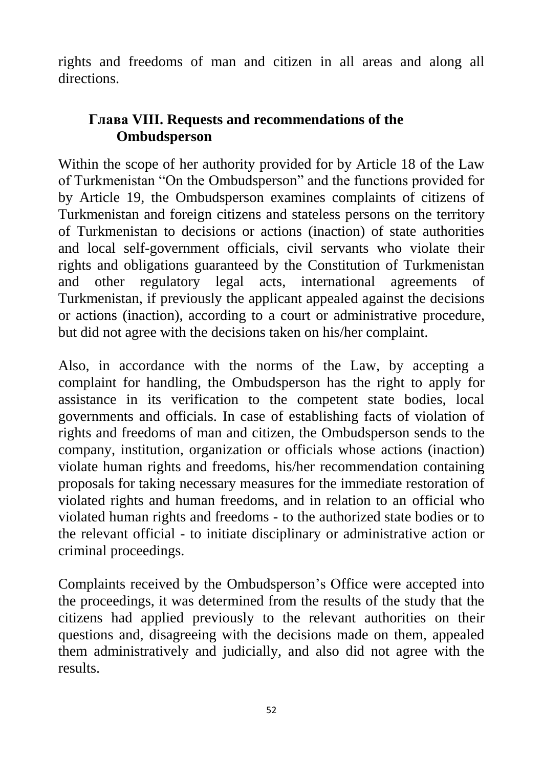rights and freedoms of man and citizen in all areas and along all directions.

## Глава VIII. Requests and recommendations of the Ombudsperson

Within the scope of her authority provided for by Article 18 of the Law of Turkmenistan "On the Ombudsperson" and the functions provided for by Article 19, the Ombudsperson examines complaints of citizens of Turkmenistan and foreign citizens and stateless persons on the territory of Turkmenistan to decisions or actions (inaction) of state authorities and local self-government officials, civil servants who violate their rights and obligations guaranteed by the Constitution of Turkmenistan and other regulatory legal acts, international agreements of Turkmenistan, if previously the applicant appealed against the decisions or actions (inaction), according to a court or administrative procedure, but did not agree with the decisions taken on his/her complaint.

Also, in accordance with the norms of the Law, by accepting a complaint for handling, the Ombudsperson has the right to apply for assistance in its verification to the competent state bodies, local governments and officials. In case of establishing facts of violation of rights and freedoms of man and citizen, the Ombudsperson sends to the company, institution, organization or officials whose actions (inaction) violate human rights and freedoms, his/her recommendation containing proposals for taking necessary measures for the immediate restoration of violated rights and human freedoms, and in relation to an official who violated human rights and freedoms - to the authorized state bodies or to the relevant official - to initiate disciplinary or administrative action or criminal proceedings.

Complaints received by the Ombudsperson's Office were accepted into the proceedings, it was determined from the results of the study that the citizens had applied previously to the relevant authorities on their questions and, disagreeing with the decisions made on them, appealed them administratively and judicially, and also did not agree with the results.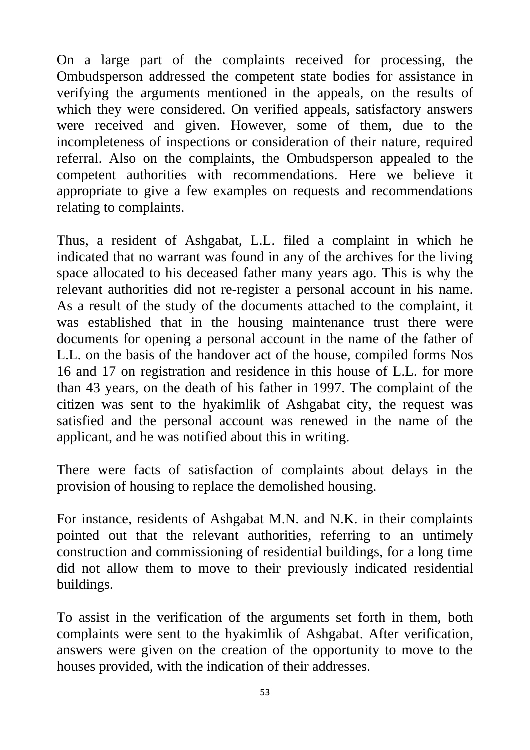On a large part of the complaints received for processing, the Ombudsperson addressed the competent state bodies for assistance in verifying the arguments mentioned in the appeals, on the results of which they were considered. On verified appeals, satisfactory answers were received and given. However, some of them, due to the incompleteness of inspections or consideration of their nature, required referral. Also on the complaints, the Ombudsperson appealed to the competent authorities with recommendations. Here we believe it appropriate to give a few examples on requests and recommendations relating to complaints.

Thus, a resident of Ashgabat, L.L. filed a complaint in which he indicated that no warrant was found in any of the archives for the living space allocated to his deceased father many years ago. This is why the relevant authorities did not re-register a personal account in his name. As a result of the study of the documents attached to the complaint, it was established that in the housing maintenance trust there were documents for opening a personal account in the name of the father of L.L. on the basis of the handover act of the house, compiled forms Nos 16 and 17 on registration and residence in this house of L.L. for more than 43 years, on the death of his father in 1997. The complaint of the citizen was sent to the hyakimlik of Ashgabat city, the request was satisfied and the personal account was renewed in the name of the applicant, and he was notified about this in writing.

There were facts of satisfaction of complaints about delays in the provision of housing to replace the demolished housing.

For instance, residents of Ashgabat M.N. and N.K. in their complaints pointed out that the relevant authorities, referring to an untimely construction and commissioning of residential buildings, for a long time did not allow them to move to their previously indicated residential buildings.

To assist in the verification of the arguments set forth in them, both complaints were sent to the hyakimlik of Ashgabat. After verification, answers were given on the creation of the opportunity to move to the houses provided, with the indication of their addresses.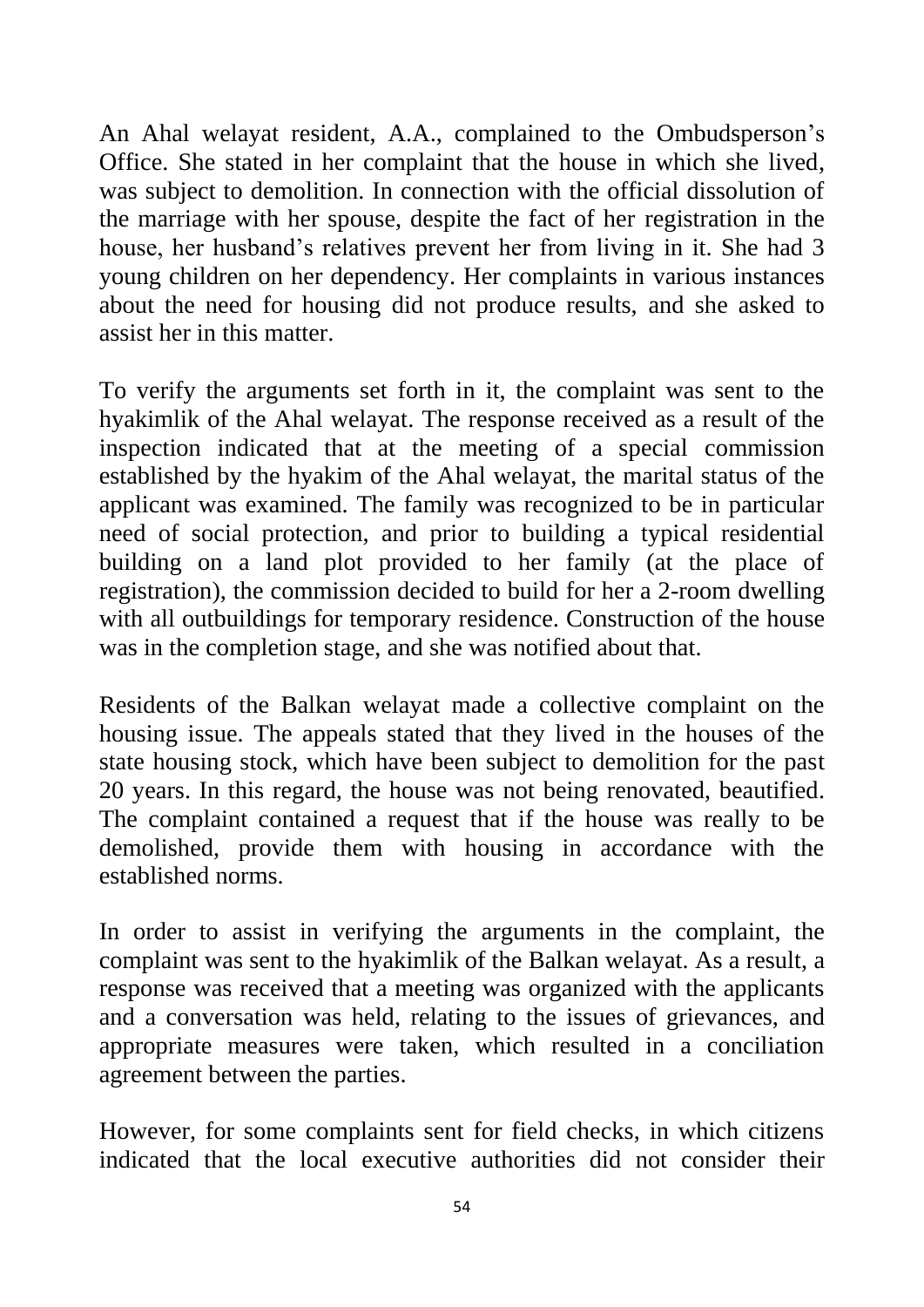An Ahal welayat resident, A.A., complained to the Ombudsperson's Office. She stated in her complaint that the house in which she lived, was subject to demolition. In connection with the official dissolution of the marriage with her spouse, despite the fact of her registration in the house, her husband's relatives prevent her from living in it. She had 3 young children on her dependency. Her complaints in various instances about the need for housing did not produce results, and she asked to assist her in this matter.

To verify the arguments set forth in it, the complaint was sent to the hyakimlik of the Ahal welayat. The response received as a result of the inspection indicated that at the meeting of a special commission established by the hyakim of the Ahal welayat, the marital status of the applicant was examined. The family was recognized to be in particular need of social protection, and prior to building a typical residential building on a land plot provided to her family (at the place of registration), the commission decided to build for her a 2-room dwelling with all outbuildings for temporary residence. Construction of the house was in the completion stage, and she was notified about that.

Residents of the Balkan welayat made a collective complaint on the housing issue. The appeals stated that they lived in the houses of the state housing stock, which have been subject to demolition for the past 20 years. In this regard, the house was not being renovated, beautified. The complaint contained a request that if the house was really to be demolished, provide them with housing in accordance with the established norms.

In order to assist in verifying the arguments in the complaint, the complaint was sent to the hyakimlik of the Balkan welayat. As a result, a response was received that a meeting was organized with the applicants and a conversation was held, relating to the issues of grievances, and appropriate measures were taken, which resulted in a conciliation agreement between the parties.

However, for some complaints sent for field checks, in which citizens indicated that the local executive authorities did not consider their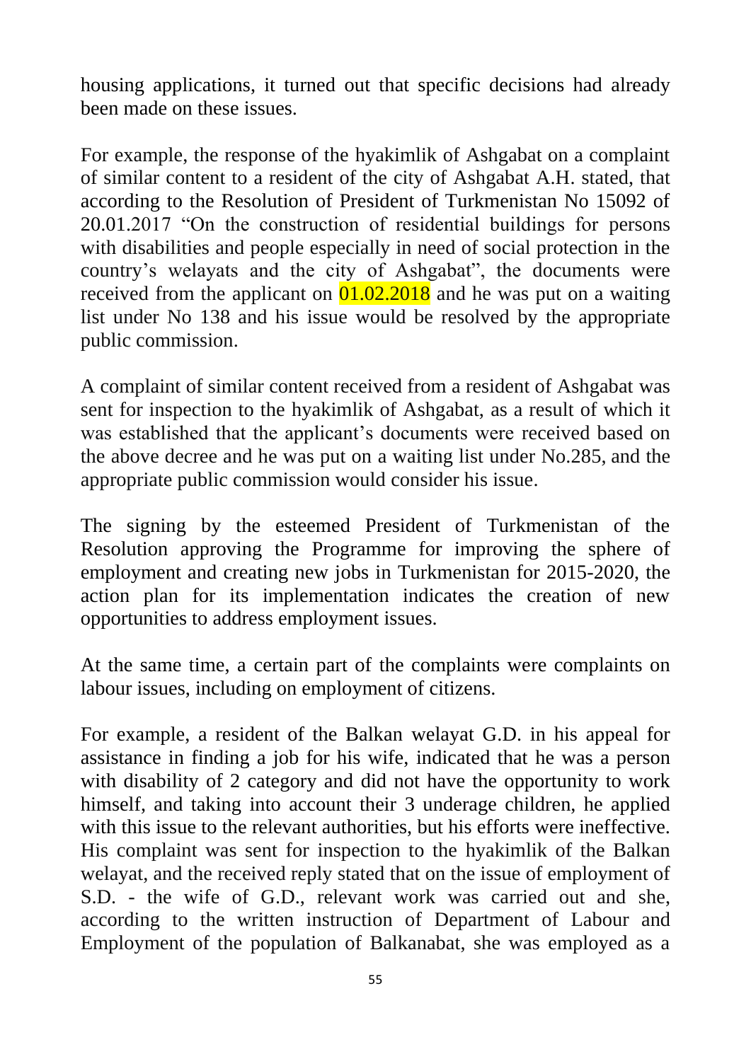housing applications, it turned out that specific decisions had already been made on these issues.

For example, the response of the hyakimlik of Ashgabat on a complaint of similar content to a resident of the city of Ashgabat A.H. stated, that according to the Resolution of President of Turkmenistan No 15092 of 20.01.2017 "On the construction of residential buildings for persons with disabilities and people especially in need of social protection in the country's welayats and the city of Ashgabat", the documents were received from the applicant on 01.02.2018 and he was put on a waiting list under No 138 and his issue would be resolved by the appropriate public commission.

A complaint of similar content received from a resident of Ashgabat was sent for inspection to the hyakimlik of Ashgabat, as a result of which it was established that the applicant's documents were received based on the above decree and he was put on a waiting list under No.285, and the appropriate public commission would consider his issue.

The signing by the esteemed President of Turkmenistan of the Resolution approving the Programme for improving the sphere of employment and creating new jobs in Turkmenistan for 2015-2020, the action plan for its implementation indicates the creation of new opportunities to address employment issues.

At the same time, a certain part of the complaints were complaints on labour issues, including on employment of citizens.

For example, a resident of the Balkan welayat G.D. in his appeal for assistance in finding a job for his wife, indicated that he was a person with disability of 2 category and did not have the opportunity to work himself, and taking into account their 3 underage children, he applied with this issue to the relevant authorities, but his efforts were ineffective. His complaint was sent for inspection to the hyakimlik of the Balkan welayat, and the received reply stated that on the issue of employment of S.D. - the wife of G.D., relevant work was carried out and she, according to the written instruction of Department of Labour and Employment of the population of Balkanabat, she was employed as a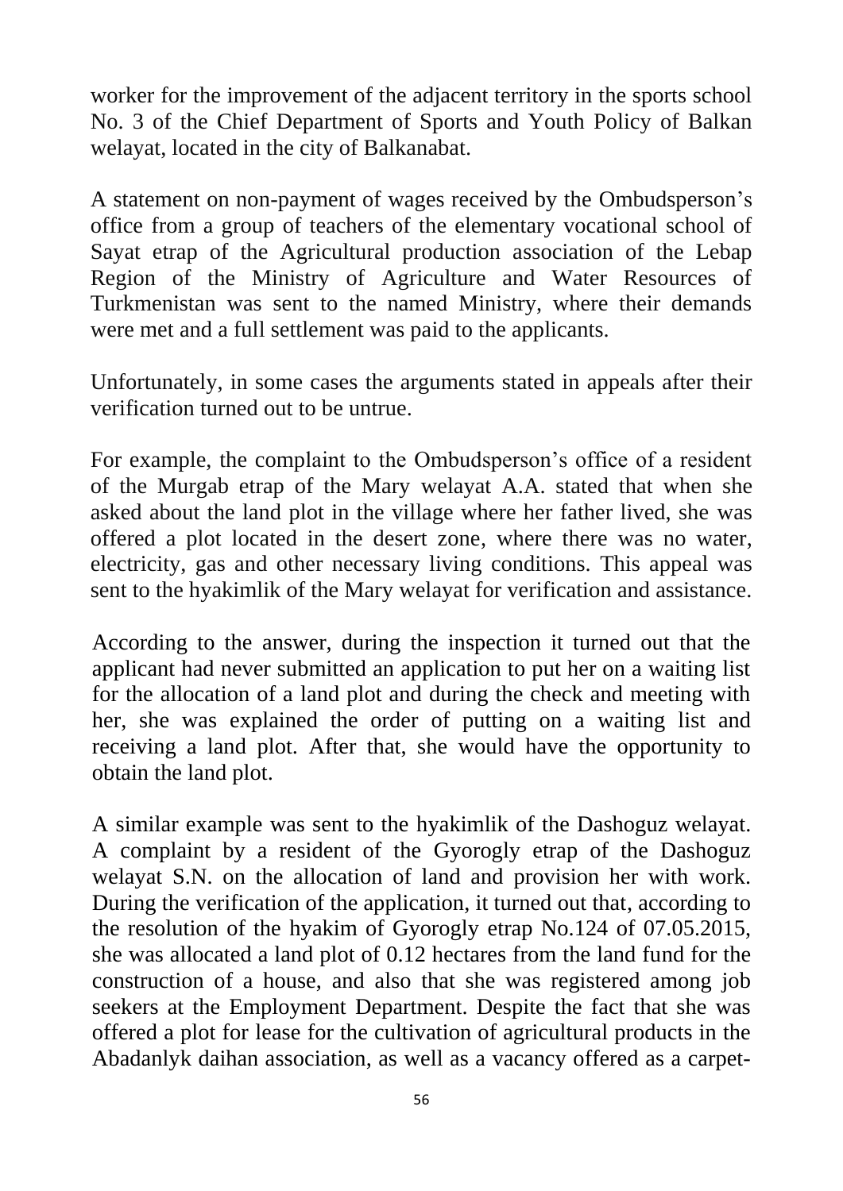worker for the improvement of the adjacent territory in the sports school No. 3 of the Chief Department of Sports and Youth Policy of Balkan welayat, located in the city of Balkanabat.

A statement on non-payment of wages received by the Ombudsperson's office from a group of teachers of the elementary vocational school of Sayat etrap of the Agricultural production association of the Lebap Region of the Ministry of Agriculture and Water Resources of Turkmenistan was sent to the named Ministry, where their demands were met and a full settlement was paid to the applicants.

Unfortunately, in some cases the arguments stated in appeals after their verification turned out to be untrue.

For example, the complaint to the Ombudsperson's office of a resident of the Murgab etrap of the Mary welayat A.A. stated that when she asked about the land plot in the village where her father lived, she was offered a plot located in the desert zone, where there was no water, electricity, gas and other necessary living conditions. This appeal was sent to the hyakimlik of the Mary welayat for verification and assistance.

According to the answer, during the inspection it turned out that the applicant had never submitted an application to put her on a waiting list for the allocation of a land plot and during the check and meeting with her, she was explained the order of putting on a waiting list and receiving a land plot. After that, she would have the opportunity to obtain the land plot.

A similar example was sent to the hyakimlik of the Dashoguz welayat. A complaint by a resident of the Gyorogly etrap of the Dashoguz welayat S.N. on the allocation of land and provision her with work. During the verification of the application, it turned out that, according to the resolution of the hyakim of Gyorogly etrap No.124 of 07.05.2015, she was allocated a land plot of 0.12 hectares from the land fund for the construction of a house, and also that she was registered among job seekers at the Employment Department. Despite the fact that she was offered a plot for lease for the cultivation of agricultural products in the Abadanlyk daihan association, as well as a vacancy offered as a carpet-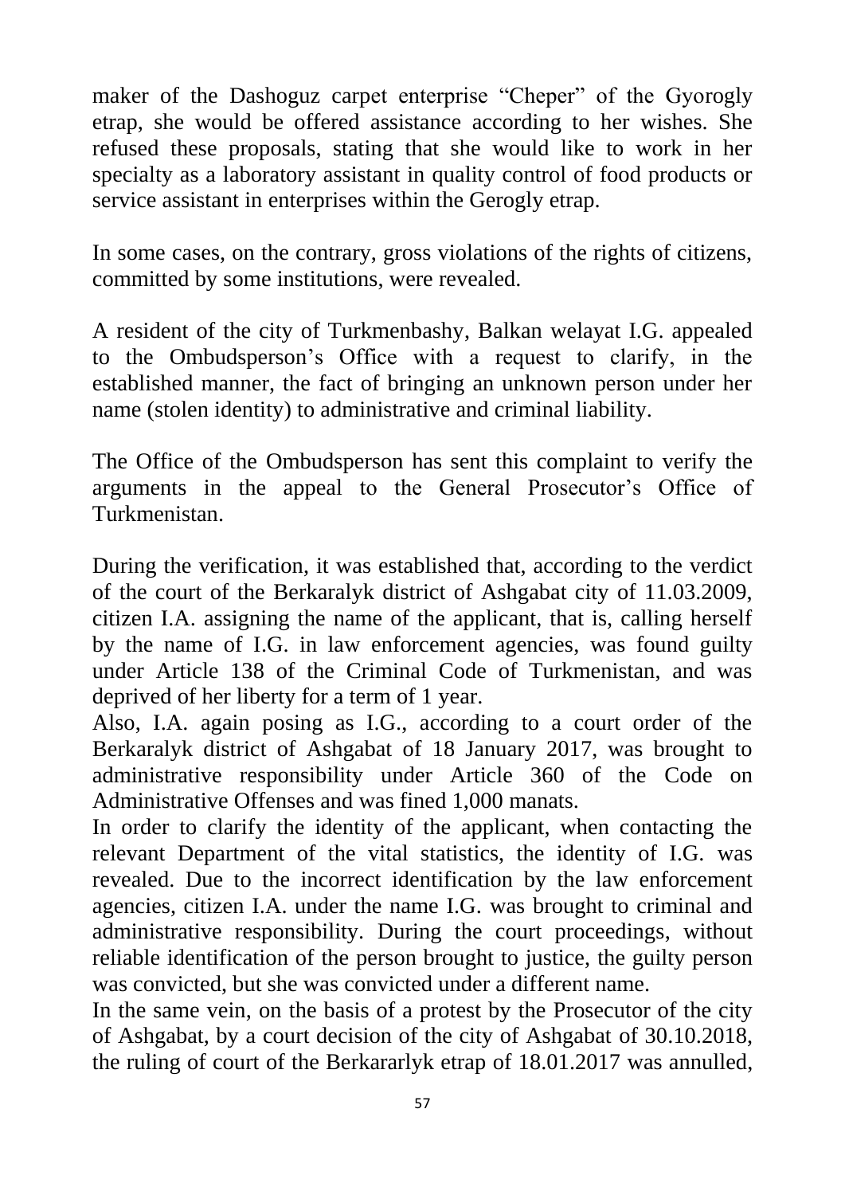maker of the Dashoguz carpet enterprise "Cheper" of the Gyorogly etrap, she would be offered assistance according to her wishes. She refused these proposals, stating that she would like to work in her specialty as a laboratory assistant in quality control of food products or service assistant in enterprises within the Gerogly etrap.

In some cases, on the contrary, gross violations of the rights of citizens, committed by some institutions, were revealed.

A resident of the city of Turkmenbashy, Balkan welayat I.G. appealed to the Ombudsperson's Office with a request to clarify, in the established manner, the fact of bringing an unknown person under her name (stolen identity) to administrative and criminal liability.

The Office of the Ombudsperson has sent this complaint to verify the arguments in the appeal to the General Prosecutor's Office of Turkmenistan.

During the verification, it was established that, according to the verdict of the court of the Berkaralyk district of Ashgabat city of 11.03.2009, citizen I.A. assigning the name of the applicant, that is, calling herself by the name of I.G. in law enforcement agencies, was found guilty under Article 138 of the Criminal Code of Turkmenistan, and was deprived of her liberty for a term of 1 year.
Also, I.A. again posing as I.G., according to a court order of the Berkaralyk district of Ashgabat of 18 January 2017, was brought to administrative responsibility under Article 360 of the Code on Administrative Offenses and was fined 1,000 manats.
In order to clarify the identity of the applicant, when contacting the relevant Department of the vital statistics, the identity of I.G. was revealed. Due to the incorrect identification by the law enforcement agencies, citizen I.A. under the name I.G. was brought to criminal and administrative responsibility. During the court proceedings, without reliable identification of the person brought to justice, the guilty person was convicted, but she was convicted under a different name.
In the same vein, on the basis of a protest by the Prosecutor of the city of Ashgabat, by a court decision of the city of Ashgabat of 30.10.2018, the ruling of court of the Berkararlyk etrap of 18.01.2017 was annulled,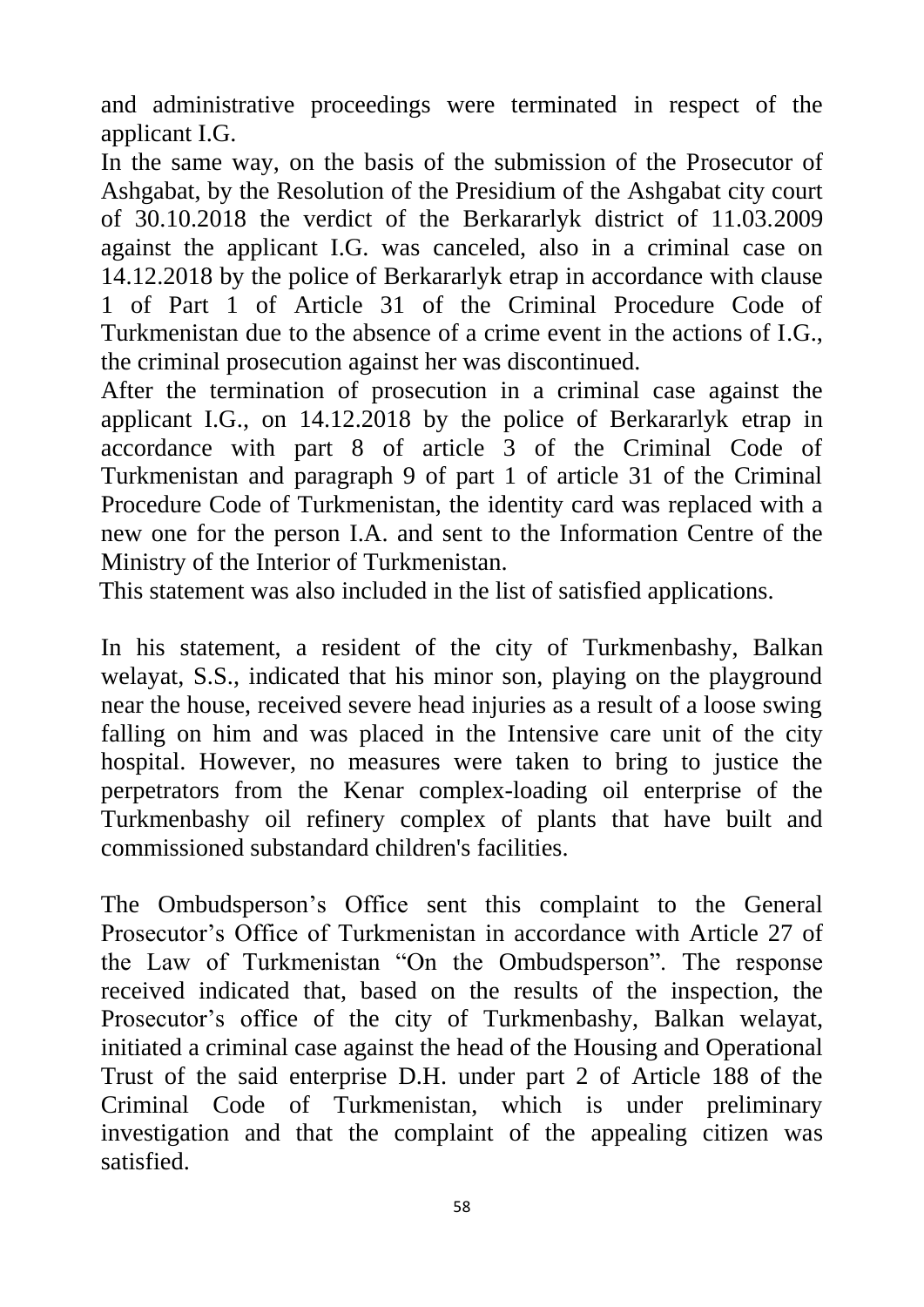and administrative proceedings were terminated in respect of the applicant I.G.

In the same way, on the basis of the submission of the Prosecutor of Ashgabat, by the Resolution of the Presidium of the Ashgabat city court of 30.10.2018 the verdict of the Berkararlyk district of 11.03.2009 against the applicant I.G. was canceled, also in a criminal case on 14.12.2018 by the police of Berkararlyk etrap in accordance with clause 1 of Part 1 of Article 31 of the Criminal Procedure Code of Turkmenistan due to the absence of a crime event in the actions of I.G., the criminal prosecution against her was discontinued.

After the termination of prosecution in a criminal case against the applicant I.G., on 14.12.2018 by the police of Berkararlyk etrap in accordance with part 8 of article 3 of the Criminal Code of Turkmenistan and paragraph 9 of part 1 of article 31 of the Criminal Procedure Code of Turkmenistan, the identity card was replaced with a new one for the person I.A. and sent to the Information Centre of the Ministry of the Interior of Turkmenistan.

This statement was also included in the list of satisfied applications.

In his statement, a resident of the city of Turkmenbashy, Balkan welayat, S.S., indicated that his minor son, playing on the playground near the house, received severe head injuries as a result of a loose swing falling on him and was placed in the Intensive care unit of the city hospital. However, no measures were taken to bring to justice the perpetrators from the Kenar complex-loading oil enterprise of the Turkmenbashy oil refinery complex of plants that have built and commissioned substandard children's facilities.

The Ombudsperson's Office sent this complaint to the General Prosecutor's Office of Turkmenistan in accordance with Article 27 of the Law of Turkmenistan "On the Ombudsperson". The response received indicated that, based on the results of the inspection, the Prosecutor's office of the city of Turkmenbashy, Balkan welayat, initiated a criminal case against the head of the Housing and Operational Trust of the said enterprise D.H. under part 2 of Article 188 of the Criminal Code of Turkmenistan, which is under preliminary investigation and that the complaint of the appealing citizen was satisfied.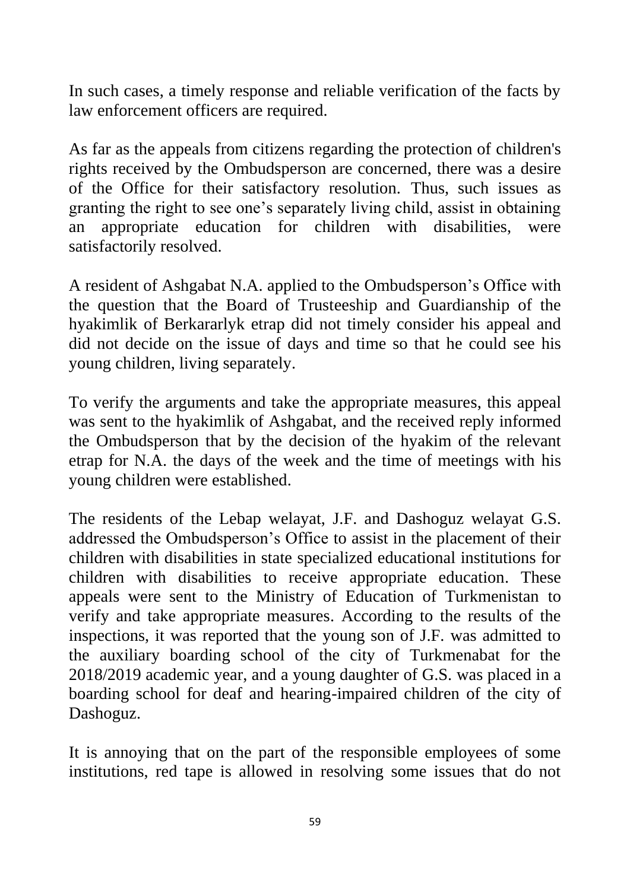In such cases, a timely response and reliable verification of the facts by law enforcement officers are required.

As far as the appeals from citizens regarding the protection of children's rights received by the Ombudsperson are concerned, there was a desire of the Office for their satisfactory resolution. Thus, such issues as granting the right to see one's separately living child, assist in obtaining an appropriate education for children with disabilities, were satisfactorily resolved.

A resident of Ashgabat N.A. applied to the Ombudsperson's Office with the question that the Board of Trusteeship and Guardianship of the hyakimlik of Berkararlyk etrap did not timely consider his appeal and did not decide on the issue of days and time so that he could see his young children, living separately.

To verify the arguments and take the appropriate measures, this appeal was sent to the hyakimlik of Ashgabat, and the received reply informed the Ombudsperson that by the decision of the hyakim of the relevant etrap for N.A. the days of the week and the time of meetings with his young children were established.

The residents of the Lebap welayat, J.F. and Dashoguz welayat G.S. addressed the Ombudsperson's Office to assist in the placement of their children with disabilities in state specialized educational institutions for children with disabilities to receive appropriate education. These appeals were sent to the Ministry of Education of Turkmenistan to verify and take appropriate measures. According to the results of the inspections, it was reported that the young son of J.F. was admitted to the auxiliary boarding school of the city of Turkmenabat for the 2018/2019 academic year, and a young daughter of G.S. was placed in a boarding school for deaf and hearing-impaired children of the city of Dashoguz.

It is annoying that on the part of the responsible employees of some institutions, red tape is allowed in resolving some issues that do not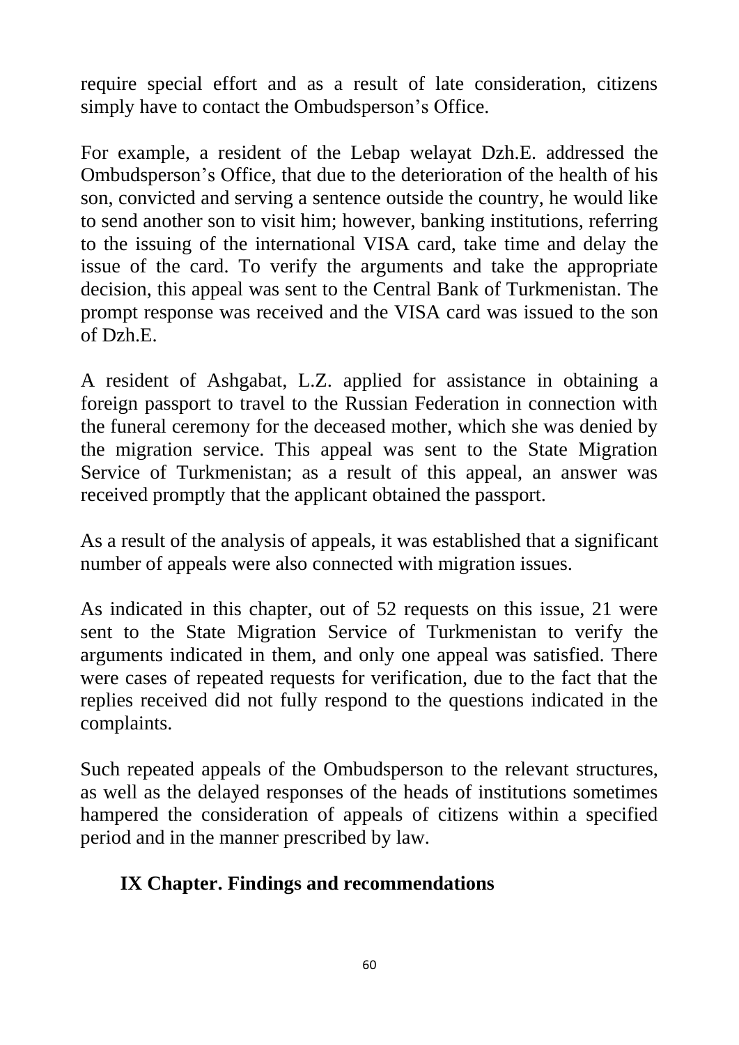require special effort and as a result of late consideration, citizens simply have to contact the Ombudsperson's Office.

For example, a resident of the Lebap welayat Dzh.E. addressed the Ombudsperson's Office, that due to the deterioration of the health of his son, convicted and serving a sentence outside the country, he would like to send another son to visit him; however, banking institutions, referring to the issuing of the international VISA card, take time and delay the issue of the card. To verify the arguments and take the appropriate decision, this appeal was sent to the Central Bank of Turkmenistan. The prompt response was received and the VISA card was issued to the son of Dzh.E.

A resident of Ashgabat, L.Z. applied for assistance in obtaining a foreign passport to travel to the Russian Federation in connection with the funeral ceremony for the deceased mother, which she was denied by the migration service. This appeal was sent to the State Migration Service of Turkmenistan; as a result of this appeal, an answer was received promptly that the applicant obtained the passport.

As a result of the analysis of appeals, it was established that a significant number of appeals were also connected with migration issues.

As indicated in this chapter, out of 52 requests on this issue, 21 were sent to the State Migration Service of Turkmenistan to verify the arguments indicated in them, and only one appeal was satisfied. There were cases of repeated requests for verification, due to the fact that the replies received did not fully respond to the questions indicated in the complaints.

Such repeated appeals of the Ombudsperson to the relevant structures, as well as the delayed responses of the heads of institutions sometimes hampered the consideration of appeals of citizens within a specified period and in the manner prescribed by law.

## IX Chapter. Findings and recommendations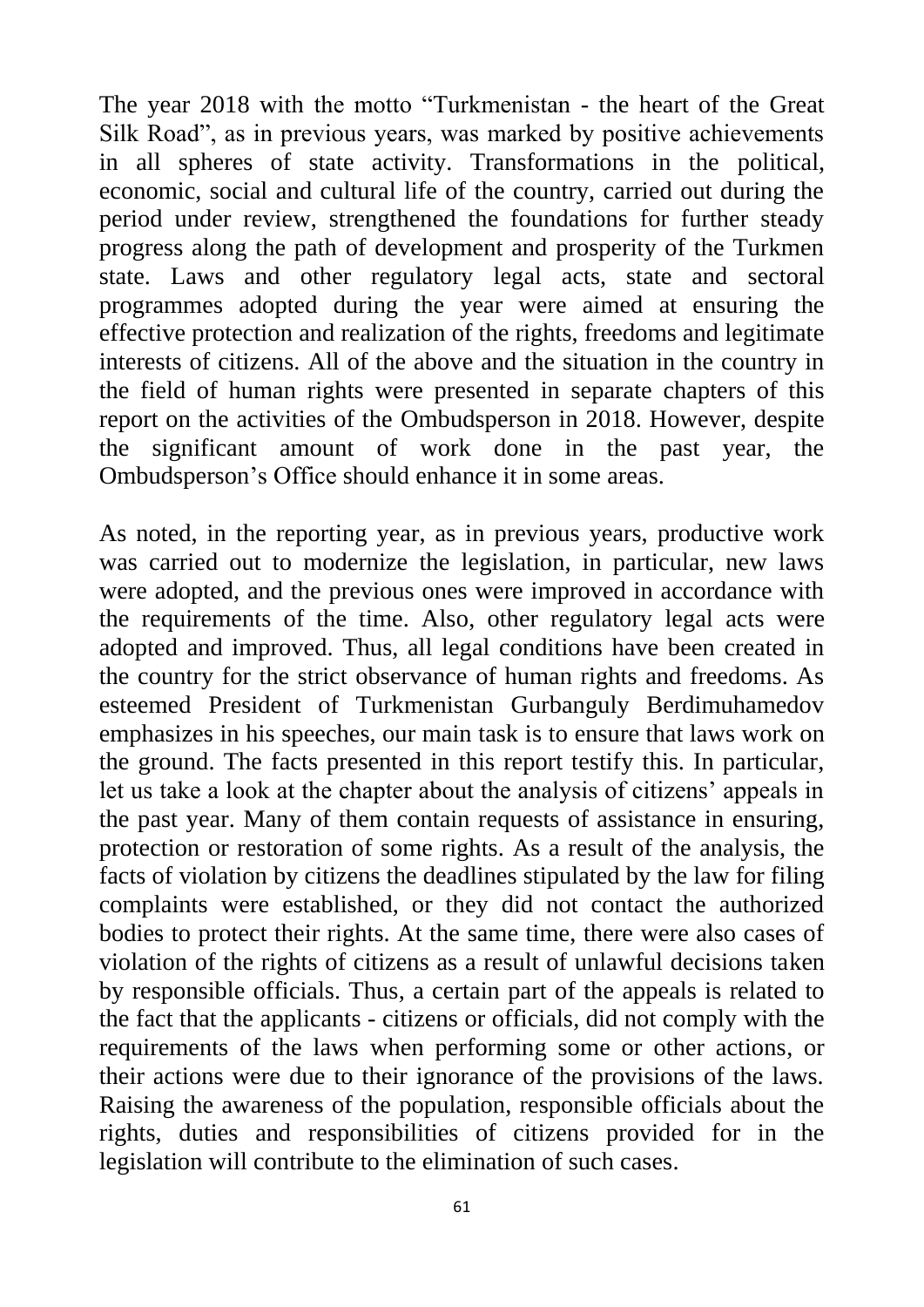The year 2018 with the motto "Turkmenistan - the heart of the Great Silk Road", as in previous years, was marked by positive achievements in all spheres of state activity. Transformations in the political, economic, social and cultural life of the country, carried out during the period under review, strengthened the foundations for further steady progress along the path of development and prosperity of the Turkmen state. Laws and other regulatory legal acts, state and sectoral programmes adopted during the year were aimed at ensuring the effective protection and realization of the rights, freedoms and legitimate interests of citizens. All of the above and the situation in the country in the field of human rights were presented in separate chapters of this report on the activities of the Ombudsperson in 2018. However, despite the significant amount of work done in the past year, the Ombudsperson's Office should enhance it in some areas.

As noted, in the reporting year, as in previous years, productive work was carried out to modernize the legislation, in particular, new laws were adopted, and the previous ones were improved in accordance with the requirements of the time. Also, other regulatory legal acts were adopted and improved. Thus, all legal conditions have been created in the country for the strict observance of human rights and freedoms. As esteemed President of Turkmenistan Gurbanguly Berdimuhamedov emphasizes in his speeches, our main task is to ensure that laws work on the ground. The facts presented in this report testify this. In particular, let us take a look at the chapter about the analysis of citizens' appeals in the past year. Many of them contain requests of assistance in ensuring, protection or restoration of some rights. As a result of the analysis, the facts of violation by citizens the deadlines stipulated by the law for filing complaints were established, or they did not contact the authorized bodies to protect their rights. At the same time, there were also cases of violation of the rights of citizens as a result of unlawful decisions taken by responsible officials. Thus, a certain part of the appeals is related to the fact that the applicants - citizens or officials, did not comply with the requirements of the laws when performing some or other actions, or their actions were due to their ignorance of the provisions of the laws. Raising the awareness of the population, responsible officials about the rights, duties and responsibilities of citizens provided for in the legislation will contribute to the elimination of such cases.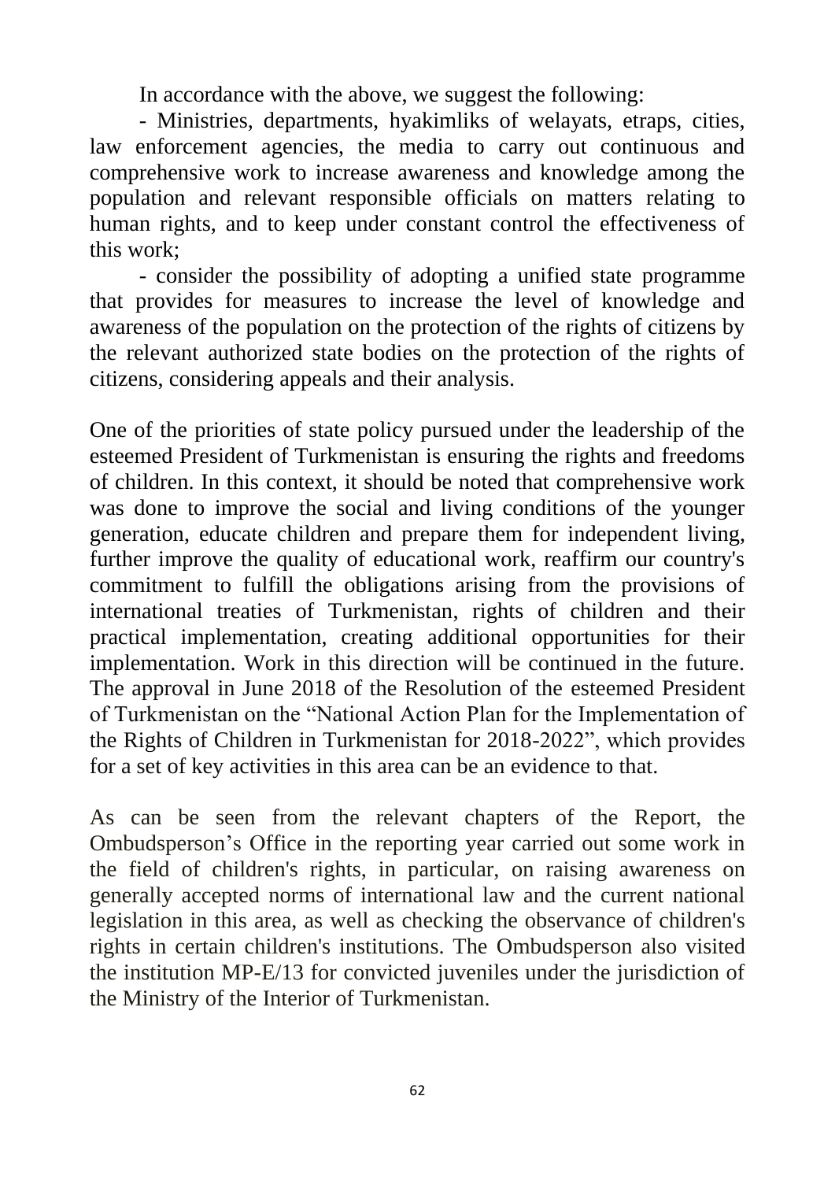In accordance with the above, we suggest the following:

- Ministries, departments, hyakimliks of welayats, etraps, cities, law enforcement agencies, the media to carry out continuous and comprehensive work to increase awareness and knowledge among the population and relevant responsible officials on matters relating to human rights, and to keep under constant control the effectiveness of this work;
- consider the possibility of adopting a unified state programme that provides for measures to increase the level of knowledge and awareness of the population on the protection of the rights of citizens by the relevant authorized state bodies on the protection of the rights of citizens, considering appeals and their analysis.

One of the priorities of state policy pursued under the leadership of the esteemed President of Turkmenistan is ensuring the rights and freedoms of children. In this context, it should be noted that comprehensive work was done to improve the social and living conditions of the younger generation, educate children and prepare them for independent living, further improve the quality of educational work, reaffirm our country's commitment to fulfill the obligations arising from the provisions of international treaties of Turkmenistan, rights of children and their practical implementation, creating additional opportunities for their implementation. Work in this direction will be continued in the future. The approval in June 2018 of the Resolution of the esteemed President of Turkmenistan on the "National Action Plan for the Implementation of the Rights of Children in Turkmenistan for 2018-2022", which provides for a set of key activities in this area can be an evidence to that.

As can be seen from the relevant chapters of the Report, the Ombudsperson's Office in the reporting year carried out some work in the field of children's rights, in particular, on raising awareness on generally accepted norms of international law and the current national legislation in this area, as well as checking the observance of children's rights in certain children's institutions. The Ombudsperson also visited the institution MP-E/13 for convicted juveniles under the jurisdiction of the Ministry of the Interior of Turkmenistan.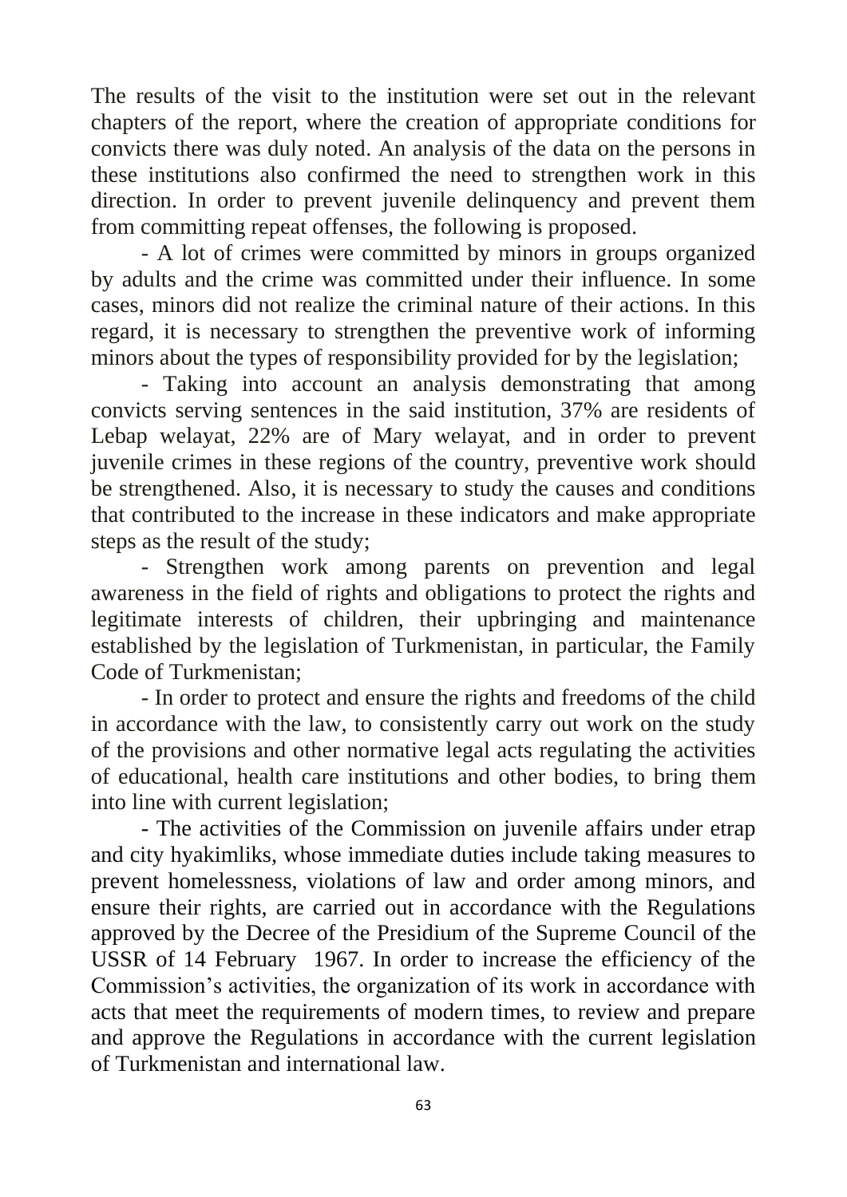The results of the visit to the institution were set out in the relevant chapters of the report, where the creation of appropriate conditions for convicts there was duly noted. An analysis of the data on the persons in these institutions also confirmed the need to strengthen work in this direction. In order to prevent juvenile delinquency and prevent them from committing repeat offenses, the following is proposed.

- A lot of crimes were committed by minors in groups organized by adults and the crime was committed under their influence. In some cases, minors did not realize the criminal nature of their actions. In this regard, it is necessary to strengthen the preventive work of informing minors about the types of responsibility provided for by the legislation;

- Taking into account an analysis demonstrating that among convicts serving sentences in the said institution, 37% are residents of Lebap welayat, 22% are of Mary welayat, and in order to prevent juvenile crimes in these regions of the country, preventive work should be strengthened. Also, it is necessary to study the causes and conditions that contributed to the increase in these indicators and make appropriate steps as the result of the study;

- Strengthen work among parents on prevention and legal awareness in the field of rights and obligations to protect the rights and legitimate interests of children, their upbringing and maintenance established by the legislation of Turkmenistan, in particular, the Family Code of Turkmenistan;

- In order to protect and ensure the rights and freedoms of the child in accordance with the law, to consistently carry out work on the study of the provisions and other normative legal acts regulating the activities of educational, health care institutions and other bodies, to bring them into line with current legislation;

- The activities of the Commission on juvenile affairs under etrap and city hyakimliks, whose immediate duties include taking measures to prevent homelessness, violations of law and order among minors, and ensure their rights, are carried out in accordance with the Regulations approved by the Decree of the Presidium of the Supreme Council of the USSR of 14 February 1967. In order to increase the efficiency of the Commission's activities, the organization of its work in accordance with acts that meet the requirements of modern times, to review and prepare and approve the Regulations in accordance with the current legislation of Turkmenistan and international law.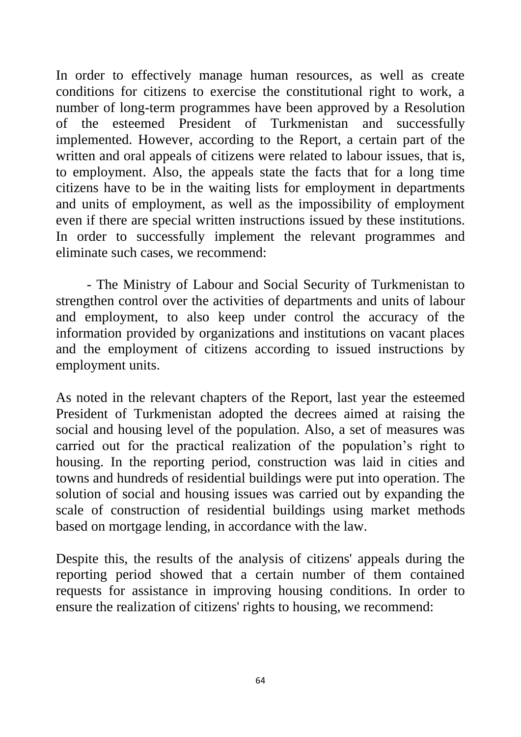In order to effectively manage human resources, as well as create conditions for citizens to exercise the constitutional right to work, a number of long-term programmes have been approved by a Resolution of the esteemed President of Turkmenistan and successfully implemented. However, according to the Report, a certain part of the written and oral appeals of citizens were related to labour issues, that is, to employment. Also, the appeals state the facts that for a long time citizens have to be in the waiting lists for employment in departments and units of employment, as well as the impossibility of employment even if there are special written instructions issued by these institutions. In order to successfully implement the relevant programmes and eliminate such cases, we recommend:

- The Ministry of Labour and Social Security of Turkmenistan to strengthen control over the activities of departments and units of labour and employment, to also keep under control the accuracy of the information provided by organizations and institutions on vacant places and the employment of citizens according to issued instructions by employment units.

As noted in the relevant chapters of the Report, last year the esteemed President of Turkmenistan adopted the decrees aimed at raising the social and housing level of the population. Also, a set of measures was carried out for the practical realization of the population's right to housing. In the reporting period, construction was laid in cities and towns and hundreds of residential buildings were put into operation. The solution of social and housing issues was carried out by expanding the scale of construction of residential buildings using market methods based on mortgage lending, in accordance with the law.

Despite this, the results of the analysis of citizens' appeals during the reporting period showed that a certain number of them contained requests for assistance in improving housing conditions. In order to ensure the realization of citizens' rights to housing, we recommend: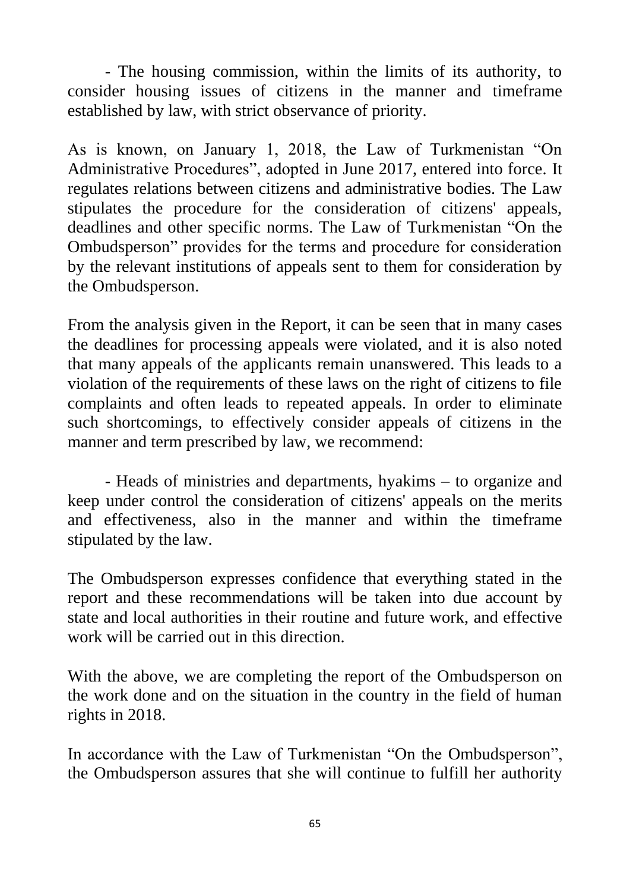- The housing commission, within the limits of its authority, to consider housing issues of citizens in the manner and timeframe established by law, with strict observance of priority.

As is known, on January 1, 2018, the Law of Turkmenistan "On Administrative Procedures", adopted in June 2017, entered into force. It regulates relations between citizens and administrative bodies. The Law stipulates the procedure for the consideration of citizens' appeals, deadlines and other specific norms. The Law of Turkmenistan "On the Ombudsperson" provides for the terms and procedure for consideration by the relevant institutions of appeals sent to them for consideration by the Ombudsperson.

From the analysis given in the Report, it can be seen that in many cases the deadlines for processing appeals were violated, and it is also noted that many appeals of the applicants remain unanswered. This leads to a violation of the requirements of these laws on the right of citizens to file complaints and often leads to repeated appeals. In order to eliminate such shortcomings, to effectively consider appeals of citizens in the manner and term prescribed by law, we recommend:

- Heads of ministries and departments, hyakims – to organize and keep under control the consideration of citizens' appeals on the merits and effectiveness, also in the manner and within the timeframe stipulated by the law.

The Ombudsperson expresses confidence that everything stated in the report and these recommendations will be taken into due account by state and local authorities in their routine and future work, and effective work will be carried out in this direction.

With the above, we are completing the report of the Ombudsperson on the work done and on the situation in the country in the field of human rights in 2018.

In accordance with the Law of Turkmenistan "On the Ombudsperson", the Ombudsperson assures that she will continue to fulfill her authority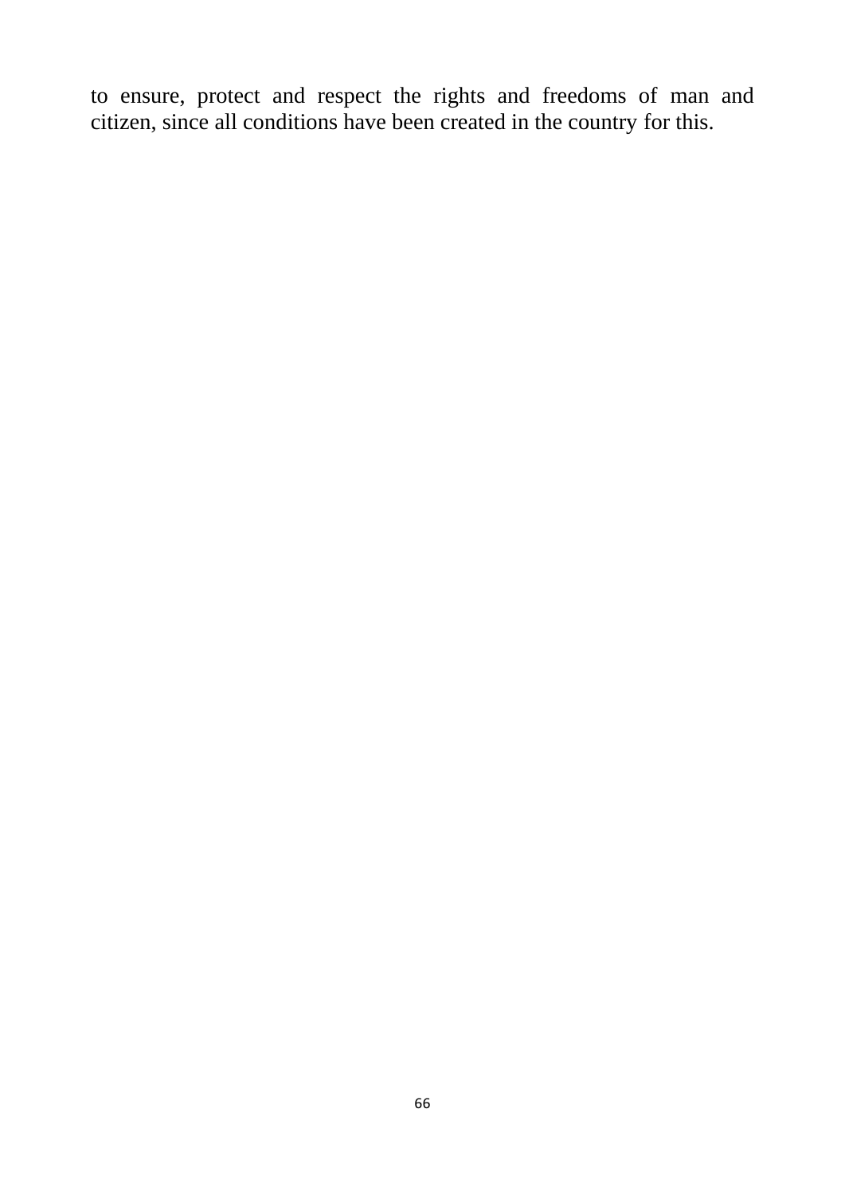to ensure, protect and respect the rights and freedoms of man and citizen, since all conditions have been created in the country for this.